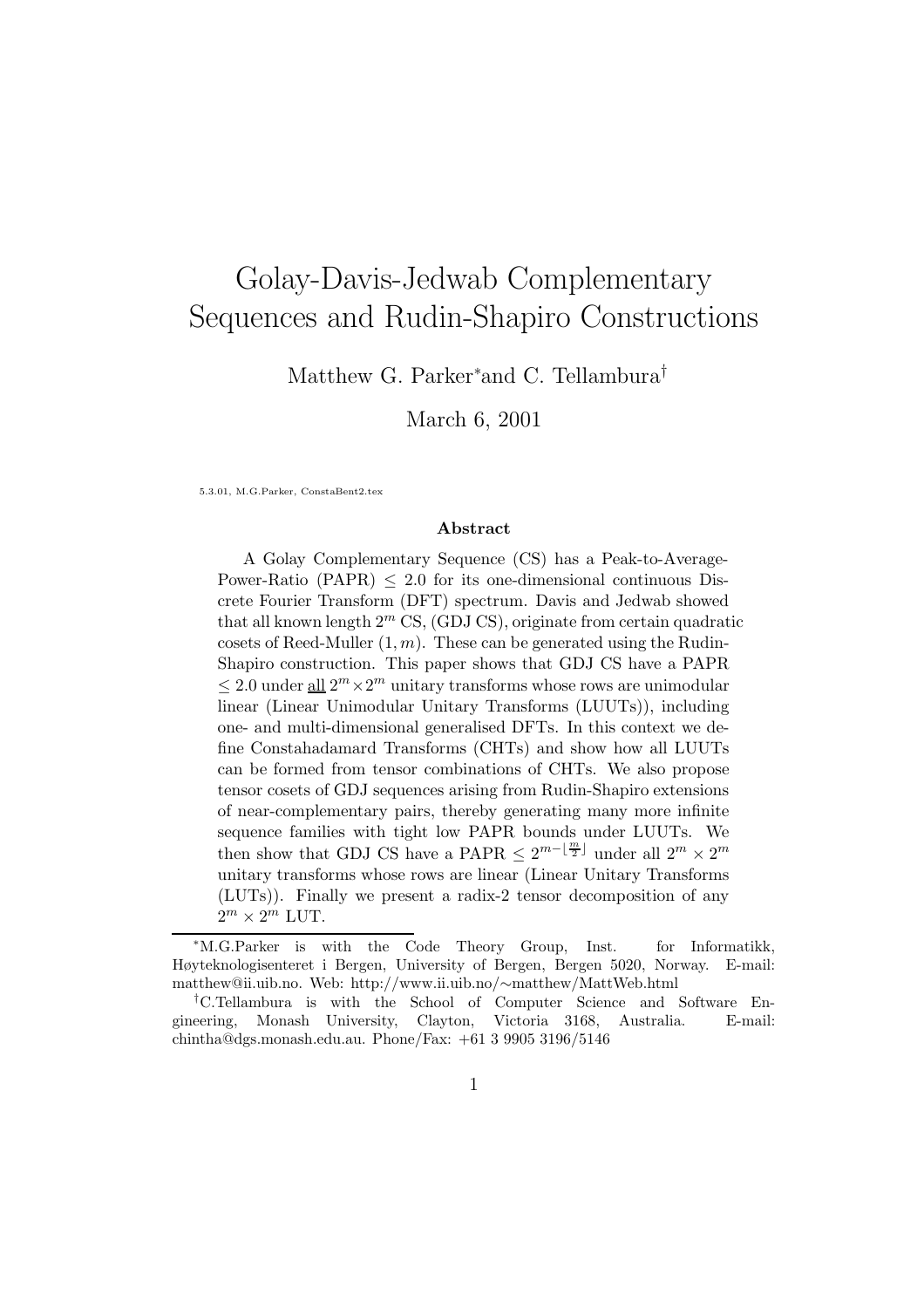# Golay-Davis-Jedwab Complementary Sequences and Rudin-Shapiro Constructions

Matthew G. Parker* and C. Tellambura†

March 6, 2001

5.3.01, M.G.Parker, ConstaBent2.tex

### Abstract

A Golay Complementary Sequence (CS) has a Peak-to-Average-Power-Ratio (PAPR) $\leq 2.0$ for its one-dimensional continuous Discrete Fourier Transform (DFT) spectrum. Davis and Jedwab showed that all known length $2^m$ CS, (GDJ CS), originate from certain quadratic cosets of Reed-Muller $(1, m)$. These can be generated using the Rudin-Shapiro construction. This paper shows that GDJ CS have a PAPR $\leq 2.0$ under <u>all</u> $2^m \times 2^m$ unitary transforms whose rows are unimodular linear (Linear Unimodular Unitary Transforms (LUUTs)), including one- and multi-dimensional generalised DFTs. In this context we define Constahadamard Transforms (CHTs) and show how all LUUTs can be formed from tensor combinations of CHTs. We also propose tensor cosets of GDJ sequences arising from Rudin-Shapiro extensions of near-complementary pairs, thereby generating many more infinite sequence families with tight low PAPR bounds under LUUTs. We then show that GDJ CS have a PAPR $\leq 2^{m-\lfloor \frac{m}{2} \rfloor}$ under all $2^m \times 2^m$ unitary transforms whose rows are linear (Linear Unitary Transforms (LUTs)). Finally we present a radix-2 tensor decomposition of any $2^m \times 2^m$ LUT.

---

*M.G.Parker is with the Code Theory Group, Inst. for Informatikk, Høyteknologisenteret i Bergen, University of Bergen, Bergen 5020, Norway. E-mail: matthew@ii.uib.no. Web: http://www.ii.uib.no/∼matthew/MattWeb.html

†C.Tellambura is with the School of Computer Science and Software Engineering, Monash University, Clayton, Victoria 3168, Australia. E-mail: chintha@dgs.monash.edu.au. Phone/Fax: +61 3 9905 3196/5146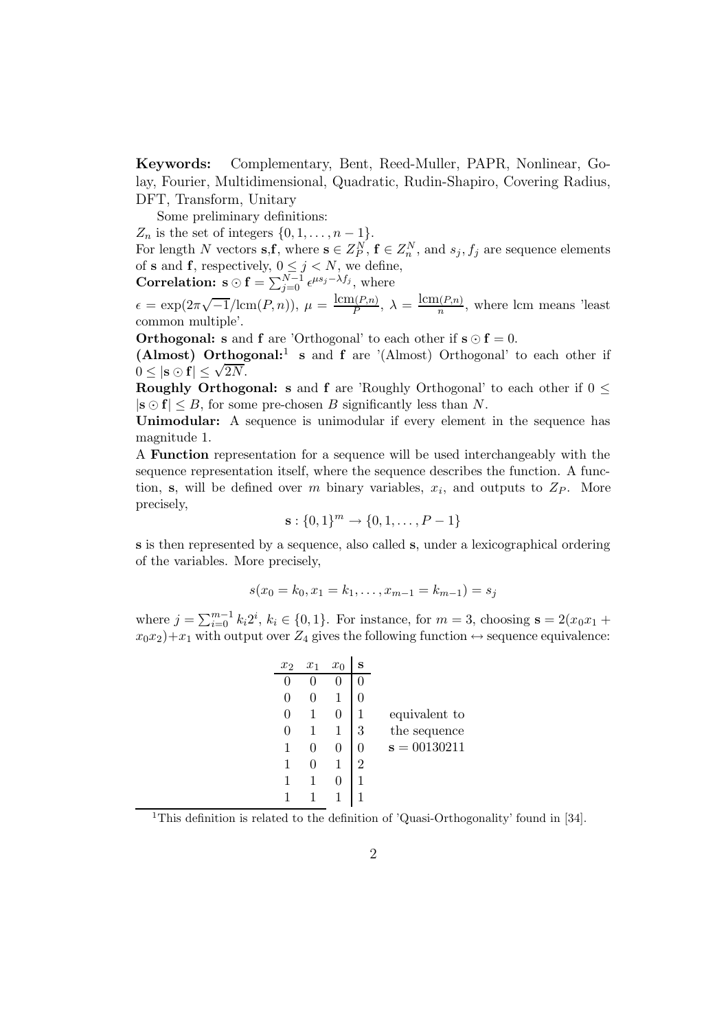**Keywords:** Complementary, Bent, Reed-Muller, PAPR, Nonlinear, Golay, Fourier, Multidimensional, Quadratic, Rudin-Shapiro, Covering Radius, DFT, Transform, Unitary

Some preliminary definitions:

$Z_n$ is the set of integers $\{0, 1, \ldots, n-1\}$.

For length $N$ vectors $\mathbf{s}$,$\mathbf{f}$, where $\mathbf{s} \in Z_P^N$, $\mathbf{f} \in Z_n^N$, and $s_j, f_j$ are sequence elements of $\mathbf{s}$ and $\mathbf{f}$, respectively, $0 \leq j < N$, we define,

**Correlation:** $\mathbf{s} \odot \mathbf{f} = \sum_{j=0}^{N-1} \epsilon^{\mu s_j - \lambda f_j}$, where

$\epsilon = \exp(2\pi\sqrt{-1}/\mathrm{lcm}(P,n))$, $\mu = \frac{\mathrm{lcm}(P,n)}{P}$, $\lambda = \frac{\mathrm{lcm}(P,n)}{n}$, where lcm means 'least common multiple'.

**Orthogonal:** $\mathbf{s}$ and $\mathbf{f}$ are 'Orthogonal' to each other if $\mathbf{s} \odot \mathbf{f} = 0$.

**(Almost) Orthogonal:**[1] $\mathbf{s}$ and $\mathbf{f}$ are '(Almost) Orthogonal' to each other if $0 \leq |\mathbf{s} \odot \mathbf{f}| \leq \sqrt{2N}$.

**Roughly Orthogonal:** $\mathbf{s}$ and $\mathbf{f}$ are 'Roughly Orthogonal' to each other if $0 \leq |\mathbf{s} \odot \mathbf{f}| \leq B$, for some pre-chosen $B$ significantly less than $N$.

**Unimodular:** A sequence is unimodular if every element in the sequence has magnitude 1.

A **Function** representation for a sequence will be used interchangeably with the sequence representation itself, where the sequence describes the function. A function, $\mathbf{s}$, will be defined over $m$ binary variables, $x_i$, and outputs to $Z_P$. More precisely,

$$\mathbf{s} : \{0,1\}^m \rightarrow \{0, 1, \ldots, P-1\}$$

$\mathbf{s}$ is then represented by a sequence, also called $\mathbf{s}$, under a lexicographical ordering of the variables. More precisely,

$$s(x_0 = k_0, x_1 = k_1, \ldots, x_{m-1} = k_{m-1}) = s_j$$

where $j = \sum_{i=0}^{m-1} k_i 2^i$, $k_i \in \{0,1\}$. For instance, for $m = 3$, choosing $\mathbf{s} = 2(x_0x_1 + x_0x_2) + x_1$ with output over $Z_4$ gives the following function $\leftrightarrow$ sequence equivalence:

| $x_2$ | $x_1$ | $x_0$ | $\mathbf{s}$ |
|---|---|---|---|
| 0 | 0 | 0 | 0 |
| 0 | 0 | 1 | 0 |
| 0 | 1 | 0 | 1 |
| 0 | 1 | 1 | 3 |
| 1 | 0 | 0 | 0 |
| 1 | 0 | 1 | 2 |
| 1 | 1 | 0 | 1 |
| 1 | 1 | 1 | 1 |

equivalent to the sequence $\mathbf{s} = 00130211$

[1] This definition is related to the definition of 'Quasi-Orthogonality' found in [34].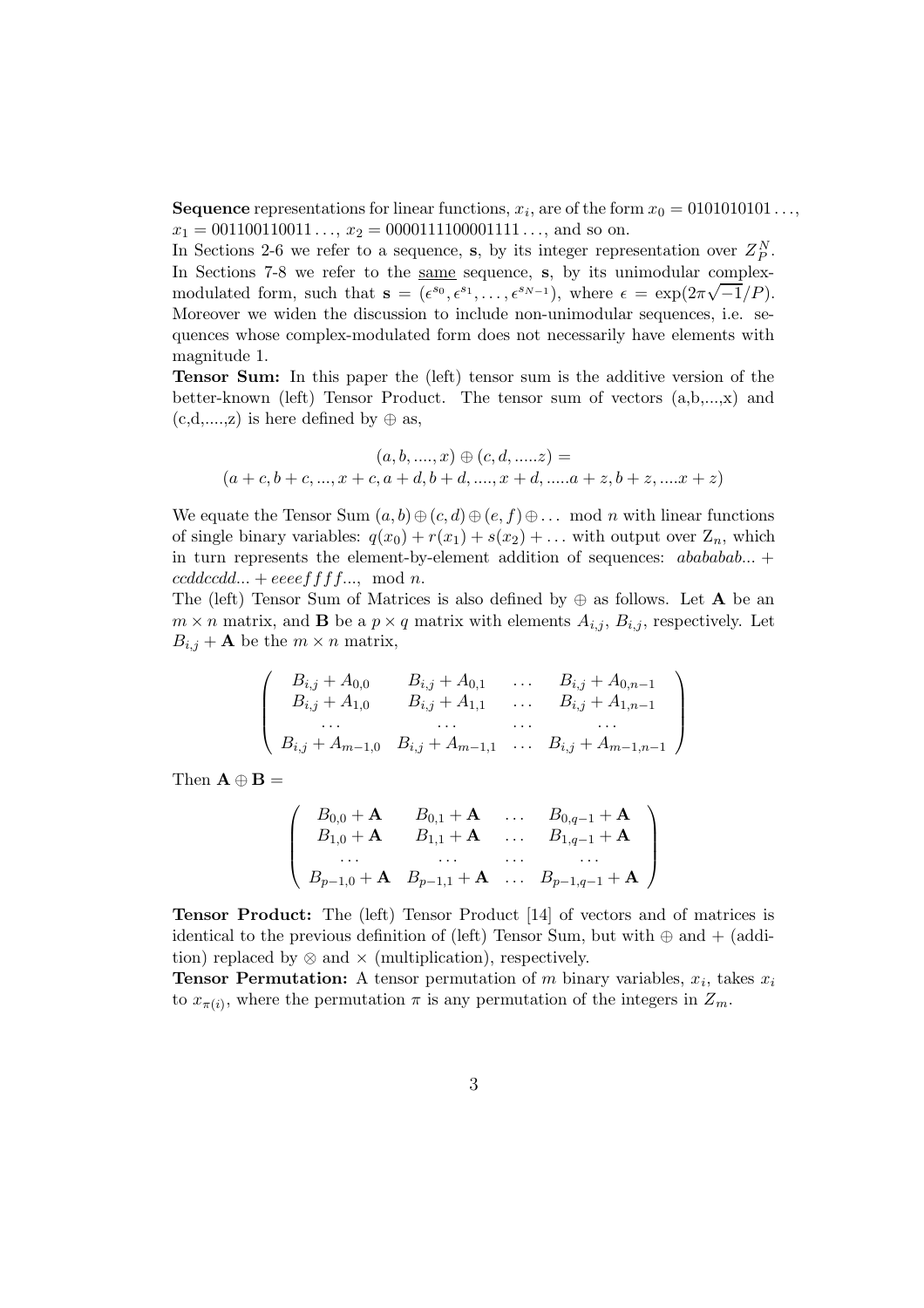**Sequence** representations for linear functions, $x_i$, are of the form $x_0 = 0101010101\ldots$, $x_1 = 001100110011\ldots$, $x_2 = 0000111100001111\ldots$, and so on.

In Sections 2-6 we refer to a sequence, $\mathbf{s}$, by its integer representation over $Z_P^N$. In Sections 7-8 we refer to the <u>same</u> sequence, $\mathbf{s}$, by its unimodular complex-modulated form, such that $\mathbf{s} = (\epsilon^{s_0}, \epsilon^{s_1}, \ldots, \epsilon^{s_{N-1}})$, where $\epsilon = \exp(2\pi\sqrt{-1}/P)$. Moreover we widen the discussion to include non-unimodular sequences, i.e. sequences whose complex-modulated form does not necessarily have elements with magnitude 1.

**Tensor Sum:** In this paper the (left) tensor sum is the additive version of the better-known (left) Tensor Product. The tensor sum of vectors (a,b,...,x) and (c,d,....,z) is here defined by $\oplus$ as,

$$(a, b, ...., x) \oplus (c, d, .....z) =$$
$$(a + c, b + c, ..., x + c, a + d, b + d, ...., x + d, .....a + z, b + z, ....x + z)$$

We equate the Tensor Sum $(a, b) \oplus (c, d) \oplus (e, f) \oplus \ldots \mod n$ with linear functions of single binary variables: $q(x_0) + r(x_1) + s(x_2) + \ldots$ with output over $Z_n$, which in turn represents the element-by-element addition of sequences: $abababab... + ccddccdd... + eeeeffff...,\ \mod n$.

The (left) Tensor Sum of Matrices is also defined by $\oplus$ as follows. Let $\mathbf{A}$ be an $m \times n$ matrix, and $\mathbf{B}$ be a $p \times q$ matrix with elements $A_{i,j}$, $B_{i,j}$, respectively. Let $B_{i,j} + \mathbf{A}$ be the $m \times n$ matrix,

$$\begin{pmatrix} B_{i,j} + A_{0,0} & B_{i,j} + A_{0,1} & \ldots & B_{i,j} + A_{0,n-1} \\ B_{i,j} + A_{1,0} & B_{i,j} + A_{1,1} & \ldots & B_{i,j} + A_{1,n-1} \\ \ldots & \ldots & \ldots & \ldots \\ B_{i,j} + A_{m-1,0} & B_{i,j} + A_{m-1,1} & \ldots & B_{i,j} + A_{m-1,n-1} \end{pmatrix}$$

Then $\mathbf{A} \oplus \mathbf{B} =$

$$\begin{pmatrix} B_{0,0} + \mathbf{A} & B_{0,1} + \mathbf{A} & \ldots & B_{0,q-1} + \mathbf{A} \\ B_{1,0} + \mathbf{A} & B_{1,1} + \mathbf{A} & \ldots & B_{1,q-1} + \mathbf{A} \\ \ldots & \ldots & \ldots & \ldots \\ B_{p-1,0} + \mathbf{A} & B_{p-1,1} + \mathbf{A} & \ldots & B_{p-1,q-1} + \mathbf{A} \end{pmatrix}$$

**Tensor Product:** The (left) Tensor Product [14] of vectors and of matrices is identical to the previous definition of (left) Tensor Sum, but with $\oplus$ and $+$ (addition) replaced by $\otimes$ and $\times$ (multiplication), respectively.

**Tensor Permutation:** A tensor permutation of $m$ binary variables, $x_i$, takes $x_i$ to $x_{\pi(i)}$, where the permutation $\pi$ is any permutation of the integers in $Z_m$.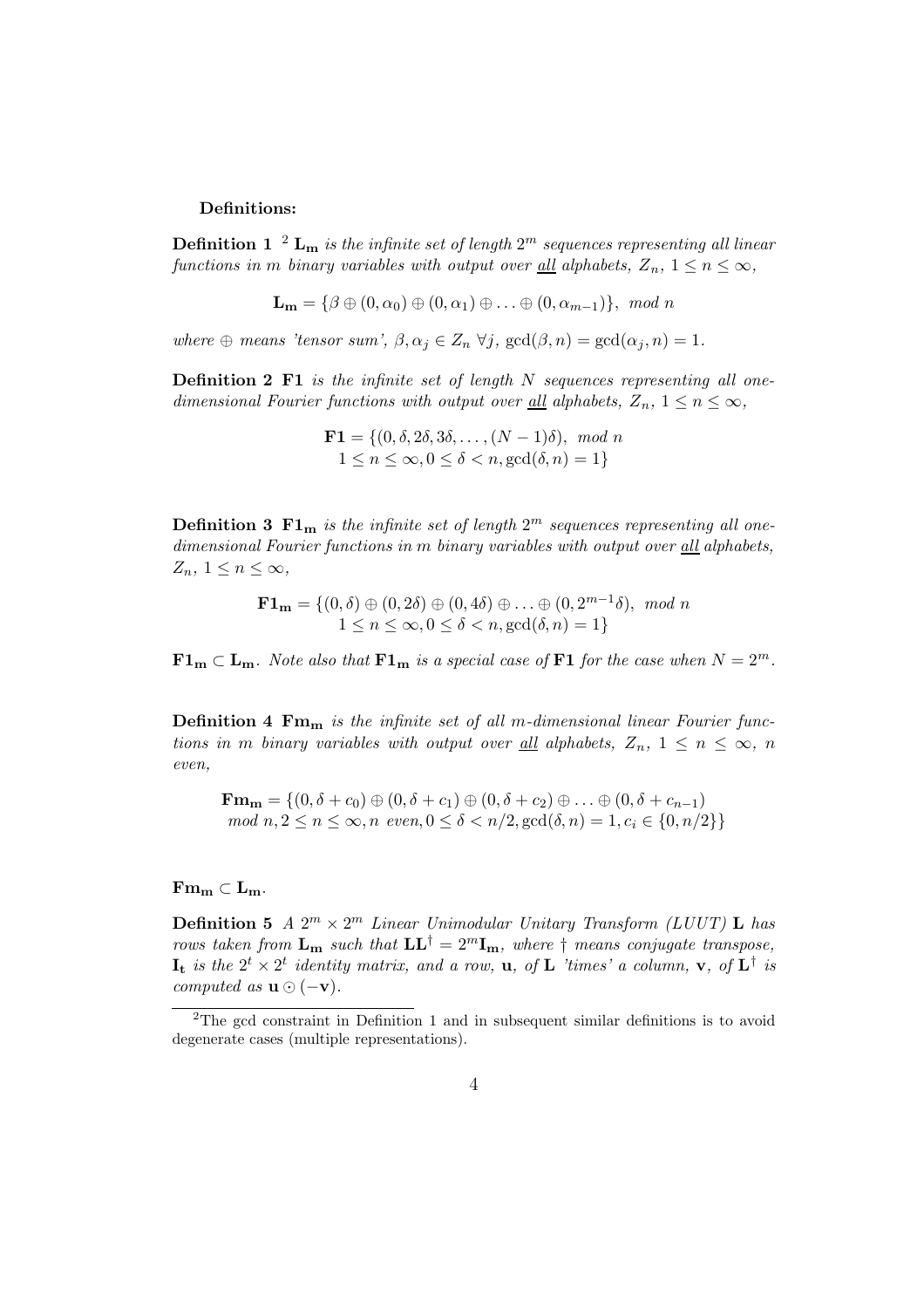**Definitions:**

**Definition 1** [2] $\mathbf{L_m}$ *is the infinite set of length* $2^m$ *sequences representing all linear functions in* $m$ *binary variables with output over* all *alphabets,* $Z_n$*,* $1 \leq n \leq \infty$*,*

$$\mathbf{L_m} = \{\beta \oplus (0, \alpha_0) \oplus (0, \alpha_1) \oplus \ldots \oplus (0, \alpha_{m-1})\}, \ \textit{mod } n$$

*where* $\oplus$ *means 'tensor sum',* $\beta, \alpha_j \in Z_n \ \forall j$*,* $\gcd(\beta, n) = \gcd(\alpha_j, n) = 1$*.*

**Definition 2** $\mathbf{F1}$ *is the infinite set of length* $N$ *sequences representing all one-dimensional Fourier functions with output over* all *alphabets,* $Z_n$*,* $1 \leq n \leq \infty$*,*

$$\mathbf{F1} = \{(0, \delta, 2\delta, 3\delta, \ldots, (N-1)\delta), \ \textit{mod } n \\ 1 \leq n \leq \infty, 0 \leq \delta < n, \gcd(\delta, n) = 1\}$$

**Definition 3** $\mathbf{F1_m}$ *is the infinite set of length* $2^m$ *sequences representing all one-dimensional Fourier functions in* $m$ *binary variables with output over* all *alphabets,* $Z_n$*,* $1 \leq n \leq \infty$*,*

$$\mathbf{F1_m} = \{(0, \delta) \oplus (0, 2\delta) \oplus (0, 4\delta) \oplus \ldots \oplus (0, 2^{m-1}\delta), \ \textit{mod } n \\ 1 \leq n \leq \infty, 0 \leq \delta < n, \gcd(\delta, n) = 1\}$$

$\mathbf{F1_m} \subset \mathbf{L_m}$*. Note also that* $\mathbf{F1_m}$ *is a special case of* $\mathbf{F1}$ *for the case when* $N = 2^m$*.*

**Definition 4** $\mathbf{Fm_m}$ *is the infinite set of all* $m$*-dimensional linear Fourier functions in* $m$ *binary variables with output over* all *alphabets,* $Z_n$*,* $1 \leq n \leq \infty$*,* $n$ *even,*

$$\mathbf{Fm_m} = \{(0, \delta + c_0) \oplus (0, \delta + c_1) \oplus (0, \delta + c_2) \oplus \ldots \oplus (0, \delta + c_{n-1}) \\ \textit{mod } n, 2 \leq n \leq \infty, n \textit{ even}, 0 \leq \delta < n/2, \gcd(\delta, n) = 1, c_i \in \{0, n/2\}\}$$

$\mathbf{Fm_m} \subset \mathbf{L_m}$.

**Definition 5** *A* $2^m \times 2^m$ *Linear Unimodular Unitary Transform (LUUT)* $\mathbf{L}$ *has rows taken from* $\mathbf{L_m}$ *such that* $\mathbf{L}\mathbf{L}^\dagger = 2^m \mathbf{I_m}$*, where* $\dagger$ *means conjugate transpose,* $\mathbf{I_t}$ *is the* $2^t \times 2^t$ *identity matrix, and a row,* $\mathbf{u}$*, of* $\mathbf{L}$ *'times' a column,* $\mathbf{v}$*, of* $\mathbf{L}^\dagger$ *is computed as* $\mathbf{u} \odot (-\mathbf{v})$*.*

---

[2] The gcd constraint in Definition 1 and in subsequent similar definitions is to avoid degenerate cases (multiple representations).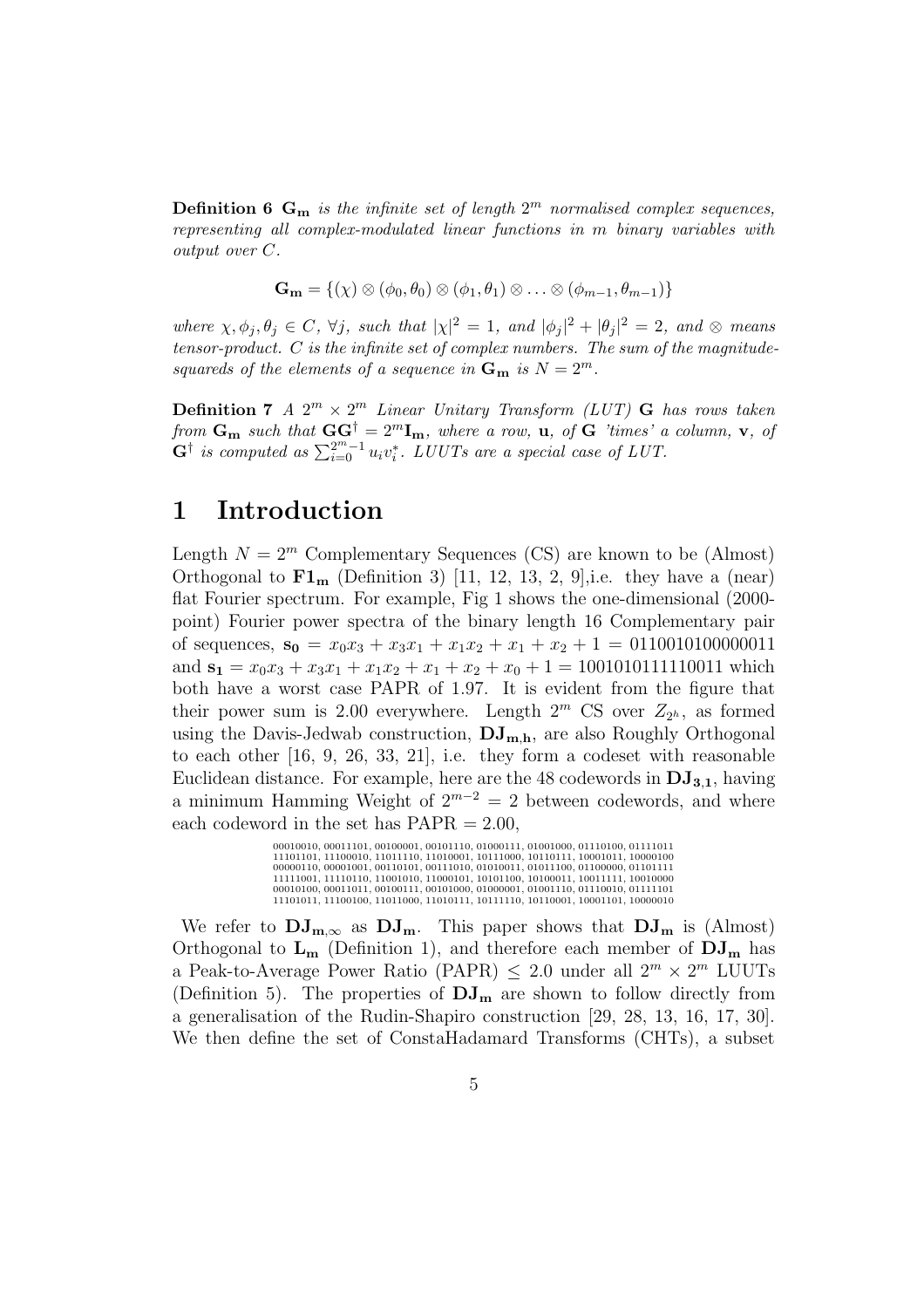**Definition 6** $\mathbf{G_m}$ *is the infinite set of length* $2^m$ *normalised complex sequences, representing all complex-modulated linear functions in* $m$ *binary variables with output over* $C$*.*

$$\mathbf{G_m} = \{(\chi) \otimes (\phi_0, \theta_0) \otimes (\phi_1, \theta_1) \otimes \ldots \otimes (\phi_{m-1}, \theta_{m-1})\}$$

*where* $\chi, \phi_j, \theta_j \in C$, $\forall j$, *such that* $|\chi|^2 = 1$, *and* $|\phi_j|^2 + |\theta_j|^2 = 2$, *and* $\otimes$ *means tensor-product.* $C$ *is the infinite set of complex numbers. The sum of the magnitude-squareds of the elements of a sequence in* $\mathbf{G_m}$ *is* $N = 2^m$*.*

**Definition 7** *A* $2^m \times 2^m$ *Linear Unitary Transform (LUT)* $\mathbf{G}$ *has rows taken from* $\mathbf{G_m}$ *such that* $\mathbf{G}\mathbf{G}^\dagger = 2^m \mathbf{I_m}$*, where a row,* $\mathbf{u}$*, of* $\mathbf{G}$ *'times' a column,* $\mathbf{v}$*, of* $\mathbf{G}^\dagger$ *is computed as* $\sum_{i=0}^{2^m-1} u_i v_i^*$*. LUUTs are a special case of LUT.*

# 1 Introduction

Length $N = 2^m$ Complementary Sequences (CS) are known to be (Almost) Orthogonal to $\mathbf{F1_m}$ (Definition 3) [11, 12, 13, 2, 9],i.e. they have a (near) flat Fourier spectrum. For example, Fig 1 shows the one-dimensional (2000-point) Fourier power spectra of the binary length 16 Complementary pair of sequences, $\mathbf{s_0} = x_0x_3 + x_3x_1 + x_1x_2 + x_1 + x_2 + 1 = 0110010100000011$ and $\mathbf{s_1} = x_0x_3 + x_3x_1 + x_1x_2 + x_1 + x_2 + x_0 + 1 = 1001010111110011$ which both have a worst case PAPR of 1.97. It is evident from the figure that their power sum is 2.00 everywhere. Length $2^m$ CS over $Z_{2^h}$, as formed using the Davis-Jedwab construction, $\mathbf{DJ_{m,h}}$, are also Roughly Orthogonal to each other [16, 9, 26, 33, 21], i.e. they form a codeset with reasonable Euclidean distance. For example, here are the 48 codewords in $\mathbf{DJ_{3,1}}$, having a minimum Hamming Weight of $2^{m-2} = 2$ between codewords, and where each codeword in the set has PAPR = 2.00,

00010010, 00011101, 00100001, 00101110, 01000111, 01001000, 01110100, 01111011
11101101, 11100010, 11011110, 11010001, 10111000, 10110111, 10001011, 10000100
00000110, 00001001, 00110101, 00111010, 01010011, 01011100, 01100000, 01101111
11111001, 11110110, 11001010, 11000101, 10101100, 10100011, 10011111, 10010000
00010100, 00011011, 00100111, 00101000, 01000001, 01001110, 01110010, 01111101
11101011, 11100100, 11011000, 11010111, 10111110, 10110001, 10001101, 10000010

We refer to $\mathbf{DJ_{m,\infty}}$ as $\mathbf{DJ_m}$. This paper shows that $\mathbf{DJ_m}$ is (Almost) Orthogonal to $\mathbf{L_m}$ (Definition 1), and therefore each member of $\mathbf{DJ_m}$ has a Peak-to-Average Power Ratio (PAPR) $\leq 2.0$ under all $2^m \times 2^m$ LUUTs (Definition 5). The properties of $\mathbf{DJ_m}$ are shown to follow directly from a generalisation of the Rudin-Shapiro construction [29, 28, 13, 16, 17, 30]. We then define the set of ConstaHadamard Transforms (CHTs), a subset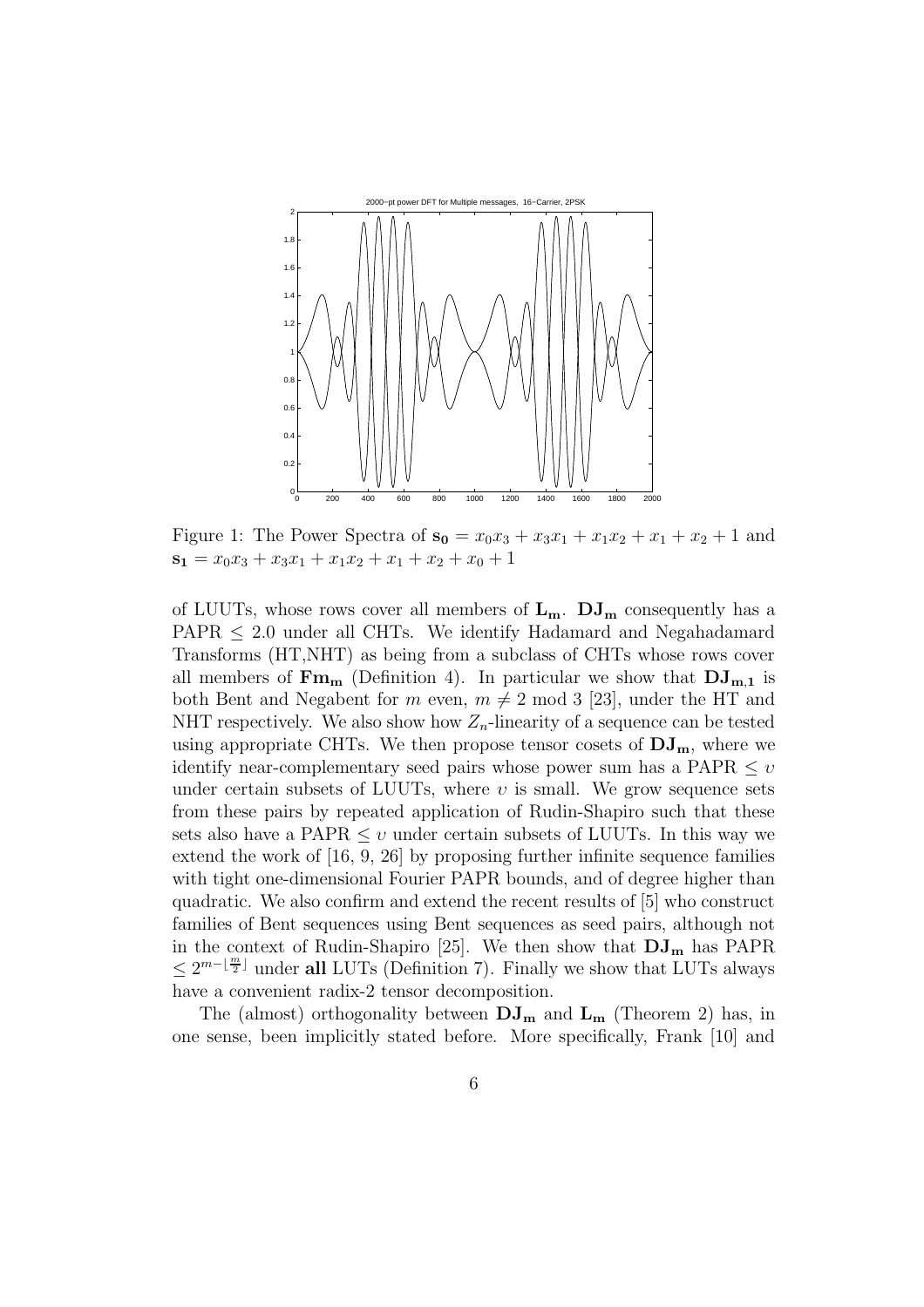Figure 1: The Power Spectra of $\mathbf{s_0} = x_0x_3 + x_3x_1 + x_1x_2 + x_1 + x_2 + 1$ and $\mathbf{s_1} = x_0x_3 + x_3x_1 + x_1x_2 + x_1 + x_2 + x_0 + 1$

of LUUTs, whose rows cover all members of $\mathbf{L_m}$. $\mathbf{DJ_m}$ consequently has a PAPR $\leq 2.0$ under all CHTs. We identify Hadamard and Negahadamard Transforms (HT,NHT) as being from a subclass of CHTs whose rows cover all members of $\mathbf{Fm_m}$ (Definition 4). In particular we show that $\mathbf{DJ_{m,1}}$ is both Bent and Negabent for $m$ even, $m \neq 2 \bmod 3$ [23], under the HT and NHT respectively. We also show how $Z_n$-linearity of a sequence can be tested using appropriate CHTs. We then propose tensor cosets of $\mathbf{DJ_m}$, where we identify near-complementary seed pairs whose power sum has a PAPR $\leq \upsilon$ under certain subsets of LUUTs, where $\upsilon$ is small. We grow sequence sets from these pairs by repeated application of Rudin-Shapiro such that these sets also have a PAPR $\leq \upsilon$ under certain subsets of LUUTs. In this way we extend the work of [16, 9, 26] by proposing further infinite sequence families with tight one-dimensional Fourier PAPR bounds, and of degree higher than quadratic. We also confirm and extend the recent results of [5] who construct families of Bent sequences using Bent sequences as seed pairs, although not in the context of Rudin-Shapiro [25]. We then show that $\mathbf{DJ_m}$ has PAPR $\leq 2^{m-\lfloor \frac{m}{2} \rfloor}$ under **all** LUTs (Definition 7). Finally we show that LUTs always have a convenient radix-2 tensor decomposition.

The (almost) orthogonality between $\mathbf{DJ_m}$ and $\mathbf{L_m}$ (Theorem 2) has, in one sense, been implicitly stated before. More specifically, Frank [10] and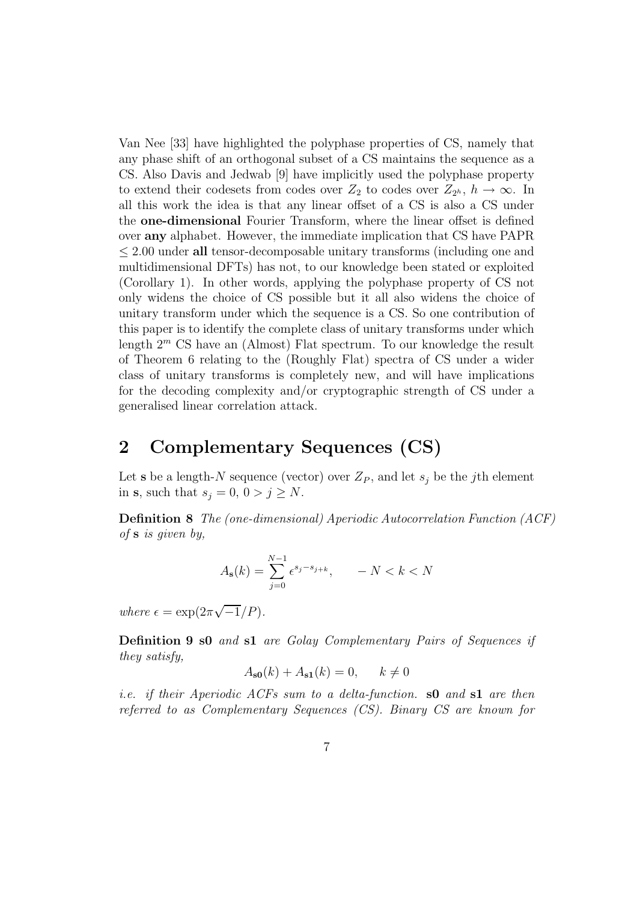Van Nee [33] have highlighted the polyphase properties of CS, namely that any phase shift of an orthogonal subset of a CS maintains the sequence as a CS. Also Davis and Jedwab [9] have implicitly used the polyphase property to extend their codesets from codes over $Z_2$ to codes over $Z_{2^h}$, $h \rightarrow \infty$. In all this work the idea is that any linear offset of a CS is also a CS under the **one-dimensional** Fourier Transform, where the linear offset is defined over **any** alphabet. However, the immediate implication that CS have PAPR $\leq 2.00$ under **all** tensor-decomposable unitary transforms (including one and multidimensional DFTs) has not, to our knowledge been stated or exploited (Corollary 1). In other words, applying the polyphase property of CS not only widens the choice of CS possible but it all also widens the choice of unitary transform under which the sequence is a CS. So one contribution of this paper is to identify the complete class of unitary transforms under which length $2^m$ CS have an (Almost) Flat spectrum. To our knowledge the result of Theorem 6 relating to the (Roughly Flat) spectra of CS under a wider class of unitary transforms is completely new, and will have implications for the decoding complexity and/or cryptographic strength of CS under a generalised linear correlation attack.

## 2 Complementary Sequences (CS)

Let $\mathbf{s}$ be a length-$N$ sequence (vector) over $Z_P$, and let $s_j$ be the $j$th element in $\mathbf{s}$, such that $s_j = 0$, $0 > j \geq N$.

**Definition 8** *The (one-dimensional) Aperiodic Autocorrelation Function (ACF) of* $\mathbf{s}$ *is given by,*

$$A_{\mathbf{s}}(k) = \sum_{j=0}^{N-1} \epsilon^{s_j - s_{j+k}}, \qquad -N < k < N$$

*where* $\epsilon = \exp(2\pi\sqrt{-1}/P)$.

**Definition 9** $\mathbf{s0}$ *and* $\mathbf{s1}$ *are Golay Complementary Pairs of Sequences if they satisfy,*

$$A_{\mathbf{s0}}(k) + A_{\mathbf{s1}}(k) = 0, \qquad k \neq 0$$

*i.e. if their Aperiodic ACFs sum to a delta-function.* $\mathbf{s0}$ *and* $\mathbf{s1}$ *are then referred to as Complementary Sequences (CS). Binary CS are known for*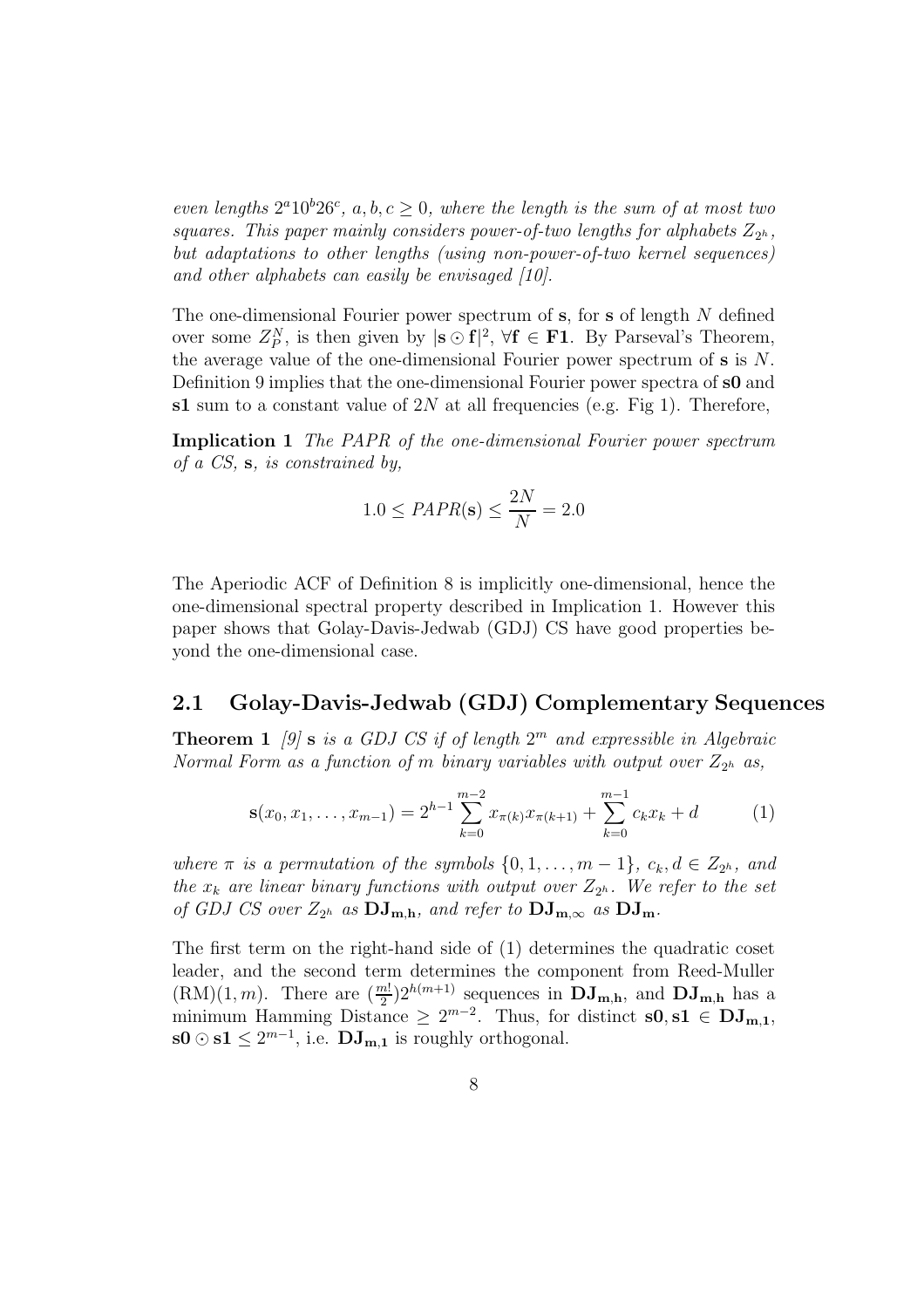*even lengths $2^a 10^b 26^c$, $a, b, c \geq 0$, where the length is the sum of at most two squares. This paper mainly considers power-of-two lengths for alphabets $Z_{2^h}$, but adaptations to other lengths (using non-power-of-two kernel sequences) and other alphabets can easily be envisaged [10].*

The one-dimensional Fourier power spectrum of $\mathbf{s}$, for $\mathbf{s}$ of length $N$ defined over some $Z_P^N$, is then given by $|\mathbf{s} \odot \mathbf{f}|^2$, $\forall \mathbf{f} \in \mathbf{F1}$. By Parseval's Theorem, the average value of the one-dimensional Fourier power spectrum of $\mathbf{s}$ is $N$. Definition 9 implies that the one-dimensional Fourier power spectra of $\mathbf{s0}$ and $\mathbf{s1}$ sum to a constant value of $2N$ at all frequencies (e.g. Fig 1). Therefore,

**Implication 1** *The PAPR of the one-dimensional Fourier power spectrum of a CS,* $\mathbf{s}$*, is constrained by,*

$$1.0 \leq PAPR(\mathbf{s}) \leq \frac{2N}{N} = 2.0$$

The Aperiodic ACF of Definition 8 is implicitly one-dimensional, hence the one-dimensional spectral property described in Implication 1. However this paper shows that Golay-Davis-Jedwab (GDJ) CS have good properties beyond the one-dimensional case.

## 2.1 Golay-Davis-Jedwab (GDJ) Complementary Sequences

**Theorem 1** *[9]* $\mathbf{s}$ *is a GDJ CS if of length $2^m$ and expressible in Algebraic Normal Form as a function of $m$ binary variables with output over $Z_{2^h}$ as,*

$$\mathbf{s}(x_0, x_1, \ldots, x_{m-1}) = 2^{h-1} \sum_{k=0}^{m-2} x_{\pi(k)} x_{\pi(k+1)} + \sum_{k=0}^{m-1} c_k x_k + d \qquad (1)$$

*where $\pi$ is a permutation of the symbols $\{0, 1, \ldots, m-1\}$, $c_k, d \in Z_{2^h}$, and the $x_k$ are linear binary functions with output over $Z_{2^h}$. We refer to the set of GDJ CS over $Z_{2^h}$ as $\mathbf{DJ_{m,h}}$, and refer to $\mathbf{DJ_{m,\infty}}$ as $\mathbf{DJ_m}$.*

The first term on the right-hand side of (1) determines the quadratic coset leader, and the second term determines the component from Reed-Muller $(\mathrm{RM})(1, m)$. There are $(\frac{m!}{2})2^{h(m+1)}$ sequences in $\mathbf{DJ_{m,h}}$, and $\mathbf{DJ_{m,h}}$ has a minimum Hamming Distance $\geq 2^{m-2}$. Thus, for distinct $\mathbf{s0}, \mathbf{s1} \in \mathbf{DJ_{m,1}}$, $\mathbf{s0} \odot \mathbf{s1} \leq 2^{m-1}$, i.e. $\mathbf{DJ_{m,1}}$ is roughly orthogonal.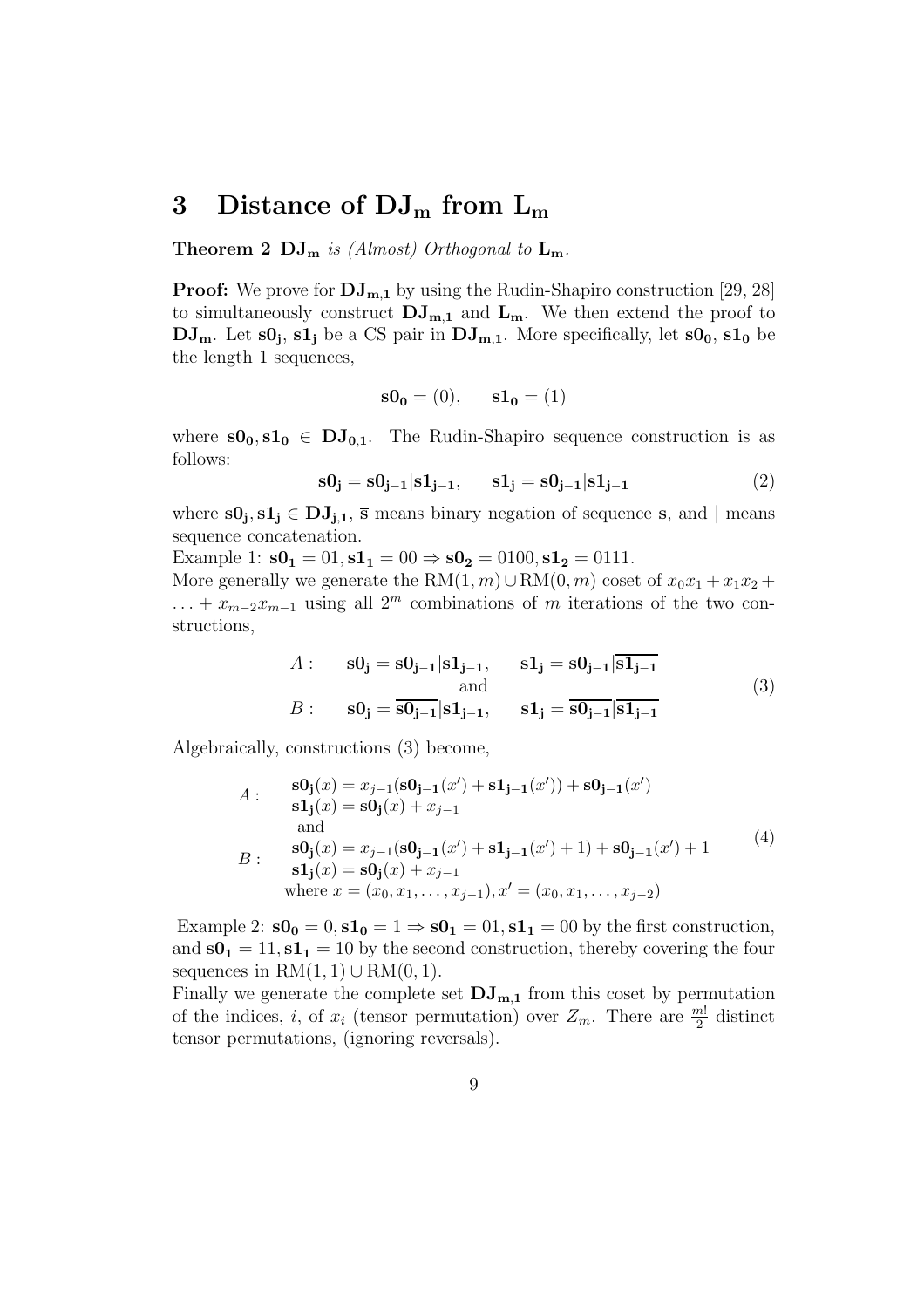# 3 Distance of $\mathbf{DJ_m}$ from $\mathbf{L_m}$

**Theorem 2** $\mathbf{DJ_m}$ *is (Almost) Orthogonal to* $\mathbf{L_m}$.

**Proof:** We prove for $\mathbf{DJ_{m,1}}$ by using the Rudin-Shapiro construction [29, 28] to simultaneously construct $\mathbf{DJ_{m,1}}$ and $\mathbf{L_m}$. We then extend the proof to $\mathbf{DJ_m}$. Let $\mathbf{s0_j}$, $\mathbf{s1_j}$ be a CS pair in $\mathbf{DJ_{m,1}}$. More specifically, let $\mathbf{s0_0}$, $\mathbf{s1_0}$ be the length 1 sequences,

$$\mathbf{s0_0} = (0), \qquad \mathbf{s1_0} = (1)$$

where $\mathbf{s0_0}, \mathbf{s1_0} \in \mathbf{DJ_{0,1}}$. The Rudin-Shapiro sequence construction is as follows:

$$\mathbf{s0_j} = \mathbf{s0_{j-1}}|\mathbf{s1_{j-1}}, \qquad \mathbf{s1_j} = \mathbf{s0_{j-1}}|\overline{\mathbf{s1_{j-1}}} \tag{2}$$

where $\mathbf{s0_j}, \mathbf{s1_j} \in \mathbf{DJ_{j,1}}$, $\overline{\mathbf{s}}$ means binary negation of sequence $\mathbf{s}$, and $|$ means sequence concatenation.

Example 1: $\mathbf{s0_1} = 01, \mathbf{s1_1} = 00 \Rightarrow \mathbf{s0_2} = 0100, \mathbf{s1_2} = 0111$.

More generally we generate the $\mathrm{RM}(1,m) \cup \mathrm{RM}(0,m)$ coset of $x_0x_1 + x_1x_2 + \ldots + x_{m-2}x_{m-1}$ using all $2^m$ combinations of $m$ iterations of the two constructions,

$$\begin{array}{lll} A: & \mathbf{s0_j} = \mathbf{s0_{j-1}}|\mathbf{s1_{j-1}}, & \mathbf{s1_j} = \mathbf{s0_{j-1}}|\overline{\mathbf{s1_{j-1}}} \\ & \text{and} & \\ B: & \mathbf{s0_j} = \overline{\mathbf{s0_{j-1}}}|\mathbf{s1_{j-1}}, & \mathbf{s1_j} = \overline{\mathbf{s0_{j-1}}}|\overline{\mathbf{s1_{j-1}}} \end{array} \tag{3}$$

Algebraically, constructions (3) become,

$$\begin{array}{ll} A: & \begin{array}{l} \mathbf{s0_j}(x) = x_{j-1}(\mathbf{s0_{j-1}}(x') + \mathbf{s1_{j-1}}(x')) + \mathbf{s0_{j-1}}(x') \\ \mathbf{s1_j}(x) = \mathbf{s0_j}(x) + x_{j-1} \end{array} \\ & \text{and} \\ B: & \begin{array}{l} \mathbf{s0_j}(x) = x_{j-1}(\mathbf{s0_{j-1}}(x') + \mathbf{s1_{j-1}}(x') + 1) + \mathbf{s0_{j-1}}(x') + 1 \\ \mathbf{s1_j}(x) = \mathbf{s0_j}(x) + x_{j-1} \end{array} \\ & \text{where } x = (x_0, x_1, \ldots, x_{j-1}), x' = (x_0, x_1, \ldots, x_{j-2}) \end{array} \tag{4}$$

Example 2: $\mathbf{s0_0} = 0, \mathbf{s1_0} = 1 \Rightarrow \mathbf{s0_1} = 01, \mathbf{s1_1} = 00$ by the first construction, and $\mathbf{s0_1} = 11, \mathbf{s1_1} = 10$ by the second construction, thereby covering the four sequences in $\mathrm{RM}(1,1) \cup \mathrm{RM}(0,1)$.

Finally we generate the complete set $\mathbf{DJ_{m,1}}$ from this coset by permutation of the indices, $i$, of $x_i$ (tensor permutation) over $Z_m$. There are $\frac{m!}{2}$ distinct tensor permutations, (ignoring reversals).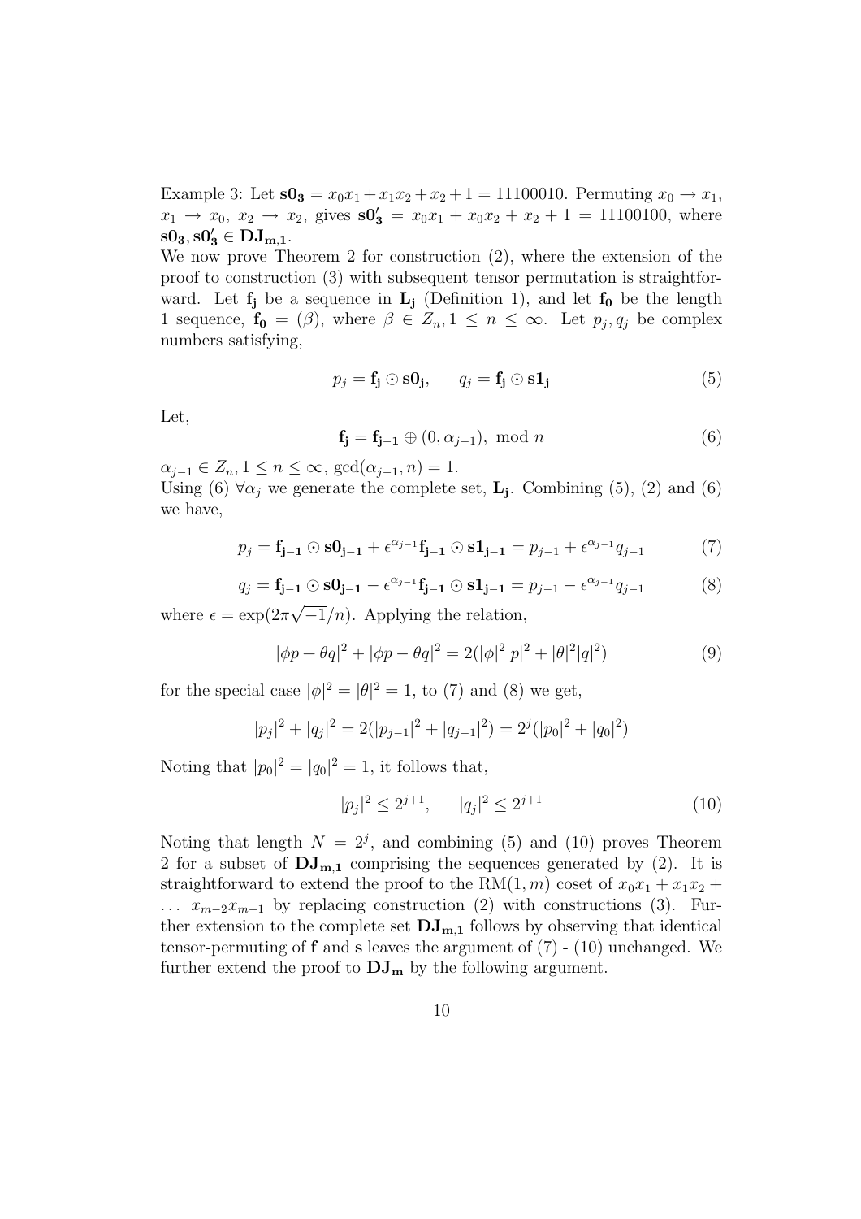Example 3: Let $\mathbf{s0_3} = x_0x_1 + x_1x_2 + x_2 + 1 = 11100010$. Permuting $x_0 \rightarrow x_1$, $x_1 \rightarrow x_0$, $x_2 \rightarrow x_2$, gives $\mathbf{s0'_3} = x_0x_1 + x_0x_2 + x_2 + 1 = 11100100$, where $\mathbf{s0_3}, \mathbf{s0'_3} \in \mathbf{DJ_{m,1}}$.

We now prove Theorem 2 for construction (2), where the extension of the proof to construction (3) with subsequent tensor permutation is straightforward. Let $\mathbf{f_j}$ be a sequence in $\mathbf{L_j}$ (Definition 1), and let $\mathbf{f_0}$ be the length 1 sequence, $\mathbf{f_0} = (\beta)$, where $\beta \in Z_n, 1 \leq n \leq \infty$. Let $p_j, q_j$ be complex numbers satisfying,

$$p_j = \mathbf{f_j} \odot \mathbf{s0_j}, \qquad q_j = \mathbf{f_j} \odot \mathbf{s1_j} \tag{5}$$

Let,

$$\mathbf{f_j} = \mathbf{f_{j-1}} \oplus (0, \alpha_{j-1}), \text{ mod } n \tag{6}$$

$\alpha_{j-1} \in Z_n, 1 \leq n \leq \infty$, $\gcd(\alpha_{j-1}, n) = 1$.

Using (6) $\forall \alpha_j$ we generate the complete set, $\mathbf{L_j}$. Combining (5), (2) and (6) we have,

$$p_j = \mathbf{f_{j-1}} \odot \mathbf{s0_{j-1}} + \epsilon^{\alpha_{j-1}} \mathbf{f_{j-1}} \odot \mathbf{s1_{j-1}} = p_{j-1} + \epsilon^{\alpha_{j-1}} q_{j-1} \tag{7}$$

$$q_j = \mathbf{f_{j-1}} \odot \mathbf{s0_{j-1}} - \epsilon^{\alpha_{j-1}} \mathbf{f_{j-1}} \odot \mathbf{s1_{j-1}} = p_{j-1} - \epsilon^{\alpha_{j-1}} q_{j-1} \tag{8}$$

where $\epsilon = \exp(2\pi\sqrt{-1}/n)$. Applying the relation,

$$|\phi p + \theta q|^2 + |\phi p - \theta q|^2 = 2(|\phi|^2|p|^2 + |\theta|^2|q|^2) \tag{9}$$

for the special case $|\phi|^2 = |\theta|^2 = 1$, to (7) and (8) we get,

$$|p_j|^2 + |q_j|^2 = 2(|p_{j-1}|^2 + |q_{j-1}|^2) = 2^j(|p_0|^2 + |q_0|^2)$$

Noting that $|p_0|^2 = |q_0|^2 = 1$, it follows that,

$$|p_j|^2 \leq 2^{j+1}, \qquad |q_j|^2 \leq 2^{j+1} \tag{10}$$

Noting that length $N = 2^j$, and combining (5) and (10) proves Theorem 2 for a subset of $\mathbf{DJ_{m,1}}$ comprising the sequences generated by (2). It is straightforward to extend the proof to the RM$(1, m)$ coset of $x_0x_1 + x_1x_2 + \ldots\ x_{m-2}x_{m-1}$ by replacing construction (2) with constructions (3). Further extension to the complete set $\mathbf{DJ_{m,1}}$ follows by observing that identical tensor-permuting of $\mathbf{f}$ and $\mathbf{s}$ leaves the argument of (7) - (10) unchanged. We further extend the proof to $\mathbf{DJ_m}$ by the following argument.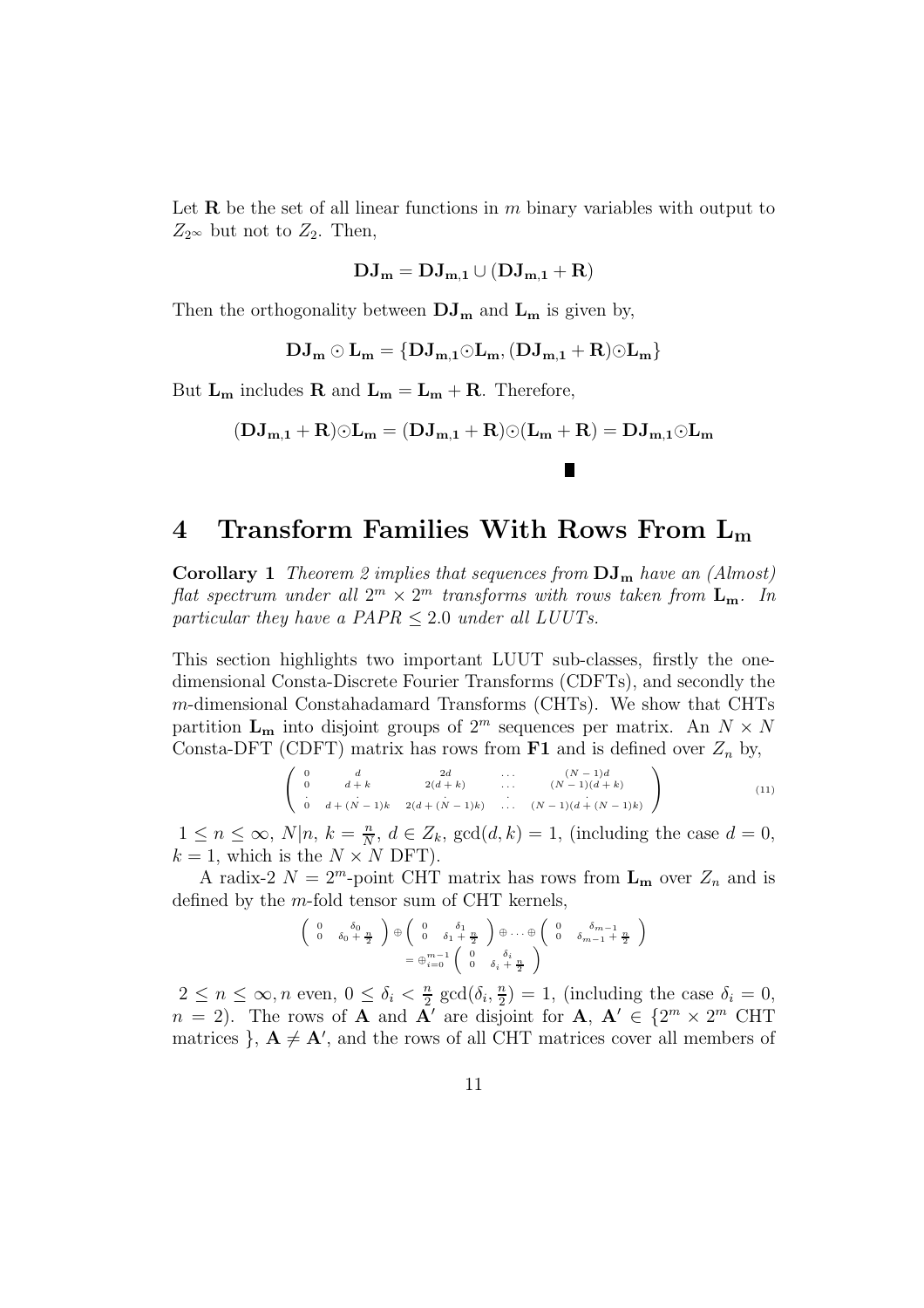Let $\mathbf{R}$ be the set of all linear functions in $m$ binary variables with output to $Z_{2^\infty}$ but not to $Z_2$. Then,

$$\mathbf{DJ_m} = \mathbf{DJ_{m,1}} \cup (\mathbf{DJ_{m,1}} + \mathbf{R})$$

Then the orthogonality between $\mathbf{DJ_m}$ and $\mathbf{L_m}$ is given by,

$$\mathbf{DJ_m} \odot \mathbf{L_m} = \{\mathbf{DJ_{m,1}} \odot \mathbf{L_m}, (\mathbf{DJ_{m,1}} + \mathbf{R}) \odot \mathbf{L_m}\}$$

But $\mathbf{L_m}$ includes $\mathbf{R}$ and $\mathbf{L_m} = \mathbf{L_m} + \mathbf{R}$. Therefore,

$$(\mathbf{DJ_{m,1}} + \mathbf{R}) \odot \mathbf{L_m} = (\mathbf{DJ_{m,1}} + \mathbf{R}) \odot (\mathbf{L_m} + \mathbf{R}) = \mathbf{DJ_{m,1}} \odot \mathbf{L_m}$$

■

# 4 Transform Families With Rows From $\mathbf{L_m}$

**Corollary 1** *Theorem 2 implies that sequences from $\mathbf{DJ_m}$ have an (Almost) flat spectrum under all $2^m \times 2^m$ transforms with rows taken from $\mathbf{L_m}$. In particular they have a PAPR $\leq 2.0$ under all LUUTs.*

This section highlights two important LUUT sub-classes, firstly the one-dimensional Consta-Discrete Fourier Transforms (CDFTs), and secondly the $m$-dimensional Constahadamard Transforms (CHTs). We show that CHTs partition $\mathbf{L_m}$ into disjoint groups of $2^m$ sequences per matrix. An $N \times N$ Consta-DFT (CDFT) matrix has rows from $\mathbf{F1}$ and is defined over $Z_n$ by,

$$\left( \begin{array}{ccccc} 0 & d & 2d & \dots & (N-1)d \\ 0 & d+k & 2(d+k) & \dots & (N-1)(d+k) \\ \vdots & \vdots & \vdots & \ddots & \vdots \\ 0 & d+(N-1)k & 2(d+(N-1)k) & \dots & (N-1)(d+(N-1)k) \end{array} \right) \quad (11)$$

$1 \leq n \leq \infty$, $N|n$, $k = \frac{n}{N}$, $d \in Z_k$, $\gcd(d,k) = 1$, (including the case $d = 0$, $k = 1$, which is the $N \times N$ DFT).

A radix-2 $N = 2^m$-point CHT matrix has rows from $\mathbf{L_m}$ over $Z_n$ and is defined by the $m$-fold tensor sum of CHT kernels,

$$\left( \begin{array}{cc} 0 & \delta_0 \\ 0 & \delta_0 + \frac{n}{2} \end{array} \right) \oplus \left( \begin{array}{cc} 0 & \delta_1 \\ 0 & \delta_1 + \frac{n}{2} \end{array} \right) \oplus \dots \oplus \left( \begin{array}{cc} 0 & \delta_{m-1} \\ 0 & \delta_{m-1} + \frac{n}{2} \end{array} \right)$$
$$= \oplus_{i=0}^{m-1} \left( \begin{array}{cc} 0 & \delta_i \\ 0 & \delta_i + \frac{n}{2} \end{array} \right)$$

$2 \leq n \leq \infty, n$ even, $0 \leq \delta_i < \frac{n}{2}$ $\gcd(\delta_i, \frac{n}{2}) = 1$, (including the case $\delta_i = 0$, $n = 2$). The rows of $\mathbf{A}$ and $\mathbf{A'}$ are disjoint for $\mathbf{A}$, $\mathbf{A'} \in \{2^m \times 2^m$ CHT matrices $\}$, $\mathbf{A} \neq \mathbf{A'}$, and the rows of all CHT matrices cover all members of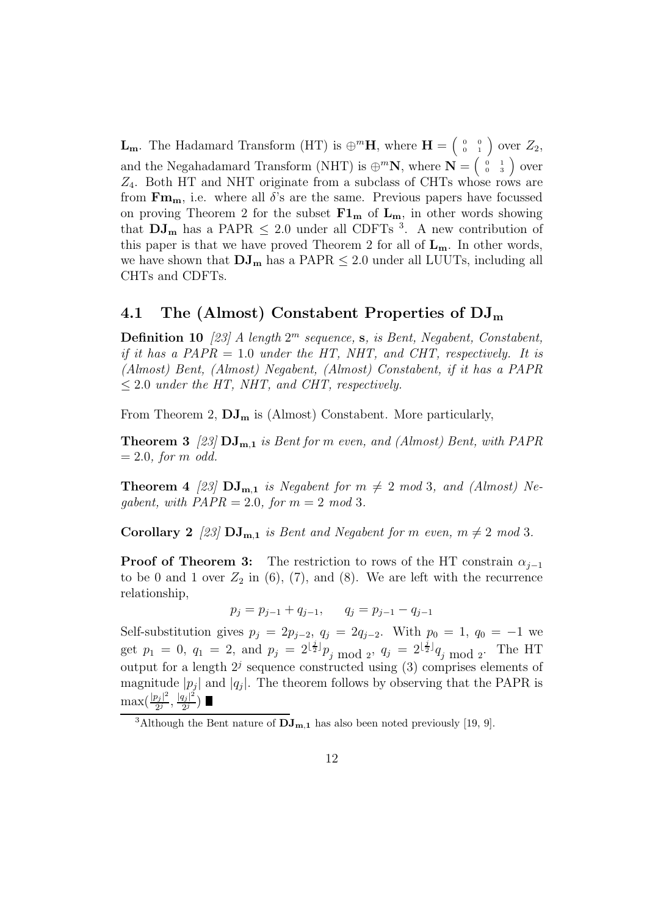$\mathbf{L_m}$. The Hadamard Transform (HT) is $\oplus^m \mathbf{H}$, where $\mathbf{H} = \begin{pmatrix} 0 & 0 \\ 0 & 1 \end{pmatrix}$ over $Z_2$, and the Negahadamard Transform (NHT) is $\oplus^m \mathbf{N}$, where $\mathbf{N} = \begin{pmatrix} 0 & 1 \\ 0 & 3 \end{pmatrix}$ over $Z_4$. Both HT and NHT originate from a subclass of CHTs whose rows are from $\mathbf{Fm_m}$, i.e. where all $\delta$'s are the same. Previous papers have focussed on proving Theorem 2 for the subset $\mathbf{F1_m}$ of $\mathbf{L_m}$, in other words showing that $\mathbf{DJ_m}$ has a PAPR $\leq 2.0$ under all CDFTs [3]. A new contribution of this paper is that we have proved Theorem 2 for all of $\mathbf{L_m}$. In other words, we have shown that $\mathbf{DJ_m}$ has a PAPR $\leq 2.0$ under all LUUTs, including all CHTs and CDFTs.

## 4.1 The (Almost) Constabent Properties of $\mathbf{DJ_m}$

**Definition 10** *[23] A length $2^m$ sequence, $\mathbf{s}$, is Bent, Negabent, Constabent, if it has a PAPR $= 1.0$ under the HT, NHT, and CHT, respectively. It is (Almost) Bent, (Almost) Negabent, (Almost) Constabent, if it has a PAPR $\leq 2.0$ under the HT, NHT, and CHT, respectively.*

From Theorem 2, $\mathbf{DJ_m}$ is (Almost) Constabent. More particularly,

**Theorem 3** *[23] $\mathbf{DJ_{m,1}}$ is Bent for $m$ even, and (Almost) Bent, with PAPR $= 2.0$, for $m$ odd.*

**Theorem 4** *[23] $\mathbf{DJ_{m,1}}$ is Negabent for $m \neq 2 \bmod 3$, and (Almost) Negabent, with PAPR $= 2.0$, for $m = 2 \bmod 3$.*

**Corollary 2** *[23] $\mathbf{DJ_{m,1}}$ is Bent and Negabent for $m$ even, $m \neq 2 \bmod 3$.*

**Proof of Theorem 3:** The restriction to rows of the HT constrain $\alpha_{j-1}$ to be 0 and 1 over $Z_2$ in (6), (7), and (8). We are left with the recurrence relationship,

$$p_j = p_{j-1} + q_{j-1}, \qquad q_j = p_{j-1} - q_{j-1}$$

Self-substitution gives $p_j = 2p_{j-2}$, $q_j = 2q_{j-2}$. With $p_0 = 1$, $q_0 = -1$ we get $p_1 = 0$, $q_1 = 2$, and $p_j = 2^{\lfloor \frac{j}{2} \rfloor} p_{j \bmod 2}$, $q_j = 2^{\lfloor \frac{j}{2} \rfloor} q_{j \bmod 2}$. The HT output for a length $2^j$ sequence constructed using (3) comprises elements of magnitude $|p_j|$ and $|q_j|$. The theorem follows by observing that the PAPR is $\max(\frac{|p_j|^2}{2^j}, \frac{|q_j|^2}{2^j})$ ∎

[3] Although the Bent nature of $\mathbf{DJ_{m,1}}$ has also been noted previously [19, 9].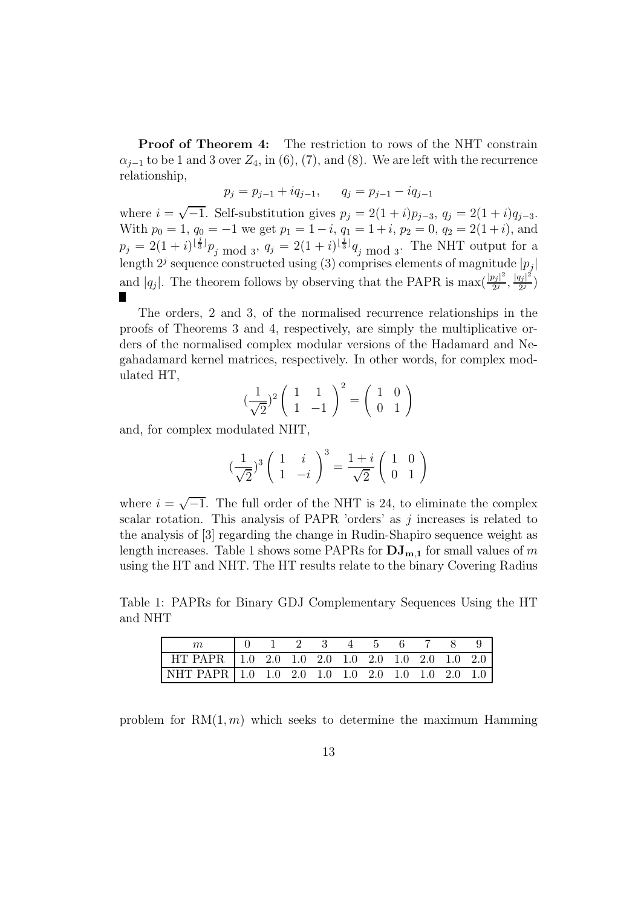**Proof of Theorem 4:** The restriction to rows of the NHT constrain $\alpha_{j-1}$ to be 1 and 3 over $Z_4$, in (6), (7), and (8). We are left with the recurrence relationship,

$$p_j = p_{j-1} + iq_{j-1}, \qquad q_j = p_{j-1} - iq_{j-1}$$

where $i = \sqrt{-1}$. Self-substitution gives $p_j = 2(1+i)p_{j-3}$, $q_j = 2(1+i)q_{j-3}$. With $p_0 = 1$, $q_0 = -1$ we get $p_1 = 1-i$, $q_1 = 1+i$, $p_2 = 0$, $q_2 = 2(1+i)$, and $p_j = 2(1+i)^{\lfloor \frac{j}{3} \rfloor} p_{j \bmod 3}$, $q_j = 2(1+i)^{\lfloor \frac{j}{3} \rfloor} q_{j \bmod 3}$. The NHT output for a length $2^j$ sequence constructed using (3) comprises elements of magnitude $|p_j|$ and $|q_j|$. The theorem follows by observing that the PAPR is $\max(\frac{|p_j|^2}{2^j}, \frac{|q_j|^2}{2^j})$ ∎

The orders, 2 and 3, of the normalised recurrence relationships in the proofs of Theorems 3 and 4, respectively, are simply the multiplicative orders of the normalised complex modular versions of the Hadamard and Negahadamard kernel matrices, respectively. In other words, for complex modulated HT,

$$(\frac{1}{\sqrt{2}})^2 \begin{pmatrix} 1 & 1 \\ 1 & -1 \end{pmatrix}^2 = \begin{pmatrix} 1 & 0 \\ 0 & 1 \end{pmatrix}$$

and, for complex modulated NHT,

$$(\frac{1}{\sqrt{2}})^3 \begin{pmatrix} 1 & i \\ 1 & -i \end{pmatrix}^3 = \frac{1+i}{\sqrt{2}} \begin{pmatrix} 1 & 0 \\ 0 & 1 \end{pmatrix}$$

where $i = \sqrt{-1}$. The full order of the NHT is 24, to eliminate the complex scalar rotation. This analysis of PAPR 'orders' as $j$ increases is related to the analysis of [3] regarding the change in Rudin-Shapiro sequence weight as length increases. Table 1 shows some PAPRs for $\mathbf{DJ_{m,1}}$ for small values of $m$ using the HT and NHT. The HT results relate to the binary Covering Radius

Table 1: PAPRs for Binary GDJ Complementary Sequences Using the HT and NHT

| $m$ | 0 | 1 | 2 | 3 | 4 | 5 | 6 | 7 | 8 | 9 |
|---|---|---|---|---|---|---|---|---|---|---|
| HT PAPR | 1.0 | 2.0 | 1.0 | 2.0 | 1.0 | 2.0 | 1.0 | 2.0 | 1.0 | 2.0 |
| NHT PAPR | 1.0 | 1.0 | 2.0 | 1.0 | 1.0 | 2.0 | 1.0 | 1.0 | 2.0 | 1.0 |

problem for $\mathrm{RM}(1, m)$ which seeks to determine the maximum Hamming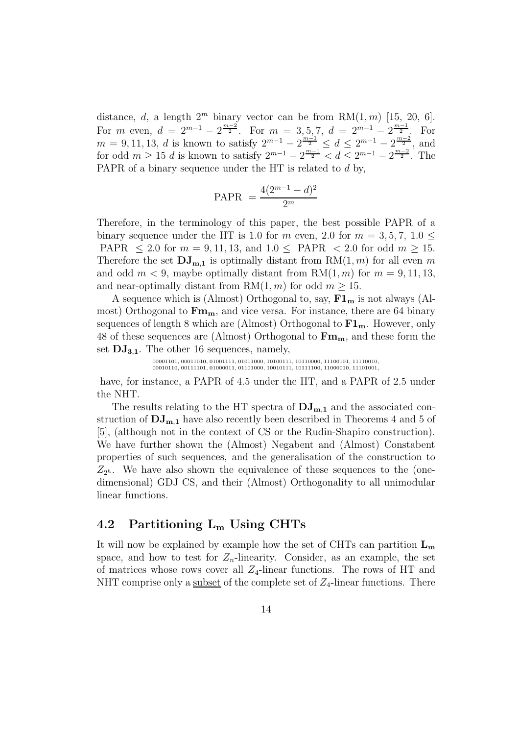distance, $d$, a length $2^m$ binary vector can be from $\mathrm{RM}(1,m)$ [15, 20, 6]. For $m$ even, $d = 2^{m-1} - 2^{\frac{m-2}{2}}$. For $m = 3,5,7$, $d = 2^{m-1} - 2^{\frac{m-1}{2}}$. For $m = 9,11,13$, $d$ is known to satisfy $2^{m-1} - 2^{\frac{m-1}{2}} \leq d \leq 2^{m-1} - 2^{\frac{m-2}{2}}$, and for odd $m \geq 15$ $d$ is known to satisfy $2^{m-1} - 2^{\frac{m-1}{2}} < d \leq 2^{m-1} - 2^{\frac{m-2}{2}}$. The PAPR of a binary sequence under the HT is related to $d$ by,

$$\text{PAPR } = \frac{4(2^{m-1} - d)^2}{2^m}$$

Therefore, in the terminology of this paper, the best possible PAPR of a binary sequence under the HT is 1.0 for $m$ even, 2.0 for $m = 3,5,7$, $1.0 \leq$ PAPR $\leq 2.0$ for $m = 9,11,13$, and $1.0 \leq$ PAPR $< 2.0$ for odd $m \geq 15$. Therefore the set $\mathbf{DJ_{m,1}}$ is optimally distant from $\mathrm{RM}(1,m)$ for all even $m$ and odd $m < 9$, maybe optimally distant from $\mathrm{RM}(1,m)$ for $m = 9,11,13$, and near-optimally distant from $\mathrm{RM}(1,m)$ for odd $m \geq 15$.

A sequence which is (Almost) Orthogonal to, say, $\mathbf{F1_m}$ is not always (Almost) Orthogonal to $\mathbf{Fm_m}$, and vice versa. For instance, there are 64 binary sequences of length 8 which are (Almost) Orthogonal to $\mathbf{F1_m}$. However, only 48 of these sequences are (Almost) Orthogonal to $\mathbf{Fm_m}$, and these form the set $\mathbf{DJ_{3,1}}$. The other 16 sequences, namely,

00001101, 00011010, 01001111, 01011000, 10100111, 10110000, 11100101, 11110010,
00010110, 00111101, 01000011, 01101000, 10010111, 10111100, 11000010, 11101001,

have, for instance, a PAPR of 4.5 under the HT, and a PAPR of 2.5 under the NHT.

The results relating to the HT spectra of $\mathbf{DJ_{m,1}}$ and the associated construction of $\mathbf{DJ_{m,1}}$ have also recently been described in Theorems 4 and 5 of [5], (although not in the context of CS or the Rudin-Shapiro construction). We have further shown the (Almost) Negabent and (Almost) Constabent properties of such sequences, and the generalisation of the construction to $Z_{2^h}$. We have also shown the equivalence of these sequences to the (one-dimensional) GDJ CS, and their (Almost) Orthogonality to all unimodular linear functions.

## 4.2 Partitioning $\mathbf{L_m}$ Using CHTs

It will now be explained by example how the set of CHTs can partition $\mathbf{L_m}$ space, and how to test for $Z_n$-linearity. Consider, as an example, the set of matrices whose rows cover all $Z_4$-linear functions. The rows of HT and NHT comprise only a subset of the complete set of $Z_4$-linear functions. There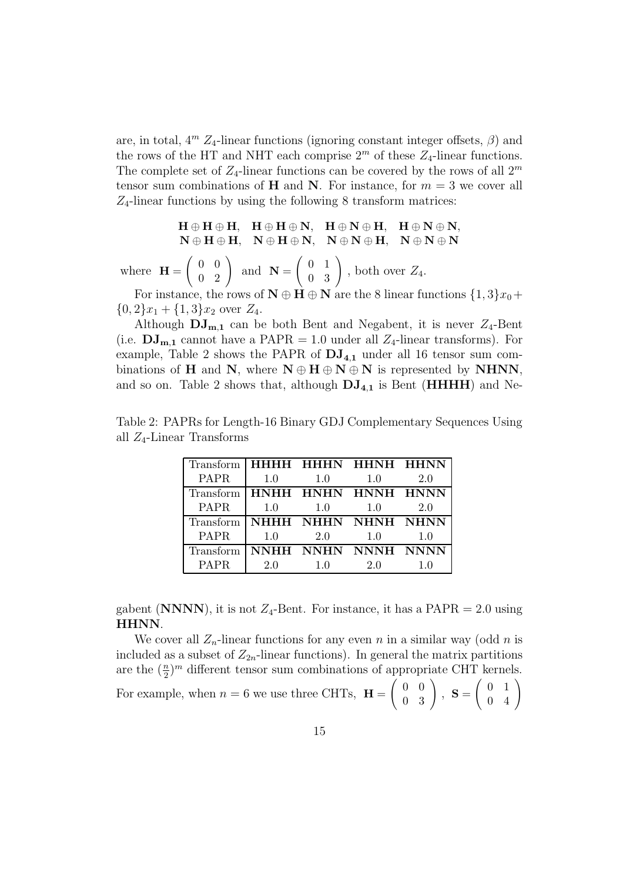are, in total, $4^m$ $Z_4$-linear functions (ignoring constant integer offsets, $\beta$) and the rows of the HT and NHT each comprise $2^m$ of these $Z_4$-linear functions. The complete set of $Z_4$-linear functions can be covered by the rows of all $2^m$ tensor sum combinations of $\mathbf{H}$ and $\mathbf{N}$. For instance, for $m = 3$ we cover all $Z_4$-linear functions by using the following 8 transform matrices:

$$\mathbf{H} \oplus \mathbf{H} \oplus \mathbf{H}, \quad \mathbf{H} \oplus \mathbf{H} \oplus \mathbf{N}, \quad \mathbf{H} \oplus \mathbf{N} \oplus \mathbf{H}, \quad \mathbf{H} \oplus \mathbf{N} \oplus \mathbf{N},$$
$$\mathbf{N} \oplus \mathbf{H} \oplus \mathbf{H}, \quad \mathbf{N} \oplus \mathbf{H} \oplus \mathbf{N}, \quad \mathbf{N} \oplus \mathbf{N} \oplus \mathbf{H}, \quad \mathbf{N} \oplus \mathbf{N} \oplus \mathbf{N}$$

where $\mathbf{H} = \begin{pmatrix} 0 & 0 \\ 0 & 2 \end{pmatrix}$ and $\mathbf{N} = \begin{pmatrix} 0 & 1 \\ 0 & 3 \end{pmatrix}$, both over $Z_4$.

For instance, the rows of $\mathbf{N} \oplus \mathbf{H} \oplus \mathbf{N}$ are the 8 linear functions $\{1,3\}x_0 + \{0,2\}x_1 + \{1,3\}x_2$ over $Z_4$.

Although $\mathbf{DJ_{m,1}}$ can be both Bent and Negabent, it is never $Z_4$-Bent (i.e. $\mathbf{DJ_{m,1}}$ cannot have a PAPR = 1.0 under all $Z_4$-linear transforms). For example, Table 2 shows the PAPR of $\mathbf{DJ_{4,1}}$ under all 16 tensor sum combinations of $\mathbf{H}$ and $\mathbf{N}$, where $\mathbf{N} \oplus \mathbf{H} \oplus \mathbf{N} \oplus \mathbf{N}$ is represented by **NHNN**, and so on. Table 2 shows that, although $\mathbf{DJ_{4,1}}$ is Bent (**HHHH**) and Negabent (**NNNN**), it is not $Z_4$-Bent. For instance, it has a PAPR = 2.0 using **HHNN**.

Table 2: PAPRs for Length-16 Binary GDJ Complementary Sequences Using all $Z_4$-Linear Transforms

| Transform | **HHHH** | **HHHN** | **HHNH** | **HHNN** |
|---|---|---|---|---|
| PAPR | 1.0 | 1.0 | 1.0 | 2.0 |
| Transform | **HNHH** | **HNHN** | **HNNH** | **HNNN** |
| PAPR | 1.0 | 1.0 | 1.0 | 2.0 |
| Transform | **NHHH** | **NHHN** | **NHNH** | **NHNN** |
| PAPR | 1.0 | 2.0 | 1.0 | 1.0 |
| Transform | **NNHH** | **NNHN** | **NNNH** | **NNNN** |
| PAPR | 2.0 | 1.0 | 2.0 | 1.0 |

We cover all $Z_n$-linear functions for any even $n$ in a similar way (odd $n$ is included as a subset of $Z_{2n}$-linear functions). In general the matrix partitions are the $(\frac{n}{2})^m$ different tensor sum combinations of appropriate CHT kernels. For example, when $n = 6$ we use three CHTs, $\mathbf{H} = \begin{pmatrix} 0 & 0 \\ 0 & 3 \end{pmatrix}$, $\mathbf{S} = \begin{pmatrix} 0 & 1 \\ 0 & 4 \end{pmatrix}$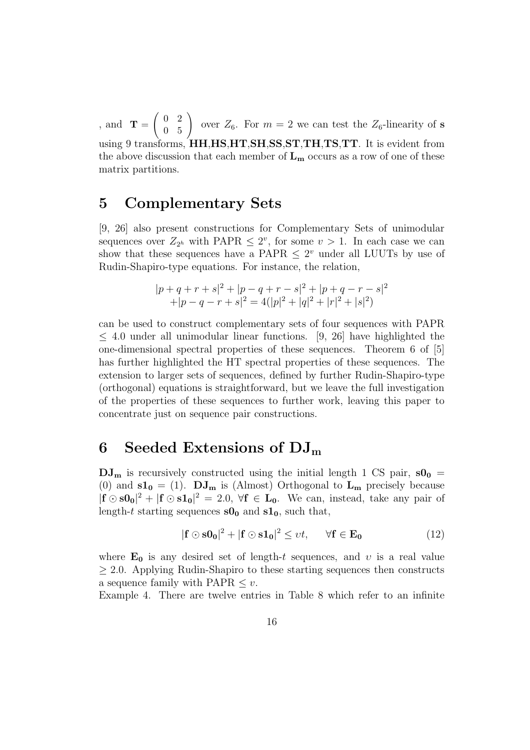, and $\mathbf{T} = \begin{pmatrix} 0 & 2 \\ 0 & 5 \end{pmatrix}$ over $Z_6$. For $m = 2$ we can test the $Z_6$-linearity of $\mathbf{s}$ using 9 transforms, **HH**,**HS**,**HT**,**SH**,**SS**,**ST**,**TH**,**TS**,**TT**. It is evident from the above discussion that each member of $\mathbf{L_m}$ occurs as a row of one of these matrix partitions.

## 5 Complementary Sets

[9, 26] also present constructions for Complementary Sets of unimodular sequences over $Z_{2^h}$ with PAPR $\leq 2^v$, for some $v > 1$. In each case we can show that these sequences have a PAPR $\leq 2^v$ under all LUUTs by use of Rudin-Shapiro-type equations. For instance, the relation,

$$|p+q+r+s|^2 + |p-q+r-s|^2 + |p+q-r-s|^2 \\ +|p-q-r+s|^2 = 4(|p|^2 + |q|^2 + |r|^2 + |s|^2)$$

can be used to construct complementary sets of four sequences with PAPR $\leq 4.0$ under all unimodular linear functions. [9, 26] have highlighted the one-dimensional spectral properties of these sequences. Theorem 6 of [5] has further highlighted the HT spectral properties of these sequences. The extension to larger sets of sequences, defined by further Rudin-Shapiro-type (orthogonal) equations is straightforward, but we leave the full investigation of the properties of these sequences to further work, leaving this paper to concentrate just on sequence pair constructions.

## 6 Seeded Extensions of $\mathbf{DJ_m}$

$\mathbf{DJ_m}$ is recursively constructed using the initial length 1 CS pair, $\mathbf{s0_0} = (0)$ and $\mathbf{s1_0} = (1)$. $\mathbf{DJ_m}$ is (Almost) Orthogonal to $\mathbf{L_m}$ precisely because $|\mathbf{f} \odot \mathbf{s0_0}|^2 + |\mathbf{f} \odot \mathbf{s1_0}|^2 = 2.0$, $\forall \mathbf{f} \in \mathbf{L_0}$. We can, instead, take any pair of length-$t$ starting sequences $\mathbf{s0_0}$ and $\mathbf{s1_0}$, such that,

$$|\mathbf{f} \odot \mathbf{s0_0}|^2 + |\mathbf{f} \odot \mathbf{s1_0}|^2 \leq vt, \qquad \forall \mathbf{f} \in \mathbf{E_0} \tag{12}$$

where $\mathbf{E_0}$ is any desired set of length-$t$ sequences, and $v$ is a real value $\geq 2.0$. Applying Rudin-Shapiro to these starting sequences then constructs a sequence family with PAPR $\leq v$.

Example 4. There are twelve entries in Table 8 which refer to an infinite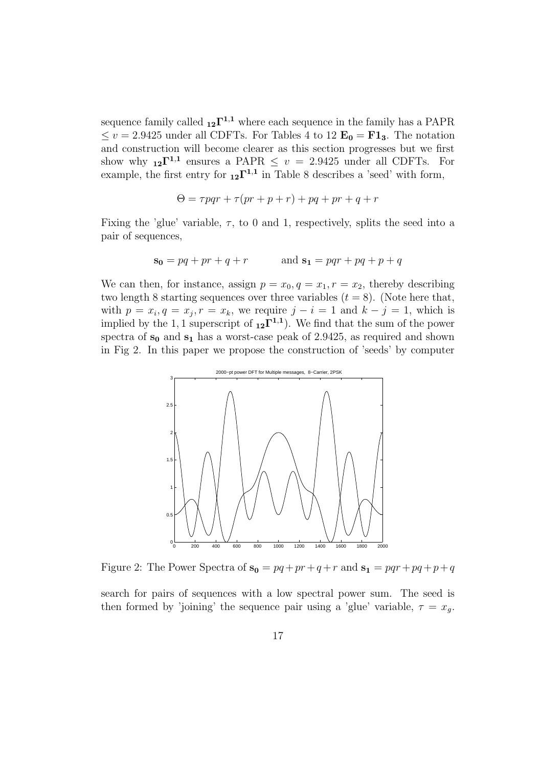sequence family called ${}_{\mathbf{12}}\mathbf{\Gamma^{1,1}}$ where each sequence in the family has a PAPR $\leq v = 2.9425$ under all CDFTs. For Tables 4 to 12 $\mathbf{E_0} = \mathbf{F1_3}$. The notation and construction will become clearer as this section progresses but we first show why ${}_{\mathbf{12}}\mathbf{\Gamma^{1,1}}$ ensures a PAPR $\leq v = 2.9425$ under all CDFTs. For example, the first entry for ${}_{\mathbf{12}}\mathbf{\Gamma^{1,1}}$ in Table 8 describes a 'seed' with form,

$$\Theta = \tau pqr + \tau(pr + p + r) + pq + pr + q + r$$

Fixing the 'glue' variable, $\tau$, to 0 and 1, respectively, splits the seed into a pair of sequences,

$$\mathbf{s_0} = pq + pr + q + r \qquad \text{and } \mathbf{s_1} = pqr + pq + p + q$$

We can then, for instance, assign $p = x_0, q = x_1, r = x_2$, thereby describing two length 8 starting sequences over three variables ($t = 8$). (Note here that, with $p = x_i, q = x_j, r = x_k$, we require $j - i = 1$ and $k - j = 1$, which is implied by the $1,1$ superscript of ${}_{\mathbf{12}}\mathbf{\Gamma^{1,1}}$). We find that the sum of the power spectra of $\mathbf{s_0}$ and $\mathbf{s_1}$ has a worst-case peak of 2.9425, as required and shown in Fig 2. In this paper we propose the construction of 'seeds' by computer

Figure 2: The Power Spectra of $\mathbf{s_0} = pq + pr + q + r$ and $\mathbf{s_1} = pqr + pq + p + q$

search for pairs of sequences with a low spectral power sum. The seed is then formed by 'joining' the sequence pair using a 'glue' variable, $\tau = x_g$.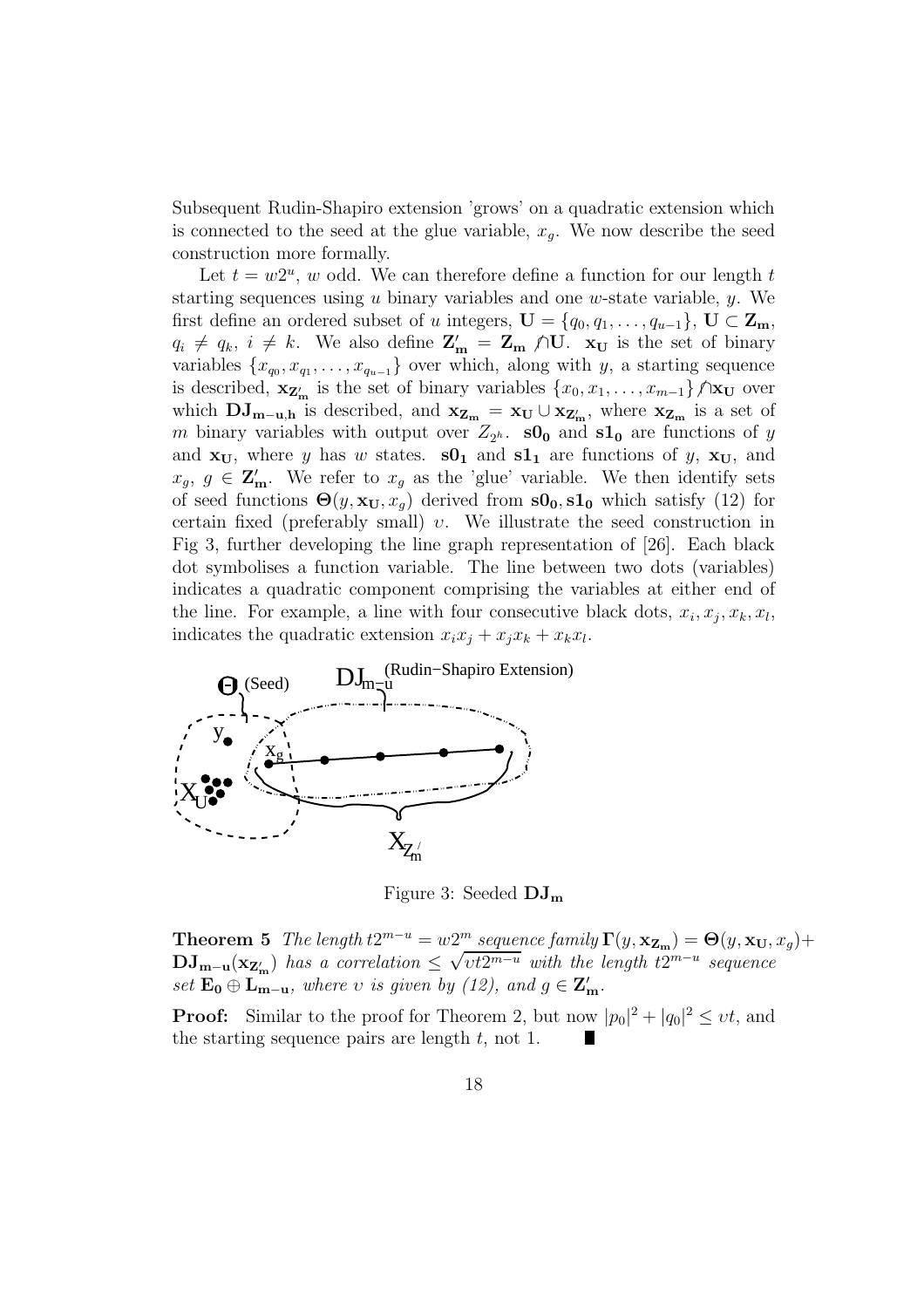Subsequent Rudin-Shapiro extension 'grows' on a quadratic extension which is connected to the seed at the glue variable, $x_g$. We now describe the seed construction more formally.

Let $t = w2^u$, $w$ odd. We can therefore define a function for our length $t$ starting sequences using $u$ binary variables and one $w$-state variable, $y$. We first define an ordered subset of $u$ integers, $\mathbf{U} = \{q_0, q_1, \ldots, q_{u-1}\}$, $\mathbf{U} \subset \mathbf{Z_m}$, $q_i \neq q_k$, $i \neq k$. We also define $\mathbf{Z'_m} = \mathbf{Z_m} \not\cap \mathbf{U}$. $\mathbf{x_U}$ is the set of binary variables $\{x_{q_0}, x_{q_1}, \ldots, x_{q_{u-1}}\}$ over which, along with $y$, a starting sequence is described, $\mathbf{x_{Z'_m}}$ is the set of binary variables $\{x_0, x_1, \ldots, x_{m-1}\} \not\cap \mathbf{x_U}$ over which $\mathbf{DJ_{m-u,h}}$ is described, and $\mathbf{x_{Z_m}} = \mathbf{x_U} \cup \mathbf{x_{Z'_m}}$, where $\mathbf{x_{Z_m}}$ is a set of $m$ binary variables with output over $Z_{2^h}$. $\mathbf{s0_0}$ and $\mathbf{s1_0}$ are functions of $y$ and $\mathbf{x_U}$, where $y$ has $w$ states. $\mathbf{s0_1}$ and $\mathbf{s1_1}$ are functions of $y$, $\mathbf{x_U}$, and $x_g$, $g \in \mathbf{Z'_m}$. We refer to $x_g$ as the 'glue' variable. We then identify sets of seed functions $\mathbf{\Theta}(y, \mathbf{x_U}, x_g)$ derived from $\mathbf{s0_0}, \mathbf{s1_0}$ which satisfy (12) for certain fixed (preferably small) $\upsilon$. We illustrate the seed construction in Fig 3, further developing the line graph representation of [26]. Each black dot symbolises a function variable. The line between two dots (variables) indicates a quadratic component comprising the variables at either end of the line. For example, a line with four consecutive black dots, $x_i, x_j, x_k, x_l$, indicates the quadratic extension $x_ix_j + x_jx_k + x_kx_l$.

Figure 3: Seeded $\mathbf{DJ_m}$

**Theorem 5** *The length $t2^{m-u} = w2^m$ sequence family $\mathbf{\Gamma}(y, \mathbf{x_{Z_m}}) = \mathbf{\Theta}(y, \mathbf{x_U}, x_g) + \mathbf{DJ_{m-u}}(\mathbf{x_{Z'_m}})$ has a correlation $\leq \sqrt{\upsilon t 2^{m-u}}$ with the length $t2^{m-u}$ sequence set $\mathbf{E_0} \oplus \mathbf{L_{m-u}}$, where $\upsilon$ is given by (12), and $g \in \mathbf{Z'_m}$.*

**Proof:** Similar to the proof for Theorem 2, but now $|p_0|^2 + |q_0|^2 \leq \upsilon t$, and the starting sequence pairs are length $t$, not 1. ∎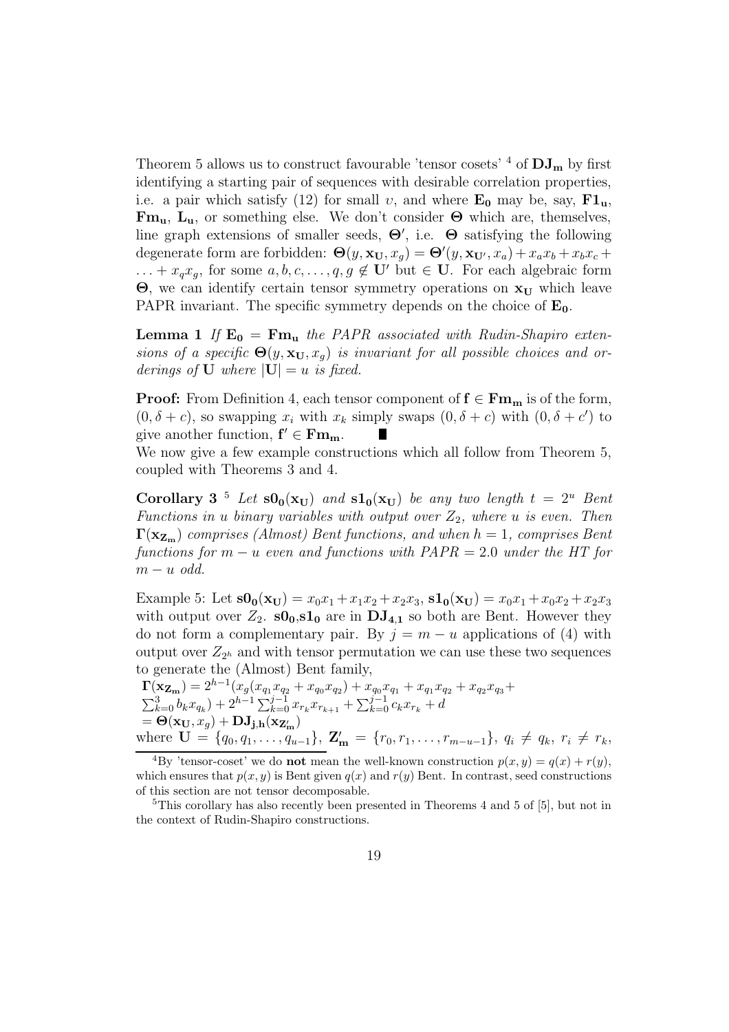Theorem 5 allows us to construct favourable 'tensor cosets' [4] of $\mathbf{DJ_m}$ by first identifying a starting pair of sequences with desirable correlation properties, i.e. a pair which satisfy (12) for small $\upsilon$, and where $\mathbf{E_0}$ may be, say, $\mathbf{F1_u}$, $\mathbf{Fm_u}$, $\mathbf{L_u}$, or something else. We don't consider $\mathbf{\Theta}$ which are, themselves, line graph extensions of smaller seeds, $\mathbf{\Theta}'$, i.e. $\mathbf{\Theta}$ satisfying the following degenerate form are forbidden: $\mathbf{\Theta}(y, \mathbf{x_U}, x_g) = \mathbf{\Theta}'(y, \mathbf{x_{U'}}, x_a) + x_a x_b + x_b x_c + \ldots + x_q x_g$, for some $a, b, c, \ldots, q, g \notin \mathbf{U}'$ but $\in \mathbf{U}$. For each algebraic form $\mathbf{\Theta}$, we can identify certain tensor symmetry operations on $\mathbf{x_U}$ which leave PAPR invariant. The specific symmetry depends on the choice of $\mathbf{E_0}$.

**Lemma 1** *If $\mathbf{E_0} = \mathbf{Fm_u}$ the PAPR associated with Rudin-Shapiro extensions of a specific $\mathbf{\Theta}(y, \mathbf{x_U}, x_g)$ is invariant for all possible choices and orderings of $\mathbf{U}$ where $|\mathbf{U}| = u$ is fixed.*

**Proof:** From Definition 4, each tensor component of $\mathbf{f} \in \mathbf{Fm_m}$ is of the form, $(0, \delta + c)$, so swapping $x_i$ with $x_k$ simply swaps $(0, \delta + c)$ with $(0, \delta + c')$ to give another function, $\mathbf{f}' \in \mathbf{Fm_m}$. ∎

We now give a few example constructions which all follow from Theorem 5, coupled with Theorems 3 and 4.

**Corollary 3** [5] *Let $\mathbf{s0_0}(\mathbf{x_U})$ and $\mathbf{s1_0}(\mathbf{x_U})$ be any two length $t = 2^u$ Bent Functions in $u$ binary variables with output over $Z_2$, where $u$ is even. Then $\mathbf{\Gamma}(\mathbf{x_{Z_m}})$ comprises (Almost) Bent functions, and when $h = 1$, comprises Bent functions for $m - u$ even and functions with $PAPR = 2.0$ under the HT for $m - u$ odd.*

Example 5: Let $\mathbf{s0_0}(\mathbf{x_U}) = x_0x_1 + x_1x_2 + x_2x_3$, $\mathbf{s1_0}(\mathbf{x_U}) = x_0x_1 + x_0x_2 + x_2x_3$ with output over $Z_2$. $\mathbf{s0_0}$,$\mathbf{s1_0}$ are in $\mathbf{DJ_{4,1}}$ so both are Bent. However they do not form a complementary pair. By $j = m - u$ applications of (4) with output over $Z_{2^h}$ and with tensor permutation we can use these two sequences to generate the (Almost) Bent family,

$$
\begin{aligned}
\mathbf{\Gamma}(\mathbf{x_{Z_m}}) &= 2^{h-1}(x_g(x_{q_1}x_{q_2} + x_{q_0}x_{q_2}) + x_{q_0}x_{q_1} + x_{q_1}x_{q_2} + x_{q_2}x_{q_3} + \\
&\quad \textstyle\sum_{k=0}^{3} b_k x_{q_k}) + 2^{h-1}\sum_{k=0}^{j-1} x_{r_k}x_{r_{k+1}} + \sum_{k=0}^{j-1} c_k x_{r_k} + d \\
&= \mathbf{\Theta}(\mathbf{x_U}, x_g) + \mathbf{DJ_{j,h}}(\mathbf{x_{Z'_m}})
\end{aligned}
$$

where $\mathbf{U} = \{q_0, q_1, \ldots, q_{u-1}\}$, $\mathbf{Z'_m} = \{r_0, r_1, \ldots, r_{m-u-1}\}$, $q_i \neq q_k$, $r_i \neq r_k$,

[4] By 'tensor-coset' we do **not** mean the well-known construction $p(x, y) = q(x) + r(y)$, which ensures that $p(x, y)$ is Bent given $q(x)$ and $r(y)$ Bent. In contrast, seed constructions of this section are not tensor decomposable.

[5] This corollary has also recently been presented in Theorems 4 and 5 of [5], but not in the context of Rudin-Shapiro constructions.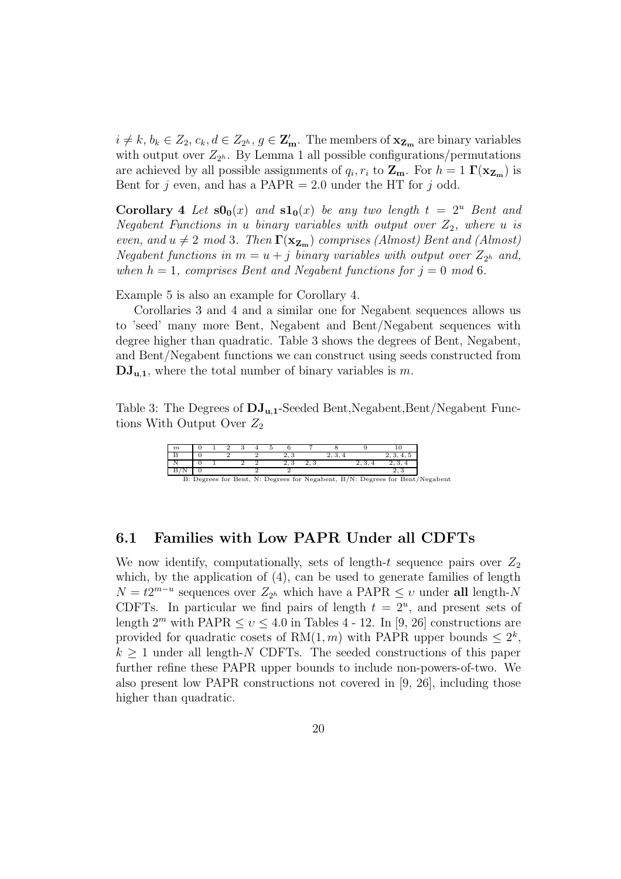$i \neq k$, $b_k \in Z_2$, $c_k, d \in Z_{2^h}$, $g \in \mathbf{Z'_m}$. The members of $\mathbf{x_{Z_m}}$ are binary variables with output over $Z_{2^h}$. By Lemma 1 all possible configurations/permutations are achieved by all possible assignments of $q_i, r_i$ to $\mathbf{Z_m}$. For $h = 1$ $\mathbf{\Gamma}(\mathbf{x_{Z_m}})$ is Bent for $j$ even, and has a PAPR $= 2.0$ under the HT for $j$ odd.

**Corollary 4** *Let $\mathbf{s0_0}(x)$ and $\mathbf{s1_0}(x)$ be any two length $t = 2^u$ Bent and Negabent Functions in $u$ binary variables with output over $Z_2$, where $u$ is even, and $u \neq 2 \mod 3$. Then $\mathbf{\Gamma}(\mathbf{x_{Z_m}})$ comprises (Almost) Bent and (Almost) Negabent functions in $m = u + j$ binary variables with output over $Z_{2^h}$ and, when $h = 1$, comprises Bent and Negabent functions for $j = 0 \mod 6$.*

Example 5 is also an example for Corollary 4.

Corollaries 3 and 4 and a similar one for Negabent sequences allows us to 'seed' many more Bent, Negabent and Bent/Negabent sequences with degree higher than quadratic. Table 3 shows the degrees of Bent, Negabent, and Bent/Negabent functions we can construct using seeds constructed from $\mathbf{DJ_{u,1}}$, where the total number of binary variables is $m$.

Table 3: The Degrees of $\mathbf{DJ_{u,1}}$-Seeded Bent,Negabent,Bent/Negabent Functions With Output Over $Z_2$

| $m$ | 0 | 1 | 2 | 3 | 4 | 5 | 6 | 7 | 8 | 9 | 10 |
|---|---|---|---|---|---|---|---|---|---|---|---|
| B | 0 | | 2 | | 2 | | 2, 3 | | 2, 3, 4 | | 2, 3, 4, 5 |
| N | 0 | 1 | | 2 | 2 | | 2, 3 | 2, 3 | | 2, 3, 4 | 2, 3, 4 |
| B/N | 0 | | | | 2 | | 2 | | | | 2, 3 |

B: Degrees for Bent, N: Degrees for Negabent, B/N: Degrees for Bent/Negabent

### 6.1 Families with Low PAPR Under all CDFTs

We now identify, computationally, sets of length-$t$ sequence pairs over $Z_2$ which, by the application of (4), can be used to generate families of length $N = t2^{m-u}$ sequences over $Z_{2^h}$ which have a PAPR $\leq \upsilon$ under **all** length-$N$ CDFTs. In particular we find pairs of length $t = 2^u$, and present sets of length $2^m$ with PAPR $\leq \upsilon \leq 4.0$ in Tables 4 - 12. In [9, 26] constructions are provided for quadratic cosets of RM$(1, m)$ with PAPR upper bounds $\leq 2^k$, $k \geq 1$ under all length-$N$ CDFTs. The seeded constructions of this paper further refine these PAPR upper bounds to include non-powers-of-two. We also present low PAPR constructions not covered in [9, 26], including those higher than quadratic.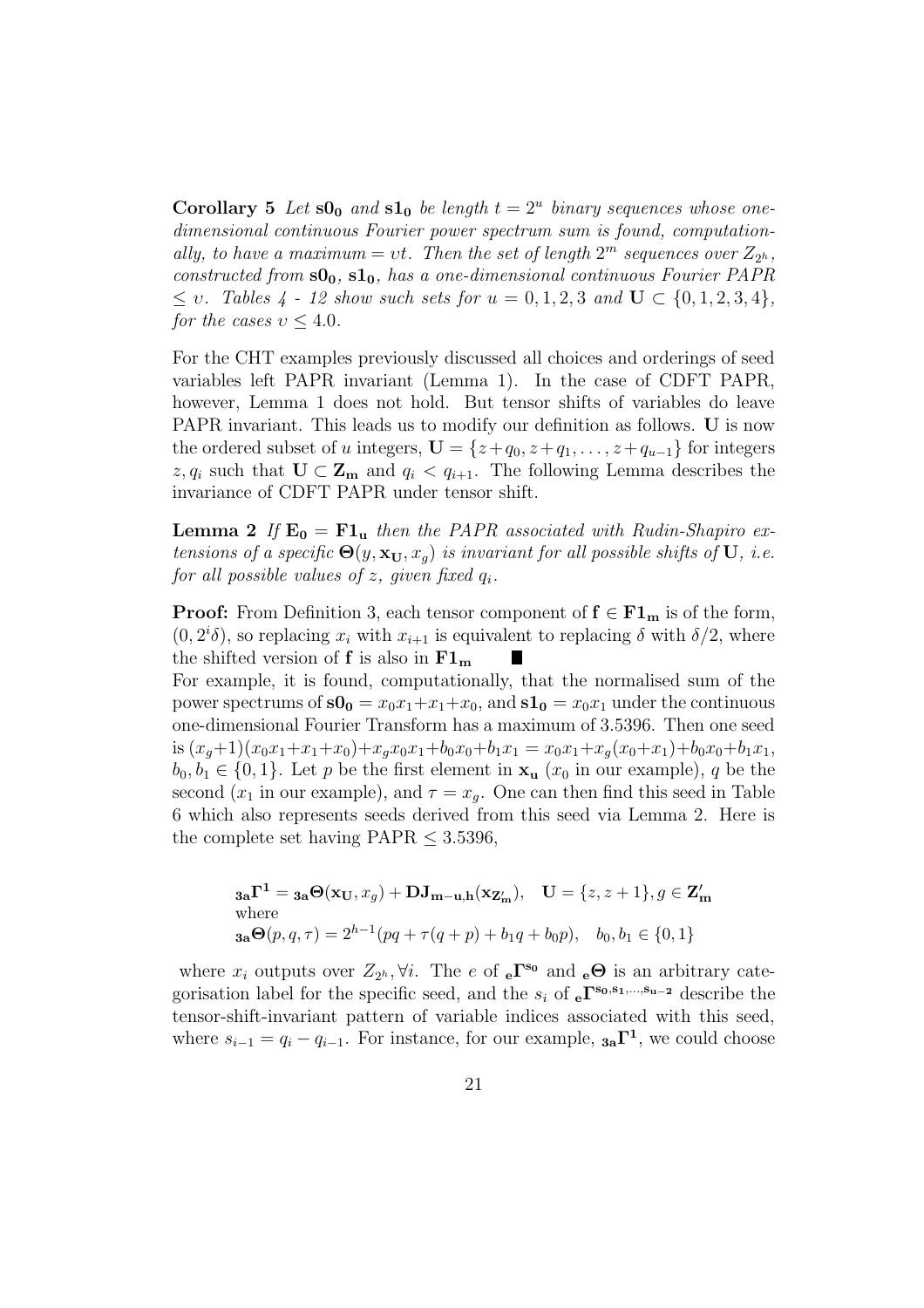**Corollary 5** *Let* $\mathbf{s0_0}$ *and* $\mathbf{s1_0}$ *be length* $t = 2^u$ *binary sequences whose one-dimensional continuous Fourier power spectrum sum is found, computationally, to have a maximum* $= \upsilon t$*. Then the set of length* $2^m$ *sequences over* $Z_{2^h}$*, constructed from* $\mathbf{s0_0}$*,* $\mathbf{s1_0}$*, has a one-dimensional continuous Fourier PAPR* $\leq \upsilon$*. Tables 4 - 12 show such sets for* $u = 0, 1, 2, 3$ *and* $\mathbf{U} \subset \{0, 1, 2, 3, 4\}$*, for the cases* $\upsilon \leq 4.0$*.*

For the CHT examples previously discussed all choices and orderings of seed variables left PAPR invariant (Lemma 1). In the case of CDFT PAPR, however, Lemma 1 does not hold. But tensor shifts of variables do leave PAPR invariant. This leads us to modify our definition as follows. $\mathbf{U}$ is now the ordered subset of $u$ integers, $\mathbf{U} = \{z+q_0, z+q_1, \ldots, z+q_{u-1}\}$ for integers $z, q_i$ such that $\mathbf{U} \subset \mathbf{Z_m}$ and $q_i < q_{i+1}$. The following Lemma describes the invariance of CDFT PAPR under tensor shift.

**Lemma 2** *If* $\mathbf{E_0} = \mathbf{F1_u}$ *then the PAPR associated with Rudin-Shapiro extensions of a specific* $\mathbf{\Theta}(y, \mathbf{x_U}, x_g)$ *is invariant for all possible shifts of* $\mathbf{U}$*, i.e. for all possible values of* $z$*, given fixed* $q_i$*.*

**Proof:** From Definition 3, each tensor component of $\mathbf{f} \in \mathbf{F1_m}$ is of the form, $(0, 2^i\delta)$, so replacing $x_i$ with $x_{i+1}$ is equivalent to replacing $\delta$ with $\delta/2$, where the shifted version of $\mathbf{f}$ is also in $\mathbf{F1_m}$ ∎

For example, it is found, computationally, that the normalised sum of the power spectrums of $\mathbf{s0_0} = x_0x_1+x_1+x_0$, and $\mathbf{s1_0} = x_0x_1$ under the continuous one-dimensional Fourier Transform has a maximum of 3.5396. Then one seed is $(x_g+1)(x_0x_1+x_1+x_0)+x_gx_0x_1+b_0x_0+b_1x_1 = x_0x_1+x_g(x_0+x_1)+b_0x_0+b_1x_1$, $b_0, b_1 \in \{0, 1\}$. Let $p$ be the first element in $\mathbf{x_u}$ ($x_0$ in our example), $q$ be the second ($x_1$ in our example), and $\tau = x_g$. One can then find this seed in Table 6 which also represents seeds derived from this seed via Lemma 2. Here is the complete set having PAPR $\leq 3.5396$,

$$
\begin{array}{l}
{}_{\mathbf{3a}}\mathbf{\Gamma^1} = {}_{\mathbf{3a}}\mathbf{\Theta}(\mathbf{x_U}, x_g) + \mathbf{DJ_{m-u,h}}(\mathbf{x_{Z'_m}}), \quad \mathbf{U} = \{z, z+1\}, g \in \mathbf{Z'_m} \\
\text{where} \\
{}_{\mathbf{3a}}\mathbf{\Theta}(p, q, \tau) = 2^{h-1}(pq + \tau(q+p) + b_1q + b_0p), \quad b_0, b_1 \in \{0, 1\}
\end{array}
$$

where $x_i$ outputs over $Z_{2^h}, \forall i$. The $e$ of ${}_{\mathbf{e}}\mathbf{\Gamma^{s_0}}$ and ${}_{\mathbf{e}}\mathbf{\Theta}$ is an arbitrary categorisation label for the specific seed, and the $s_i$ of ${}_{\mathbf{e}}\mathbf{\Gamma^{s_0,s_1,\ldots,s_{u-2}}}$ describe the tensor-shift-invariant pattern of variable indices associated with this seed, where $s_{i-1} = q_i - q_{i-1}$. For instance, for our example, ${}_{\mathbf{3a}}\mathbf{\Gamma^1}$, we could choose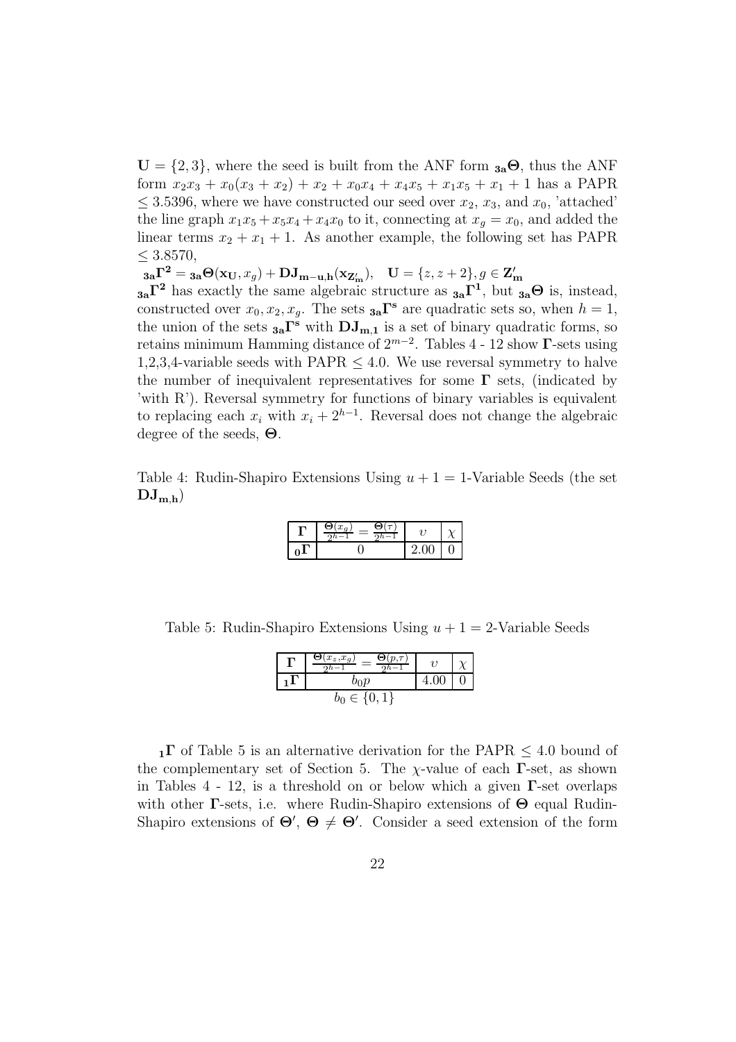$\mathbf{U} = \{2, 3\}$, where the seed is built from the ANF form ${}_{\mathbf{3a}}\mathbf{\Theta}$, thus the ANF form $x_2x_3 + x_0(x_3 + x_2) + x_2 + x_0x_4 + x_4x_5 + x_1x_5 + x_1 + 1$ has a PAPR $\leq 3.5396$, where we have constructed our seed over $x_2$, $x_3$, and $x_0$, 'attached' the line graph $x_1x_5 + x_5x_4 + x_4x_0$ to it, connecting at $x_g = x_0$, and added the linear terms $x_2 + x_1 + 1$. As another example, the following set has PAPR $\leq 3.8570$,

${}_{\mathbf{3a}}\mathbf{\Gamma^2} = {}_{\mathbf{3a}}\mathbf{\Theta}(\mathbf{x_U}, x_g) + \mathbf{DJ_{m-u,h}}(\mathbf{x_{Z'_m}}), \quad \mathbf{U} = \{z, z+2\}, g \in \mathbf{Z'_m}$

${}_{\mathbf{3a}}\mathbf{\Gamma^2}$ has exactly the same algebraic structure as ${}_{\mathbf{3a}}\mathbf{\Gamma^1}$, but ${}_{\mathbf{3a}}\mathbf{\Theta}$ is, instead, constructed over $x_0, x_2, x_g$. The sets ${}_{\mathbf{3a}}\mathbf{\Gamma^s}$ are quadratic sets so, when $h = 1$, the union of the sets ${}_{\mathbf{3a}}\mathbf{\Gamma^s}$ with $\mathbf{DJ_{m,1}}$ is a set of binary quadratic forms, so retains minimum Hamming distance of $2^{m-2}$. Tables 4 - 12 show $\mathbf{\Gamma}$-sets using 1,2,3,4-variable seeds with PAPR $\leq 4.0$. We use reversal symmetry to halve the number of inequivalent representatives for some $\mathbf{\Gamma}$ sets, (indicated by 'with R'). Reversal symmetry for functions of binary variables is equivalent to replacing each $x_i$ with $x_i + 2^{h-1}$. Reversal does not change the algebraic degree of the seeds, $\mathbf{\Theta}$.

Table 4: Rudin-Shapiro Extensions Using $u + 1 = 1$-Variable Seeds (the set $\mathbf{DJ_{m,h}}$)

| $\mathbf{\Gamma}$ | $\frac{\mathbf{\Theta}(x_g)}{2^{h-1}} = \frac{\mathbf{\Theta}(\tau)}{2^{h-1}}$ | $\upsilon$ | $\chi$ |
|---|---|---|---|
| ${}_{\mathbf{0}}\mathbf{\Gamma}$ | 0 | 2.00 | 0 |

Table 5: Rudin-Shapiro Extensions Using $u + 1 = 2$-Variable Seeds

| $\mathbf{\Gamma}$ | $\frac{\mathbf{\Theta}(x_z,x_g)}{2^{h-1}} = \frac{\mathbf{\Theta}(p,\tau)}{2^{h-1}}$ | $\upsilon$ | $\chi$ |
|---|---|---|---|
| ${}_{\mathbf{1}}\mathbf{\Gamma}$ | $b_0p$ | 4.00 | 0 |
| | $b_0 \in \{0, 1\}$ | | |

${}_{\mathbf{1}}\mathbf{\Gamma}$ of Table 5 is an alternative derivation for the PAPR $\leq 4.0$ bound of the complementary set of Section 5. The $\chi$-value of each $\mathbf{\Gamma}$-set, as shown in Tables 4 - 12, is a threshold on or below which a given $\mathbf{\Gamma}$-set overlaps with other $\mathbf{\Gamma}$-sets, i.e. where Rudin-Shapiro extensions of $\mathbf{\Theta}$ equal Rudin-Shapiro extensions of $\mathbf{\Theta'}$, $\mathbf{\Theta} \neq \mathbf{\Theta'}$. Consider a seed extension of the form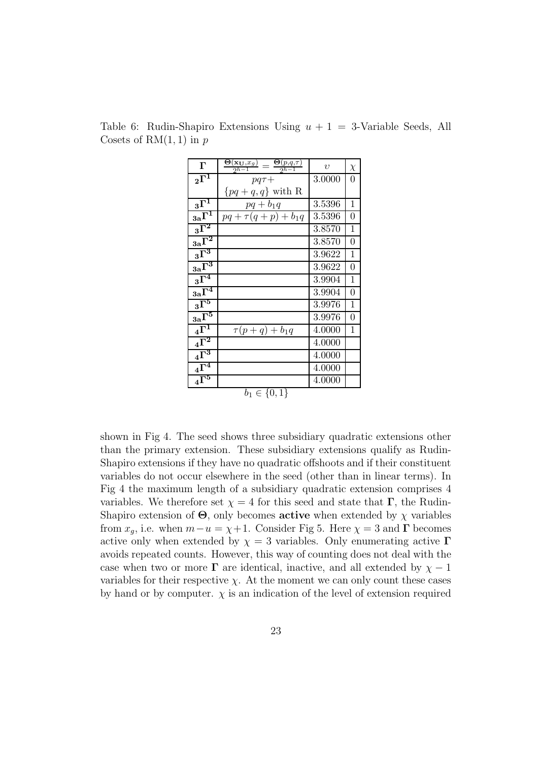Table 6: Rudin-Shapiro Extensions Using $u + 1 = 3$-Variable Seeds, All Cosets of RM(1,1) in $p$

| $\mathbf{\Gamma}$ | $\frac{\mathbf{\Theta}(\mathbf{x_U}, x_g)}{2^{h-1}} = \frac{\mathbf{\Theta}(p,q,\tau)}{2^{h-1}}$ | $\upsilon$ | $\chi$ |
|---|---|---|---|
| $_{\mathbf{2}}\mathbf{\Gamma^1}$ | $pq\tau+$ $\{pq + q, q\}$ with R | 3.0000 | 0 |
| $_{\mathbf{3}}\mathbf{\Gamma^1}$ | $pq + b_1 q$ | 3.5396 | 1 |
| $_{\mathbf{3a}}\mathbf{\Gamma^1}$ | $pq + \tau(q+p) + b_1 q$ | 3.5396 | 0 |
| $_{\mathbf{3}}\mathbf{\Gamma^2}$ | | 3.8570 | 1 |
| $_{\mathbf{3a}}\mathbf{\Gamma^2}$ | | 3.8570 | 0 |
| $_{\mathbf{3}}\mathbf{\Gamma^3}$ | | 3.9622 | 1 |
| $_{\mathbf{3a}}\mathbf{\Gamma^3}$ | | 3.9622 | 0 |
| $_{\mathbf{3}}\mathbf{\Gamma^4}$ | | 3.9904 | 1 |
| $_{\mathbf{3a}}\mathbf{\Gamma^4}$ | | 3.9904 | 0 |
| $_{\mathbf{3}}\mathbf{\Gamma^5}$ | | 3.9976 | 1 |
| $_{\mathbf{3a}}\mathbf{\Gamma^5}$ | | 3.9976 | 0 |
| $_{\mathbf{4}}\mathbf{\Gamma^1}$ | $\tau(p+q) + b_1 q$ | 4.0000 | 1 |
| $_{\mathbf{4}}\mathbf{\Gamma^2}$ | | 4.0000 | |
| $_{\mathbf{4}}\mathbf{\Gamma^3}$ | | 4.0000 | |
| $_{\mathbf{4}}\mathbf{\Gamma^4}$ | | 4.0000 | |
| $_{\mathbf{4}}\mathbf{\Gamma^5}$ | | 4.0000 | |

$b_1 \in \{0, 1\}$

shown in Fig 4. The seed shows three subsidiary quadratic extensions other than the primary extension. These subsidiary extensions qualify as Rudin-Shapiro extensions if they have no quadratic offshoots and if their constituent variables do not occur elsewhere in the seed (other than in linear terms). In Fig 4 the maximum length of a subsidiary quadratic extension comprises 4 variables. We therefore set $\chi = 4$ for this seed and state that $\mathbf{\Gamma}$, the Rudin-Shapiro extension of $\mathbf{\Theta}$, only becomes **active** when extended by $\chi$ variables from $x_g$, i.e. when $m - u = \chi + 1$. Consider Fig 5. Here $\chi = 3$ and $\mathbf{\Gamma}$ becomes active only when extended by $\chi = 3$ variables. Only enumerating active $\mathbf{\Gamma}$ avoids repeated counts. However, this way of counting does not deal with the case when two or more $\mathbf{\Gamma}$ are identical, inactive, and all extended by $\chi - 1$ variables for their respective $\chi$. At the moment we can only count these cases by hand or by computer. $\chi$ is an indication of the level of extension required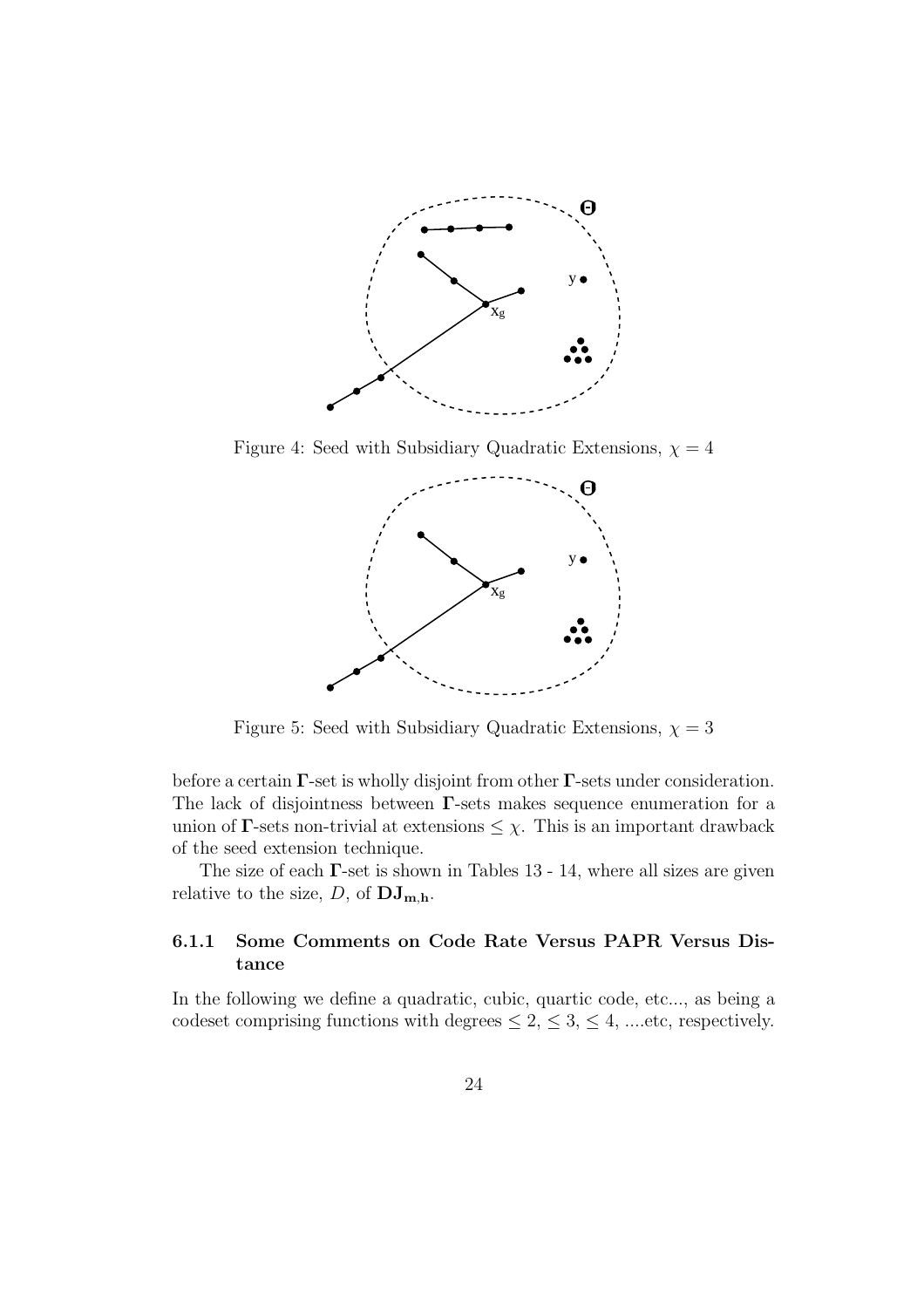Figure 4: Seed with Subsidiary Quadratic Extensions, $\chi = 4$

Figure 5: Seed with Subsidiary Quadratic Extensions, $\chi = 3$

before a certain $\mathbf{\Gamma}$-set is wholly disjoint from other $\mathbf{\Gamma}$-sets under consideration. The lack of disjointness between $\mathbf{\Gamma}$-sets makes sequence enumeration for a union of $\mathbf{\Gamma}$-sets non-trivial at extensions $\leq \chi$. This is an important drawback of the seed extension technique.

The size of each $\mathbf{\Gamma}$-set is shown in Tables 13 - 14, where all sizes are given relative to the size, $D$, of $\mathbf{DJ_{m,h}}$.

### 6.1.1 Some Comments on Code Rate Versus PAPR Versus Distance

In the following we define a quadratic, cubic, quartic code, etc..., as being a codeset comprising functions with degrees $\leq 2$, $\leq 3$, $\leq 4$, ....etc, respectively.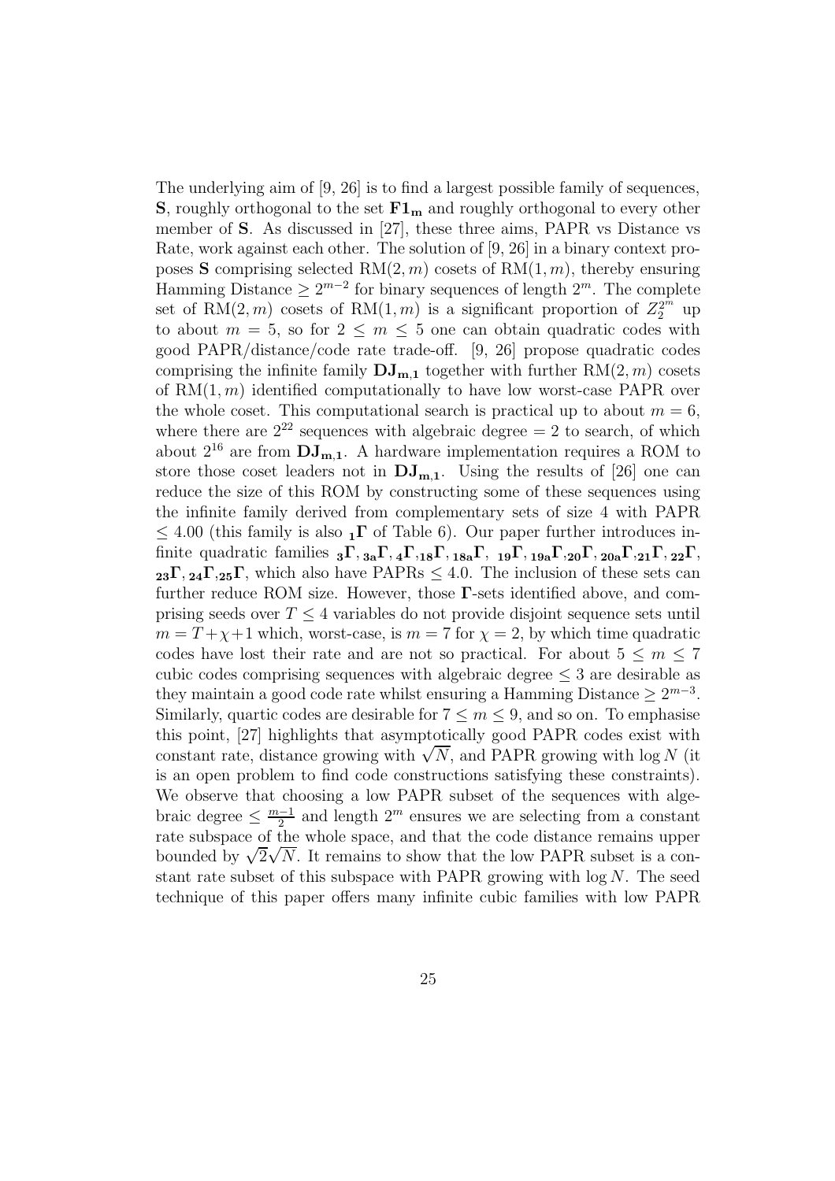The underlying aim of [9, 26] is to find a largest possible family of sequences, $\mathbf{S}$, roughly orthogonal to the set $\mathbf{F1_m}$ and roughly orthogonal to every other member of $\mathbf{S}$. As discussed in [27], these three aims, PAPR vs Distance vs Rate, work against each other. The solution of [9, 26] in a binary context proposes $\mathbf{S}$ comprising selected $\mathrm{RM}(2,m)$ cosets of $\mathrm{RM}(1,m)$, thereby ensuring Hamming Distance $\geq 2^{m-2}$ for binary sequences of length $2^m$. The complete set of $\mathrm{RM}(2,m)$ cosets of $\mathrm{RM}(1,m)$ is a significant proportion of $Z_2^{2^m}$ up to about $m=5$, so for $2 \leq m \leq 5$ one can obtain quadratic codes with good PAPR/distance/code rate trade-off. [9, 26] propose quadratic codes comprising the infinite family $\mathbf{DJ_{m,1}}$ together with further $\mathrm{RM}(2,m)$ cosets of $\mathrm{RM}(1,m)$ identified computationally to have low worst-case PAPR over the whole coset. This computational search is practical up to about $m=6$, where there are $2^{22}$ sequences with algebraic degree $=2$ to search, of which about $2^{16}$ are from $\mathbf{DJ_{m,1}}$. A hardware implementation requires a ROM to store those coset leaders not in $\mathbf{DJ_{m,1}}$. Using the results of [26] one can reduce the size of this ROM by constructing some of these sequences using the infinite family derived from complementary sets of size 4 with PAPR $\leq 4.00$ (this family is also $_{\mathbf{1}}\mathbf{\Gamma}$ of Table 6). Our paper further introduces infinite quadratic families $_{\mathbf{3}}\mathbf{\Gamma}$, $_{\mathbf{3a}}\mathbf{\Gamma}$, $_{\mathbf{4}}\mathbf{\Gamma}$,$_{\mathbf{18}}\mathbf{\Gamma}$, $_{\mathbf{18a}}\mathbf{\Gamma}$, $_{\mathbf{19}}\mathbf{\Gamma}$, $_{\mathbf{19a}}\mathbf{\Gamma}$,$_{\mathbf{20}}\mathbf{\Gamma}$, $_{\mathbf{20a}}\mathbf{\Gamma}$,$_{\mathbf{21}}\mathbf{\Gamma}$, $_{\mathbf{22}}\mathbf{\Gamma}$, $_{\mathbf{23}}\mathbf{\Gamma}$, $_{\mathbf{24}}\mathbf{\Gamma}$,$_{\mathbf{25}}\mathbf{\Gamma}$, which also have PAPRs $\leq 4.0$. The inclusion of these sets can further reduce ROM size. However, those $\mathbf{\Gamma}$-sets identified above, and comprising seeds over $T \leq 4$ variables do not provide disjoint sequence sets until $m = T+\chi+1$ which, worst-case, is $m=7$ for $\chi=2$, by which time quadratic codes have lost their rate and are not so practical. For about $5 \leq m \leq 7$ cubic codes comprising sequences with algebraic degree $\leq 3$ are desirable as they maintain a good code rate whilst ensuring a Hamming Distance $\geq 2^{m-3}$. Similarly, quartic codes are desirable for $7 \leq m \leq 9$, and so on. To emphasise this point, [27] highlights that asymptotically good PAPR codes exist with constant rate, distance growing with $\sqrt{N}$, and PAPR growing with $\log N$ (it is an open problem to find code constructions satisfying these constraints). We observe that choosing a low PAPR subset of the sequences with algebraic degree $\leq \frac{m-1}{2}$ and length $2^m$ ensures we are selecting from a constant rate subspace of the whole space, and that the code distance remains upper bounded by $\sqrt{2}\sqrt{N}$. It remains to show that the low PAPR subset is a constant rate subset of this subspace with PAPR growing with $\log N$. The seed technique of this paper offers many infinite cubic families with low PAPR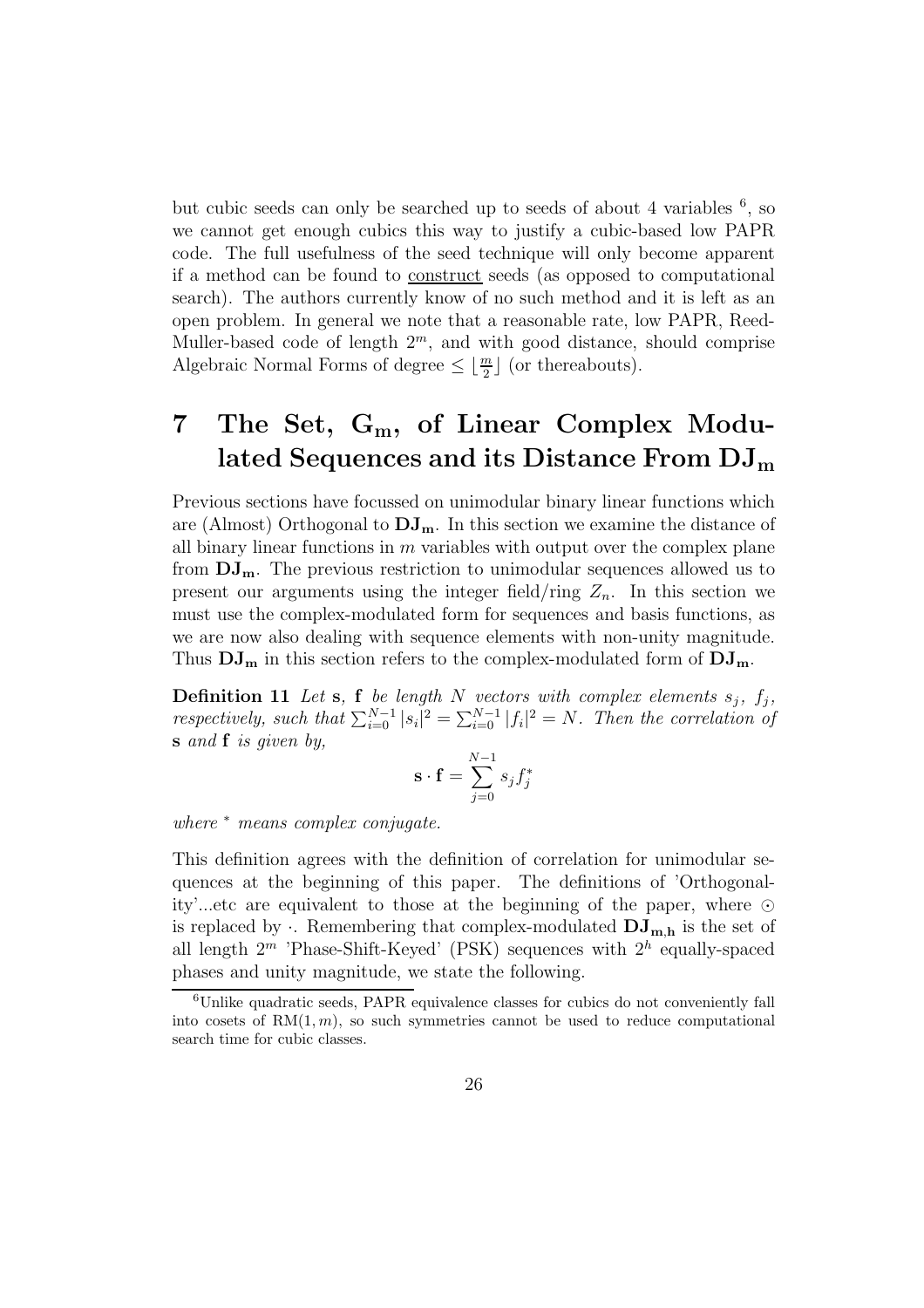but cubic seeds can only be searched up to seeds of about 4 variables [6], so we cannot get enough cubics this way to justify a cubic-based low PAPR code. The full usefulness of the seed technique will only become apparent if a method can be found to construct seeds (as opposed to computational search). The authors currently know of no such method and it is left as an open problem. In general we note that a reasonable rate, low PAPR, Reed-Muller-based code of length $2^m$, and with good distance, should comprise Algebraic Normal Forms of degree $\leq \lfloor \frac{m}{2} \rfloor$ (or thereabouts).

# 7 The Set, $\mathbf{G_m}$, of Linear Complex Modulated Sequences and its Distance From $\mathbf{DJ_m}$

Previous sections have focussed on unimodular binary linear functions which are (Almost) Orthogonal to $\mathbf{DJ_m}$. In this section we examine the distance of all binary linear functions in $m$ variables with output over the complex plane from $\mathbf{DJ_m}$. The previous restriction to unimodular sequences allowed us to present our arguments using the integer field/ring $Z_n$. In this section we must use the complex-modulated form for sequences and basis functions, as we are now also dealing with sequence elements with non-unity magnitude. Thus $\mathbf{DJ_m}$ in this section refers to the complex-modulated form of $\mathbf{DJ_m}$.

**Definition 11** *Let* $\mathbf{s}$, $\mathbf{f}$ *be length* $N$ *vectors with complex elements* $s_j$, $f_j$, *respectively, such that* $\sum_{i=0}^{N-1} |s_i|^2 = \sum_{i=0}^{N-1} |f_i|^2 = N$. *Then the correlation of* $\mathbf{s}$ *and* $\mathbf{f}$ *is given by,*

$$\mathbf{s} \cdot \mathbf{f} = \sum_{j=0}^{N-1} s_j f_j^*$$

*where* $^*$ *means complex conjugate.*

This definition agrees with the definition of correlation for unimodular sequences at the beginning of this paper. The definitions of 'Orthogonality'...etc are equivalent to those at the beginning of the paper, where $\odot$ is replaced by $\cdot$. Remembering that complex-modulated $\mathbf{DJ_{m,h}}$ is the set of all length $2^m$ 'Phase-Shift-Keyed' (PSK) sequences with $2^h$ equally-spaced phases and unity magnitude, we state the following.

[6] Unlike quadratic seeds, PAPR equivalence classes for cubics do not conveniently fall into cosets of RM$(1, m)$, so such symmetries cannot be used to reduce computational search time for cubic classes.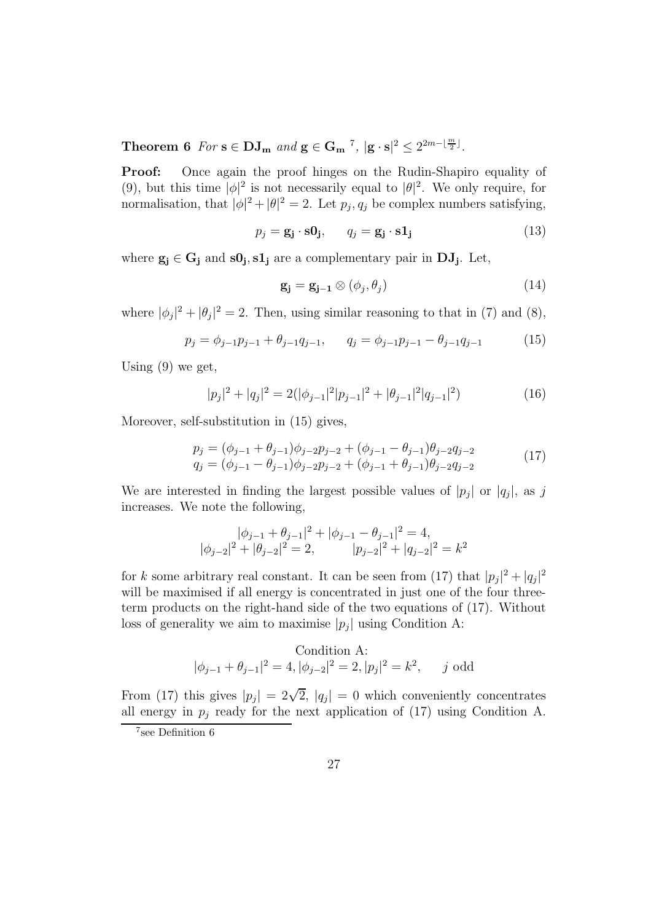**Theorem 6** *For* $\mathbf{s} \in \mathbf{DJ_m}$ *and* $\mathbf{g} \in \mathbf{G_m}$ [7], $|\mathbf{g} \cdot \mathbf{s}|^2 \leq 2^{2m - \lfloor \frac{m}{2} \rfloor}$.

**Proof:** Once again the proof hinges on the Rudin-Shapiro equality of (9), but this time $|\phi|^2$ is not necessarily equal to $|\theta|^2$. We only require, for normalisation, that $|\phi|^2 + |\theta|^2 = 2$. Let $p_j, q_j$ be complex numbers satisfying,

$$p_j = \mathbf{g_j} \cdot \mathbf{s0_j}, \qquad q_j = \mathbf{g_j} \cdot \mathbf{s1_j} \tag{13}$$

where $\mathbf{g_j} \in \mathbf{G_j}$ and $\mathbf{s0_j}, \mathbf{s1_j}$ are a complementary pair in $\mathbf{DJ_j}$. Let,

$$\mathbf{g_j} = \mathbf{g_{j-1}} \otimes (\phi_j, \theta_j) \tag{14}$$

where $|\phi_j|^2 + |\theta_j|^2 = 2$. Then, using similar reasoning to that in (7) and (8),

$$p_j = \phi_{j-1} p_{j-1} + \theta_{j-1} q_{j-1}, \qquad q_j = \phi_{j-1} p_{j-1} - \theta_{j-1} q_{j-1} \tag{15}$$

Using (9) we get,

$$|p_j|^2 + |q_j|^2 = 2(|\phi_{j-1}|^2 |p_{j-1}|^2 + |\theta_{j-1}|^2 |q_{j-1}|^2) \tag{16}$$

Moreover, self-substitution in (15) gives,

$$\begin{array}{l} p_j = (\phi_{j-1} + \theta_{j-1})\phi_{j-2} p_{j-2} + (\phi_{j-1} - \theta_{j-1})\theta_{j-2} q_{j-2} \\ q_j = (\phi_{j-1} - \theta_{j-1})\phi_{j-2} p_{j-2} + (\phi_{j-1} + \theta_{j-1})\theta_{j-2} q_{j-2} \end{array} \tag{17}$$

We are interested in finding the largest possible values of $|p_j|$ or $|q_j|$, as $j$ increases. We note the following,

$$\begin{array}{c} |\phi_{j-1} + \theta_{j-1}|^2 + |\phi_{j-1} - \theta_{j-1}|^2 = 4, \\ |\phi_{j-2}|^2 + |\theta_{j-2}|^2 = 2, \qquad |p_{j-2}|^2 + |q_{j-2}|^2 = k^2 \end{array}$$

for $k$ some arbitrary real constant. It can be seen from (17) that $|p_j|^2 + |q_j|^2$ will be maximised if all energy is concentrated in just one of the four three-term products on the right-hand side of the two equations of (17). Without loss of generality we aim to maximise $|p_j|$ using Condition A:

$$\text{Condition A:}$$
$$|\phi_{j-1} + \theta_{j-1}|^2 = 4, |\phi_{j-2}|^2 = 2, |p_j|^2 = k^2, \qquad j \text{ odd}$$

From (17) this gives $|p_j| = 2\sqrt{2}$, $|q_j| = 0$ which conveniently concentrates all energy in $p_j$ ready for the next application of (17) using Condition A.

[7] see Definition 6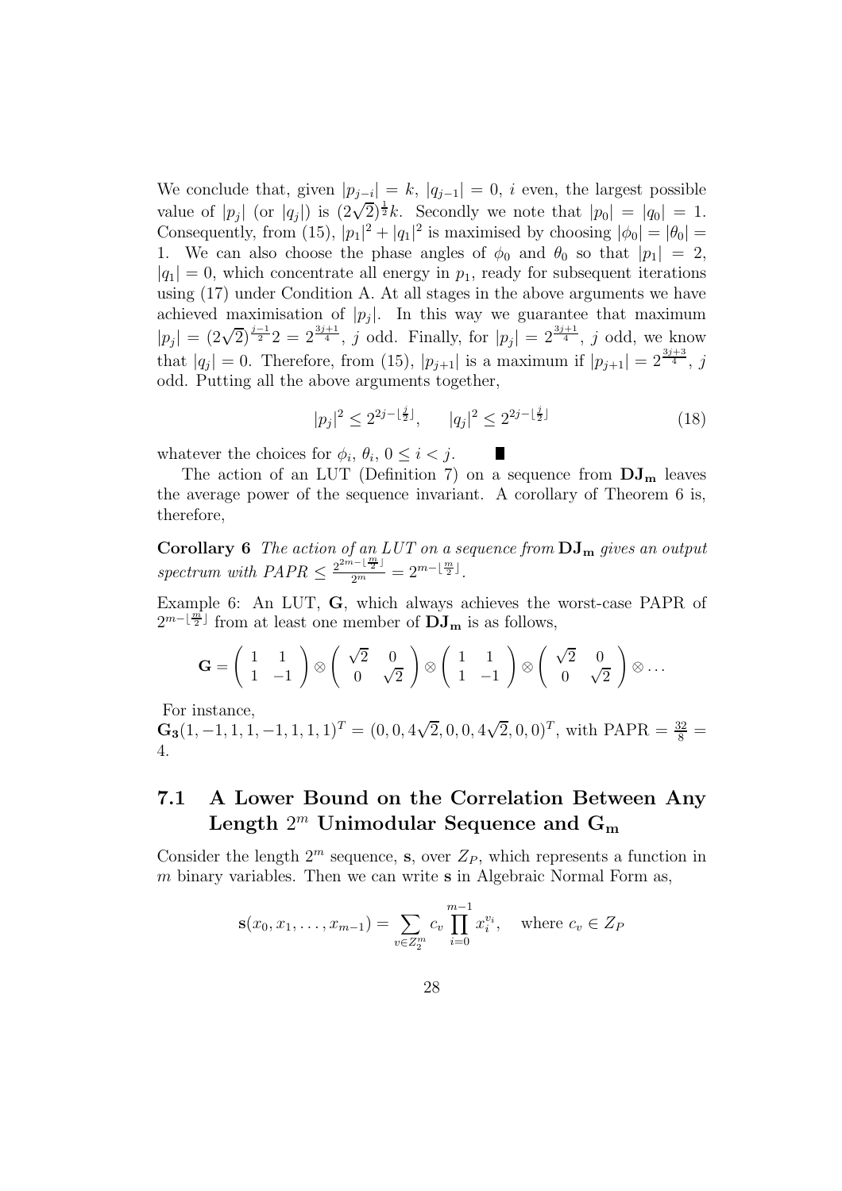We conclude that, given $|p_{j-i}| = k$, $|q_{j-1}| = 0$, $i$ even, the largest possible value of $|p_j|$ (or $|q_j|$) is $(2\sqrt{2})^{\frac{1}{2}}k$. Secondly we note that $|p_0| = |q_0| = 1$. Consequently, from (15), $|p_1|^2 + |q_1|^2$ is maximised by choosing $|\phi_0| = |\theta_0| = 1$. We can also choose the phase angles of $\phi_0$ and $\theta_0$ so that $|p_1| = 2$, $|q_1| = 0$, which concentrate all energy in $p_1$, ready for subsequent iterations using (17) under Condition A. At all stages in the above arguments we have achieved maximisation of $|p_j|$. In this way we guarantee that maximum $|p_j| = (2\sqrt{2})^{\frac{j-1}{2}}2 = 2^{\frac{3j+1}{4}}$, $j$ odd. Finally, for $|p_j| = 2^{\frac{3j+1}{4}}$, $j$ odd, we know that $|q_j| = 0$. Therefore, from (15), $|p_{j+1}|$ is a maximum if $|p_{j+1}| = 2^{\frac{3j+3}{4}}$, $j$ odd. Putting all the above arguments together,

$$|p_j|^2 \leq 2^{2j-\lfloor \frac{j}{2} \rfloor}, \qquad |q_j|^2 \leq 2^{2j-\lfloor \frac{j}{2} \rfloor} \tag{18}$$

whatever the choices for $\phi_i$, $\theta_i$, $0 \leq i < j$. ∎

The action of an LUT (Definition 7) on a sequence from $\mathbf{DJ_m}$ leaves the average power of the sequence invariant. A corollary of Theorem 6 is, therefore,

**Corollary 6** *The action of an LUT on a sequence from* $\mathbf{DJ_m}$ *gives an output spectrum with PAPR* $\leq \frac{2^{2m-\lfloor \frac{m}{2} \rfloor}}{2^m} = 2^{m-\lfloor \frac{m}{2} \rfloor}$.

Example 6: An LUT, $\mathbf{G}$, which always achieves the worst-case PAPR of $2^{m-\lfloor \frac{m}{2} \rfloor}$ from at least one member of $\mathbf{DJ_m}$ is as follows,

$$\mathbf{G} = \begin{pmatrix} 1 & 1 \\ 1 & -1 \end{pmatrix} \otimes \begin{pmatrix} \sqrt{2} & 0 \\ 0 & \sqrt{2} \end{pmatrix} \otimes \begin{pmatrix} 1 & 1 \\ 1 & -1 \end{pmatrix} \otimes \begin{pmatrix} \sqrt{2} & 0 \\ 0 & \sqrt{2} \end{pmatrix} \otimes \ldots$$

For instance,
$\mathbf{G_3}(1, -1, 1, 1, -1, 1, 1, 1)^T = (0, 0, 4\sqrt{2}, 0, 0, 4\sqrt{2}, 0, 0)^T$, with PAPR $= \frac{32}{8} = 4$.

## 7.1 A Lower Bound on the Correlation Between Any Length $2^m$ Unimodular Sequence and $\mathbf{G_m}$

Consider the length $2^m$ sequence, $\mathbf{s}$, over $Z_P$, which represents a function in $m$ binary variables. Then we can write $\mathbf{s}$ in Algebraic Normal Form as,

$$\mathbf{s}(x_0, x_1, \ldots, x_{m-1}) = \sum_{v \in Z_2^m} c_v \prod_{i=0}^{m-1} x_i^{v_i}, \quad \text{where } c_v \in Z_P$$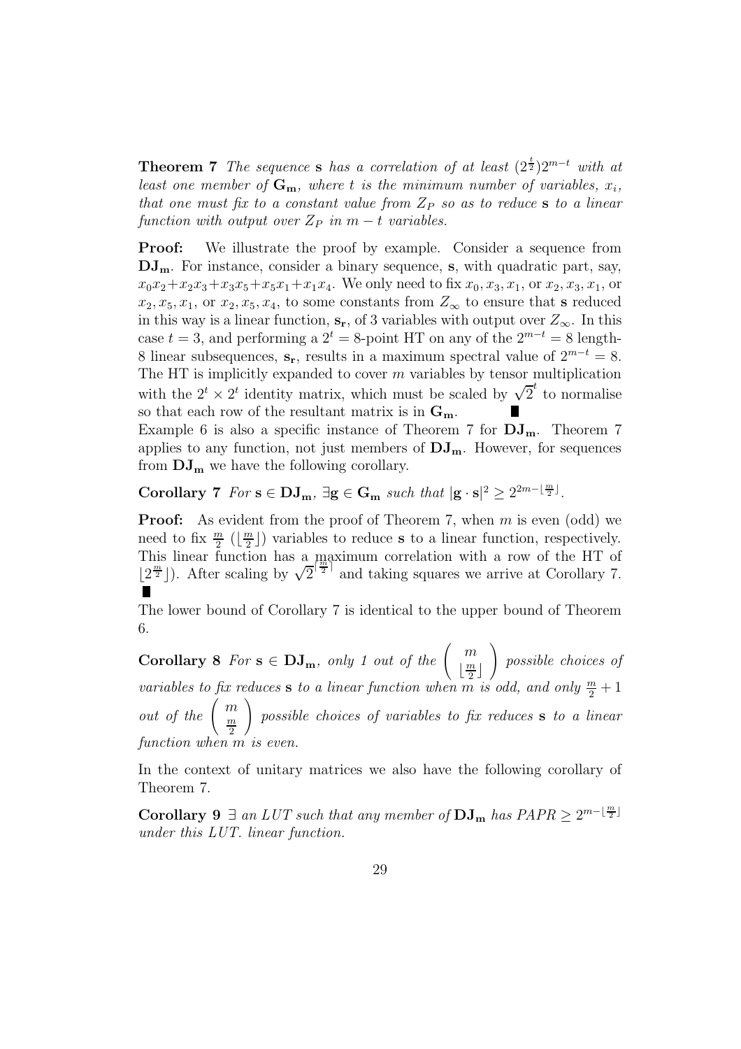**Theorem 7** *The sequence* $\mathbf{s}$ *has a correlation of at least* $(2^{\frac{t}{2}})2^{m-t}$ *with at least one member of* $\mathbf{G_m}$*, where* $t$ *is the minimum number of variables,* $x_i$*, that one must fix to a constant value from* $Z_P$ *so as to reduce* $\mathbf{s}$ *to a linear function with output over* $Z_P$ *in* $m-t$ *variables.*

**Proof:** We illustrate the proof by example. Consider a sequence from $\mathbf{DJ_m}$. For instance, consider a binary sequence, $\mathbf{s}$, with quadratic part, say, $x_0x_2+x_2x_3+x_3x_5+x_5x_1+x_1x_4$. We only need to fix $x_0, x_3, x_1$, or $x_2, x_3, x_1$, or $x_2, x_5, x_1$, or $x_2, x_5, x_4$, to some constants from $Z_\infty$ to ensure that $\mathbf{s}$ reduced in this way is a linear function, $\mathbf{s_r}$, of 3 variables with output over $Z_\infty$. In this case $t = 3$, and performing a $2^t = 8$-point HT on any of the $2^{m-t} = 8$ length-8 linear subsequences, $\mathbf{s_r}$, results in a maximum spectral value of $2^{m-t} = 8$. The HT is implicitly expanded to cover $m$ variables by tensor multiplication with the $2^t \times 2^t$ identity matrix, which must be scaled by $\sqrt{2}^t$ to normalise so that each row of the resultant matrix is in $\mathbf{G_m}$. ∎

Example 6 is also a specific instance of Theorem 7 for $\mathbf{DJ_m}$. Theorem 7 applies to any function, not just members of $\mathbf{DJ_m}$. However, for sequences from $\mathbf{DJ_m}$ we have the following corollary.

**Corollary 7** *For* $\mathbf{s} \in \mathbf{DJ_m}$*,* $\exists \mathbf{g} \in \mathbf{G_m}$ *such that* $|\mathbf{g} \cdot \mathbf{s}|^2 \geq 2^{2m-\lfloor \frac{m}{2} \rfloor}$.

**Proof:** As evident from the proof of Theorem 7, when $m$ is even (odd) we need to fix $\frac{m}{2}$ ($\lfloor \frac{m}{2} \rfloor$) variables to reduce $\mathbf{s}$ to a linear function, respectively. This linear function has a maximum correlation with a row of the HT of $\lfloor 2^{\frac{m}{2}} \rfloor$). After scaling by $\sqrt{2}^{\lceil \frac{m}{2} \rceil}$ and taking squares we arrive at Corollary 7. ∎

The lower bound of Corollary 7 is identical to the upper bound of Theorem 6.

**Corollary 8** *For* $\mathbf{s} \in \mathbf{DJ_m}$*, only 1 out of the* $\binom{m}{\lfloor \frac{m}{2} \rfloor}$ *possible choices of variables to fix reduces* $\mathbf{s}$ *to a linear function when* $m$ *is odd, and only* $\frac{m}{2}+1$ *out of the* $\binom{m}{\frac{m}{2}}$ *possible choices of variables to fix reduces* $\mathbf{s}$ *to a linear function when* $m$ *is even.*

In the context of unitary matrices we also have the following corollary of Theorem 7.

**Corollary 9** $\exists$ *an LUT such that any member of* $\mathbf{DJ_m}$ *has PAPR* $\geq 2^{m-\lfloor \frac{m}{2} \rfloor}$ *under this LUT. linear function.*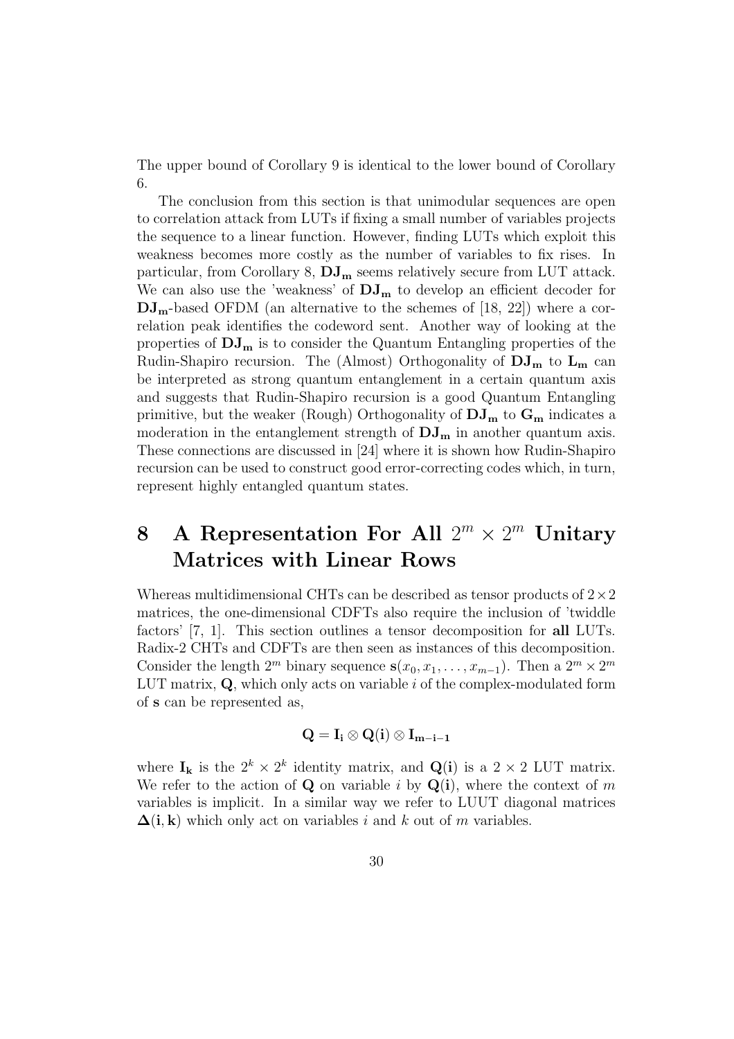The upper bound of Corollary 9 is identical to the lower bound of Corollary 6.

The conclusion from this section is that unimodular sequences are open to correlation attack from LUTs if fixing a small number of variables projects the sequence to a linear function. However, finding LUTs which exploit this weakness becomes more costly as the number of variables to fix rises. In particular, from Corollary 8, $\mathbf{DJ_m}$ seems relatively secure from LUT attack. We can also use the 'weakness' of $\mathbf{DJ_m}$ to develop an efficient decoder for $\mathbf{DJ_m}$-based OFDM (an alternative to the schemes of [18, 22]) where a correlation peak identifies the codeword sent. Another way of looking at the properties of $\mathbf{DJ_m}$ is to consider the Quantum Entangling properties of the Rudin-Shapiro recursion. The (Almost) Orthogonality of $\mathbf{DJ_m}$ to $\mathbf{L_m}$ can be interpreted as strong quantum entanglement in a certain quantum axis and suggests that Rudin-Shapiro recursion is a good Quantum Entangling primitive, but the weaker (Rough) Orthogonality of $\mathbf{DJ_m}$ to $\mathbf{G_m}$ indicates a moderation in the entanglement strength of $\mathbf{DJ_m}$ in another quantum axis. These connections are discussed in [24] where it is shown how Rudin-Shapiro recursion can be used to construct good error-correcting codes which, in turn, represent highly entangled quantum states.

# 8 A Representation For All $2^m \times 2^m$ Unitary Matrices with Linear Rows

Whereas multidimensional CHTs can be described as tensor products of $2 \times 2$ matrices, the one-dimensional CDFTs also require the inclusion of 'twiddle factors' [7, 1]. This section outlines a tensor decomposition for **all** LUTs. Radix-2 CHTs and CDFTs are then seen as instances of this decomposition. Consider the length $2^m$ binary sequence $\mathbf{s}(x_0, x_1, \ldots, x_{m-1})$. Then a $2^m \times 2^m$ LUT matrix, $\mathbf{Q}$, which only acts on variable $i$ of the complex-modulated form of $\mathbf{s}$ can be represented as,

$$\mathbf{Q} = \mathbf{I_i} \otimes \mathbf{Q(i)} \otimes \mathbf{I_{m-i-1}}$$

where $\mathbf{I_k}$ is the $2^k \times 2^k$ identity matrix, and $\mathbf{Q(i)}$ is a $2 \times 2$ LUT matrix. We refer to the action of $\mathbf{Q}$ on variable $i$ by $\mathbf{Q(i)}$, where the context of $m$ variables is implicit. In a similar way we refer to LUUT diagonal matrices $\mathbf{\Delta(i,k)}$ which only act on variables $i$ and $k$ out of $m$ variables.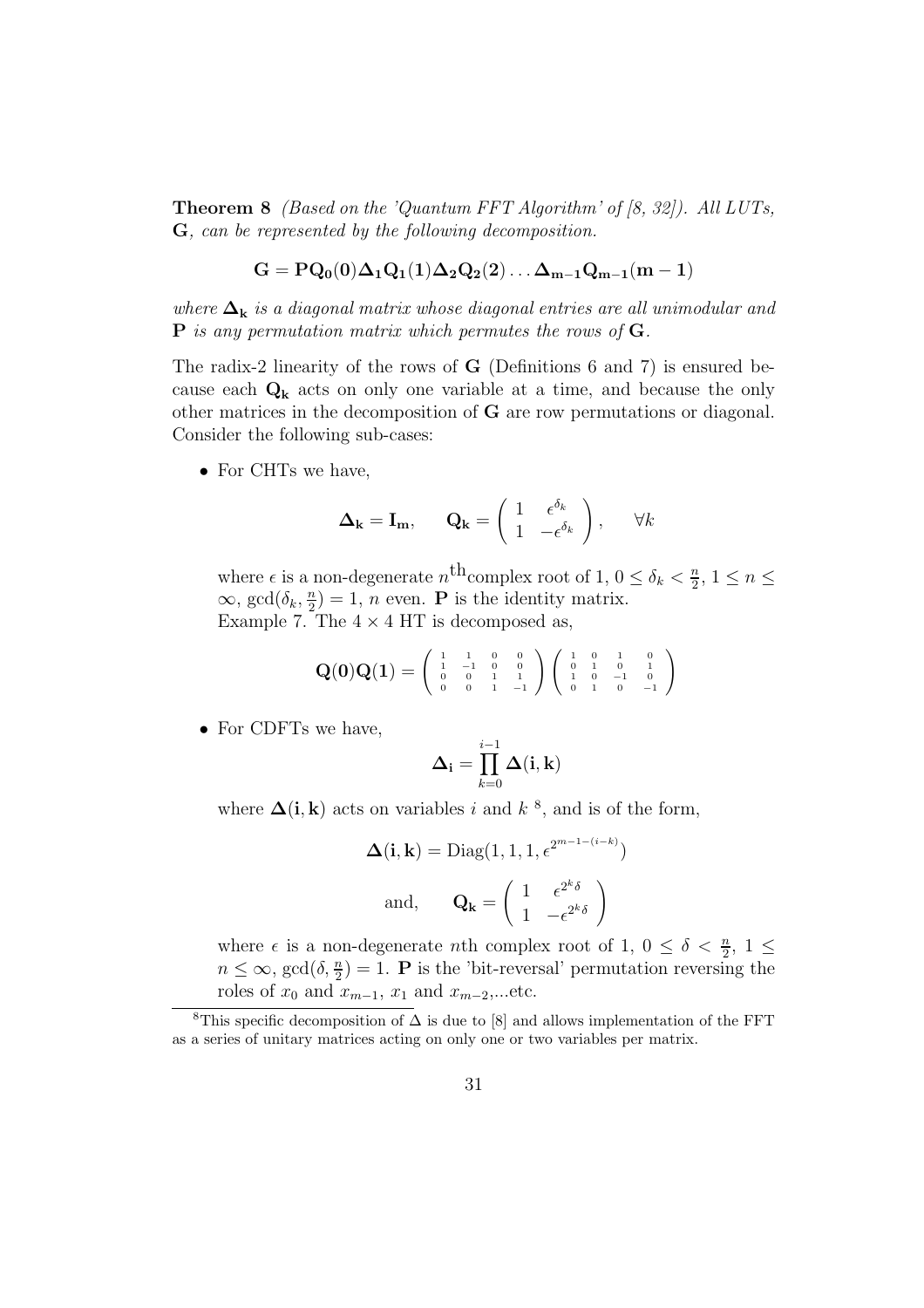**Theorem 8** *(Based on the 'Quantum FFT Algorithm' of [8, 32]). All LUTs,* $\mathbf{G}$*, can be represented by the following decomposition.*

$$\mathbf{G} = \mathbf{P}\mathbf{Q_0}(\mathbf{0})\mathbf{\Delta_1}\mathbf{Q_1}(\mathbf{1})\mathbf{\Delta_2}\mathbf{Q_2}(\mathbf{2})\ldots\mathbf{\Delta_{m-1}}\mathbf{Q_{m-1}}(\mathbf{m-1})$$

*where* $\mathbf{\Delta_k}$ *is a diagonal matrix whose diagonal entries are all unimodular and* $\mathbf{P}$ *is any permutation matrix which permutes the rows of* $\mathbf{G}$*.*

The radix-2 linearity of the rows of $\mathbf{G}$ (Definitions 6 and 7) is ensured because each $\mathbf{Q_k}$ acts on only one variable at a time, and because the only other matrices in the decomposition of $\mathbf{G}$ are row permutations or diagonal. Consider the following sub-cases:

- For CHTs we have,

$$\mathbf{\Delta_k} = \mathbf{I_m}, \qquad \mathbf{Q_k} = \begin{pmatrix} 1 & \epsilon^{\delta_k} \\ 1 & -\epsilon^{\delta_k} \end{pmatrix}, \qquad \forall k$$

  where $\epsilon$ is a non-degenerate $n^{\text{th}}$complex root of 1, $0 \leq \delta_k < \frac{n}{2}$, $1 \leq n \leq \infty$, $\gcd(\delta_k, \frac{n}{2}) = 1$, $n$ even. $\mathbf{P}$ is the identity matrix.
  Example 7. The $4 \times 4$ HT is decomposed as,

$$\mathbf{Q}(\mathbf{0})\mathbf{Q}(\mathbf{1}) = \begin{pmatrix} 1 & 1 & 0 & 0 \\ 1 & -1 & 0 & 0 \\ 0 & 0 & 1 & 1 \\ 0 & 0 & 1 & -1 \end{pmatrix} \begin{pmatrix} 1 & 0 & 1 & 0 \\ 0 & 1 & 0 & 1 \\ 1 & 0 & -1 & 0 \\ 0 & 1 & 0 & -1 \end{pmatrix}$$

- For CDFTs we have,

$$\mathbf{\Delta_i} = \prod_{k=0}^{i-1} \mathbf{\Delta}(\mathbf{i}, \mathbf{k})$$

  where $\mathbf{\Delta}(\mathbf{i}, \mathbf{k})$ acts on variables $i$ and $k$ [8], and is of the form,

$$\mathbf{\Delta}(\mathbf{i}, \mathbf{k}) = \text{Diag}(1, 1, 1, \epsilon^{2^{m-1-(i-k)}})$$

$$\text{and,} \qquad \mathbf{Q_k} = \begin{pmatrix} 1 & \epsilon^{2^k\delta} \\ 1 & -\epsilon^{2^k\delta} \end{pmatrix}$$

  where $\epsilon$ is a non-degenerate $n$th complex root of 1, $0 \leq \delta < \frac{n}{2}$, $1 \leq n \leq \infty$, $\gcd(\delta, \frac{n}{2}) = 1$. $\mathbf{P}$ is the 'bit-reversal' permutation reversing the roles of $x_0$ and $x_{m-1}$, $x_1$ and $x_{m-2}$,...etc.

---

[8] This specific decomposition of $\Delta$ is due to [8] and allows implementation of the FFT as a series of unitary matrices acting on only one or two variables per matrix.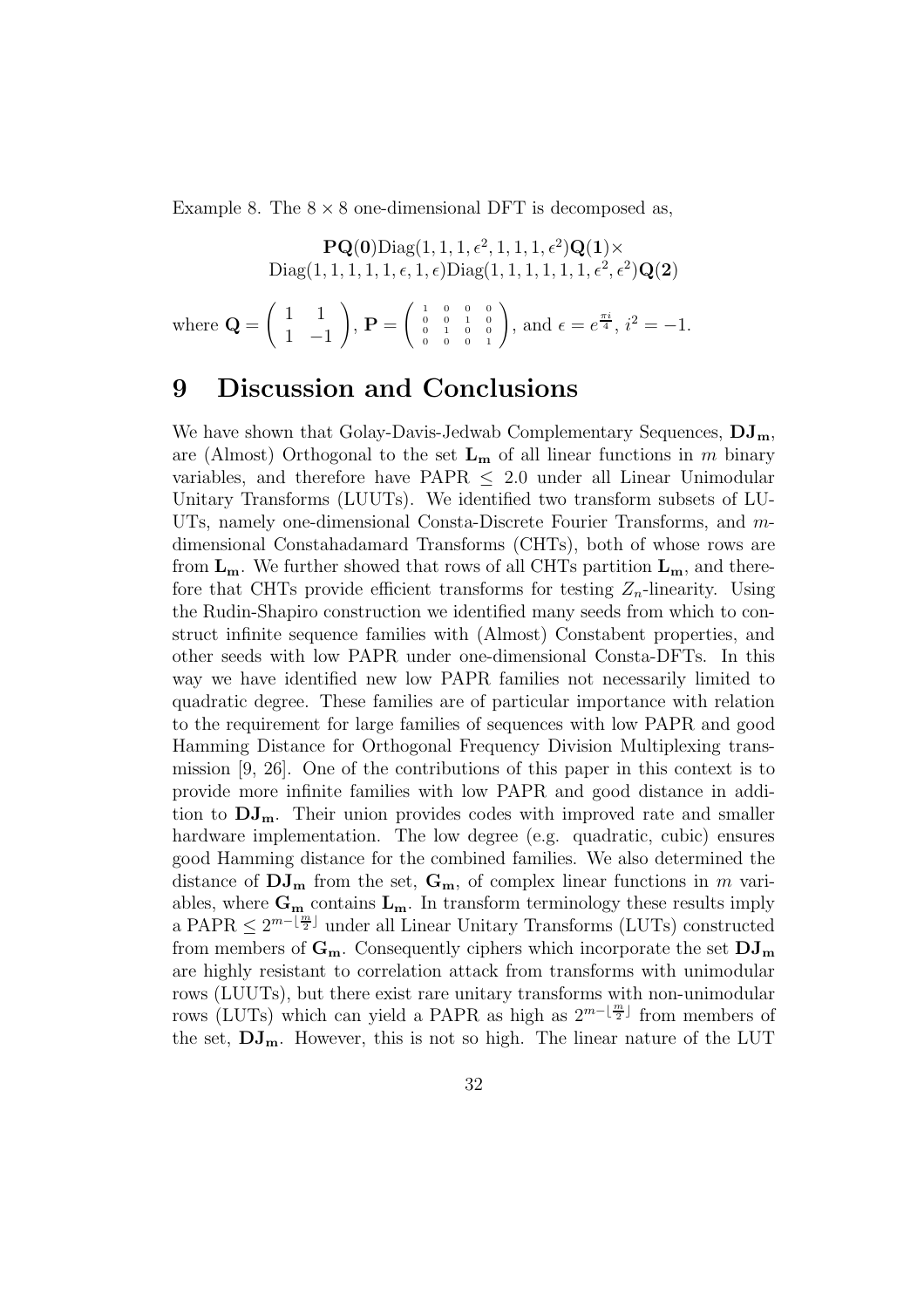Example 8. The $8 \times 8$ one-dimensional DFT is decomposed as,

$$\mathbf{P}\mathbf{Q}(\mathbf{0})\mathrm{Diag}(1,1,1,\epsilon^2,1,1,1,\epsilon^2)\mathbf{Q}(\mathbf{1})\times$$
$$\mathrm{Diag}(1,1,1,1,1,\epsilon,1,\epsilon)\mathrm{Diag}(1,1,1,1,1,1,\epsilon^2,\epsilon^2)\mathbf{Q}(\mathbf{2})$$

where $\mathbf{Q} = \begin{pmatrix} 1 & 1 \\ 1 & -1 \end{pmatrix}$, $\mathbf{P} = \begin{pmatrix} 1 & 0 & 0 & 0 \\ 0 & 0 & 1 & 0 \\ 0 & 1 & 0 & 0 \\ 0 & 0 & 0 & 1 \end{pmatrix}$, and $\epsilon = e^{\frac{\pi i}{4}}$, $i^2 = -1$.

# 9 Discussion and Conclusions

We have shown that Golay-Davis-Jedwab Complementary Sequences, $\mathbf{DJ_m}$, are (Almost) Orthogonal to the set $\mathbf{L_m}$ of all linear functions in $m$ binary variables, and therefore have PAPR $\leq 2.0$ under all Linear Unimodular Unitary Transforms (LUUTs). We identified two transform subsets of LUUTs, namely one-dimensional Consta-Discrete Fourier Transforms, and $m$-dimensional Constahadamard Transforms (CHTs), both of whose rows are from $\mathbf{L_m}$. We further showed that rows of all CHTs partition $\mathbf{L_m}$, and therefore that CHTs provide efficient transforms for testing $Z_n$-linearity. Using the Rudin-Shapiro construction we identified many seeds from which to construct infinite sequence families with (Almost) Constabent properties, and other seeds with low PAPR under one-dimensional Consta-DFTs. In this way we have identified new low PAPR families not necessarily limited to quadratic degree. These families are of particular importance with relation to the requirement for large families of sequences with low PAPR and good Hamming Distance for Orthogonal Frequency Division Multiplexing transmission [9, 26]. One of the contributions of this paper in this context is to provide more infinite families with low PAPR and good distance in addition to $\mathbf{DJ_m}$. Their union provides codes with improved rate and smaller hardware implementation. The low degree (e.g. quadratic, cubic) ensures good Hamming distance for the combined families. We also determined the distance of $\mathbf{DJ_m}$ from the set, $\mathbf{G_m}$, of complex linear functions in $m$ variables, where $\mathbf{G_m}$ contains $\mathbf{L_m}$. In transform terminology these results imply a PAPR $\leq 2^{m-\lfloor \frac{m}{2} \rfloor}$ under all Linear Unitary Transforms (LUTs) constructed from members of $\mathbf{G_m}$. Consequently ciphers which incorporate the set $\mathbf{DJ_m}$ are highly resistant to correlation attack from transforms with unimodular rows (LUUTs), but there exist rare unitary transforms with non-unimodular rows (LUTs) which can yield a PAPR as high as $2^{m-\lfloor \frac{m}{2} \rfloor}$ from members of the set, $\mathbf{DJ_m}$. However, this is not so high. The linear nature of the LUT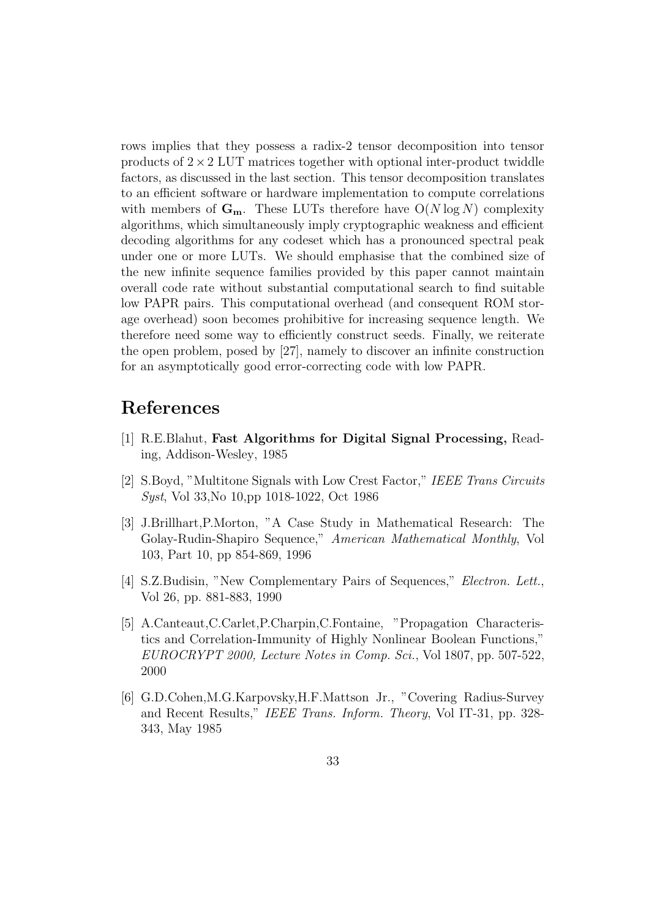rows implies that they possess a radix-2 tensor decomposition into tensor products of $2 \times 2$ LUT matrices together with optional inter-product twiddle factors, as discussed in the last section. This tensor decomposition translates to an efficient software or hardware implementation to compute correlations with members of $\mathbf{G_m}$. These LUTs therefore have $O(N \log N)$ complexity algorithms, which simultaneously imply cryptographic weakness and efficient decoding algorithms for any codeset which has a pronounced spectral peak under one or more LUTs. We should emphasise that the combined size of the new infinite sequence families provided by this paper cannot maintain overall code rate without substantial computational search to find suitable low PAPR pairs. This computational overhead (and consequent ROM storage overhead) soon becomes prohibitive for increasing sequence length. We therefore need some way to efficiently construct seeds. Finally, we reiterate the open problem, posed by [27], namely to discover an infinite construction for an asymptotically good error-correcting code with low PAPR.

# References

[1] R.E.Blahut, **Fast Algorithms for Digital Signal Processing,** Reading, Addison-Wesley, 1985

[2] S.Boyd, "Multitone Signals with Low Crest Factor," *IEEE Trans Circuits Syst*, Vol 33,No 10,pp 1018-1022, Oct 1986

[3] J.Brillhart,P.Morton, "A Case Study in Mathematical Research: The Golay-Rudin-Shapiro Sequence," *American Mathematical Monthly*, Vol 103, Part 10, pp 854-869, 1996

[4] S.Z.Budisin, "New Complementary Pairs of Sequences," *Electron. Lett.*, Vol 26, pp. 881-883, 1990

[5] A.Canteaut,C.Carlet,P.Charpin,C.Fontaine, "Propagation Characteristics and Correlation-Immunity of Highly Nonlinear Boolean Functions," *EUROCRYPT 2000, Lecture Notes in Comp. Sci.*, Vol 1807, pp. 507-522, 2000

[6] G.D.Cohen,M.G.Karpovsky,H.F.Mattson Jr., "Covering Radius-Survey and Recent Results," *IEEE Trans. Inform. Theory*, Vol IT-31, pp. 328-343, May 1985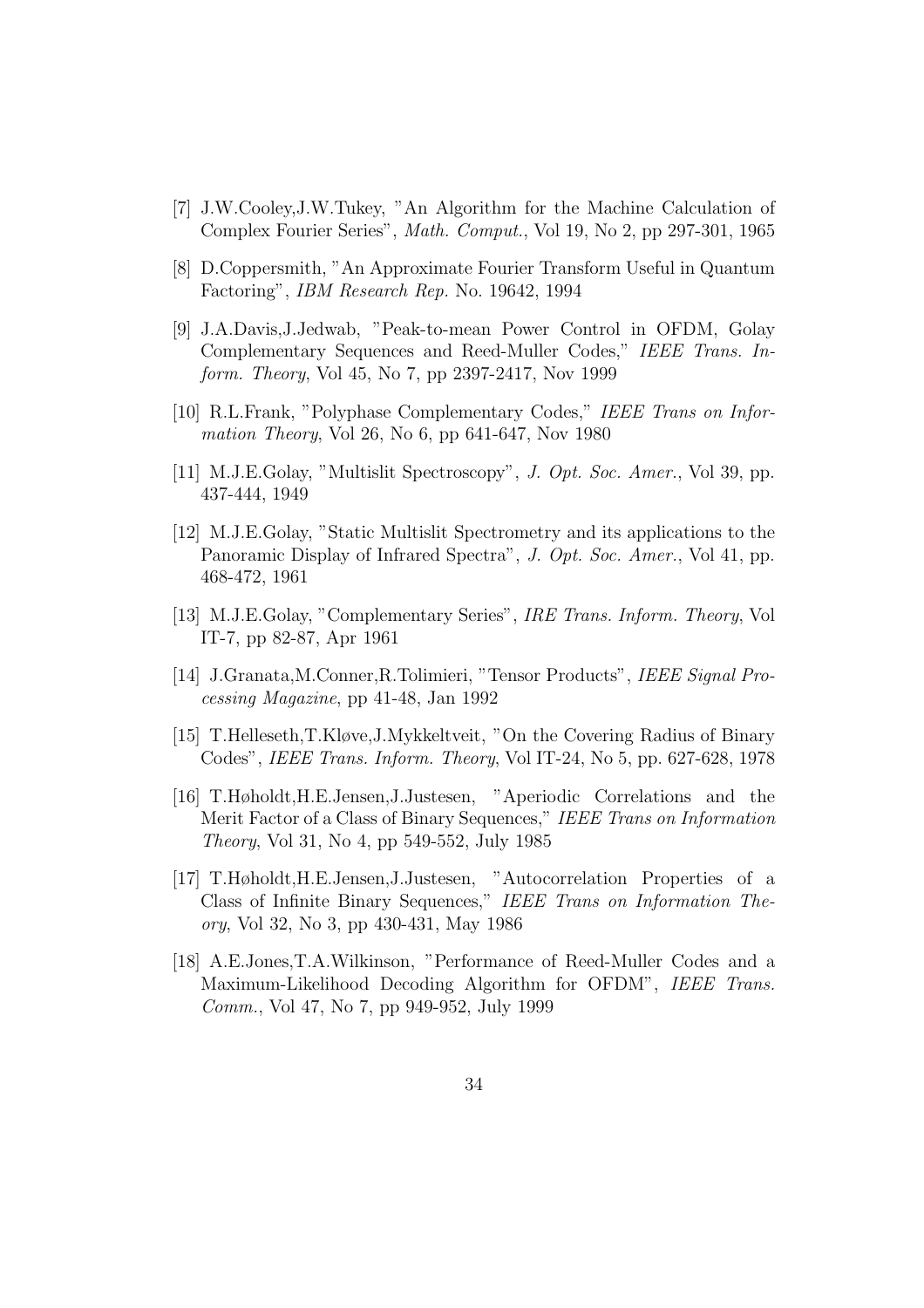[7] J.W.Cooley,J.W.Tukey, "An Algorithm for the Machine Calculation of Complex Fourier Series", *Math. Comput.*, Vol 19, No 2, pp 297-301, 1965

[8] D.Coppersmith, "An Approximate Fourier Transform Useful in Quantum Factoring", *IBM Research Rep.* No. 19642, 1994

[9] J.A.Davis,J.Jedwab, "Peak-to-mean Power Control in OFDM, Golay Complementary Sequences and Reed-Muller Codes," *IEEE Trans. Inform. Theory*, Vol 45, No 7, pp 2397-2417, Nov 1999

[10] R.L.Frank, "Polyphase Complementary Codes," *IEEE Trans on Information Theory*, Vol 26, No 6, pp 641-647, Nov 1980

[11] M.J.E.Golay, "Multislit Spectroscopy", *J. Opt. Soc. Amer.*, Vol 39, pp. 437-444, 1949

[12] M.J.E.Golay, "Static Multislit Spectrometry and its applications to the Panoramic Display of Infrared Spectra", *J. Opt. Soc. Amer.*, Vol 41, pp. 468-472, 1961

[13] M.J.E.Golay, "Complementary Series", *IRE Trans. Inform. Theory*, Vol IT-7, pp 82-87, Apr 1961

[14] J.Granata,M.Conner,R.Tolimieri, "Tensor Products", *IEEE Signal Processing Magazine*, pp 41-48, Jan 1992

[15] T.Helleseth,T.Kløve,J.Mykkeltveit, "On the Covering Radius of Binary Codes", *IEEE Trans. Inform. Theory*, Vol IT-24, No 5, pp. 627-628, 1978

[16] T.Høholdt,H.E.Jensen,J.Justesen, "Aperiodic Correlations and the Merit Factor of a Class of Binary Sequences," *IEEE Trans on Information Theory*, Vol 31, No 4, pp 549-552, July 1985

[17] T.Høholdt,H.E.Jensen,J.Justesen, "Autocorrelation Properties of a Class of Infinite Binary Sequences," *IEEE Trans on Information Theory*, Vol 32, No 3, pp 430-431, May 1986

[18] A.E.Jones,T.A.Wilkinson, "Performance of Reed-Muller Codes and a Maximum-Likelihood Decoding Algorithm for OFDM", *IEEE Trans. Comm.*, Vol 47, No 7, pp 949-952, July 1999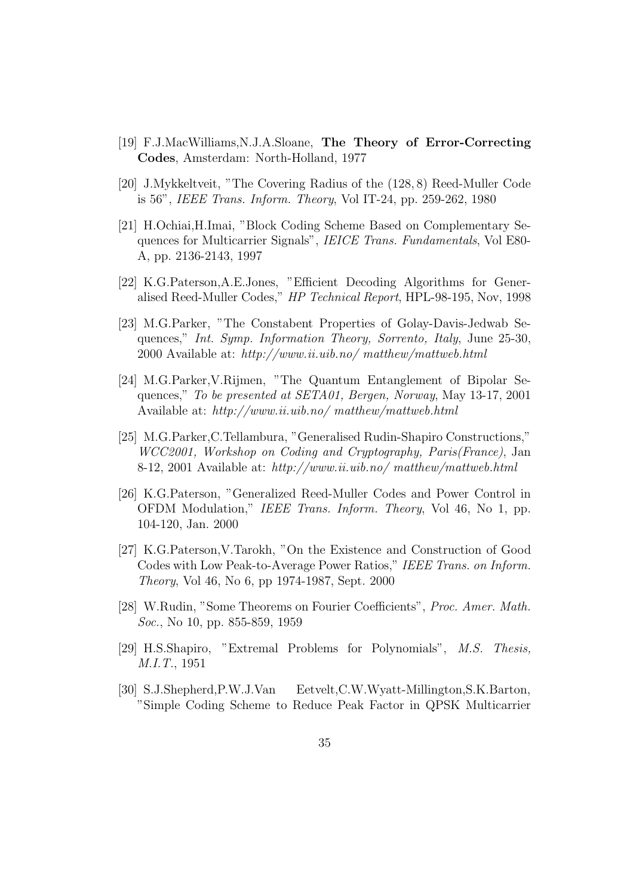[19] F.J.MacWilliams,N.J.A.Sloane, **The Theory of Error-Correcting Codes**, Amsterdam: North-Holland, 1977

[20] J.Mykkeltveit, "The Covering Radius of the $(128, 8)$ Reed-Muller Code is 56", *IEEE Trans. Inform. Theory*, Vol IT-24, pp. 259-262, 1980

[21] H.Ochiai,H.Imai, "Block Coding Scheme Based on Complementary Sequences for Multicarrier Signals", *IEICE Trans. Fundamentals*, Vol E80-A, pp. 2136-2143, 1997

[22] K.G.Paterson,A.E.Jones, "Efficient Decoding Algorithms for Generalised Reed-Muller Codes," *HP Technical Report*, HPL-98-195, Nov, 1998

[23] M.G.Parker, "The Constabent Properties of Golay-Davis-Jedwab Sequences," *Int. Symp. Information Theory, Sorrento, Italy*, June 25-30, 2000 Available at: *http://www.ii.uib.no/ matthew/mattweb.html*

[24] M.G.Parker,V.Rijmen, "The Quantum Entanglement of Bipolar Sequences," *To be presented at SETA01, Bergen, Norway*, May 13-17, 2001 Available at: *http://www.ii.uib.no/ matthew/mattweb.html*

[25] M.G.Parker,C.Tellambura, "Generalised Rudin-Shapiro Constructions," *WCC2001, Workshop on Coding and Cryptography, Paris(France)*, Jan 8-12, 2001 Available at: *http://www.ii.uib.no/ matthew/mattweb.html*

[26] K.G.Paterson, "Generalized Reed-Muller Codes and Power Control in OFDM Modulation," *IEEE Trans. Inform. Theory*, Vol 46, No 1, pp. 104-120, Jan. 2000

[27] K.G.Paterson,V.Tarokh, "On the Existence and Construction of Good Codes with Low Peak-to-Average Power Ratios," *IEEE Trans. on Inform. Theory*, Vol 46, No 6, pp 1974-1987, Sept. 2000

[28] W.Rudin, "Some Theorems on Fourier Coefficients", *Proc. Amer. Math. Soc.*, No 10, pp. 855-859, 1959

[29] H.S.Shapiro, "Extremal Problems for Polynomials", *M.S. Thesis, M.I.T.*, 1951

[30] S.J.Shepherd,P.W.J.Van Eetvelt,C.W.Wyatt-Millington,S.K.Barton, "Simple Coding Scheme to Reduce Peak Factor in QPSK Multicarrier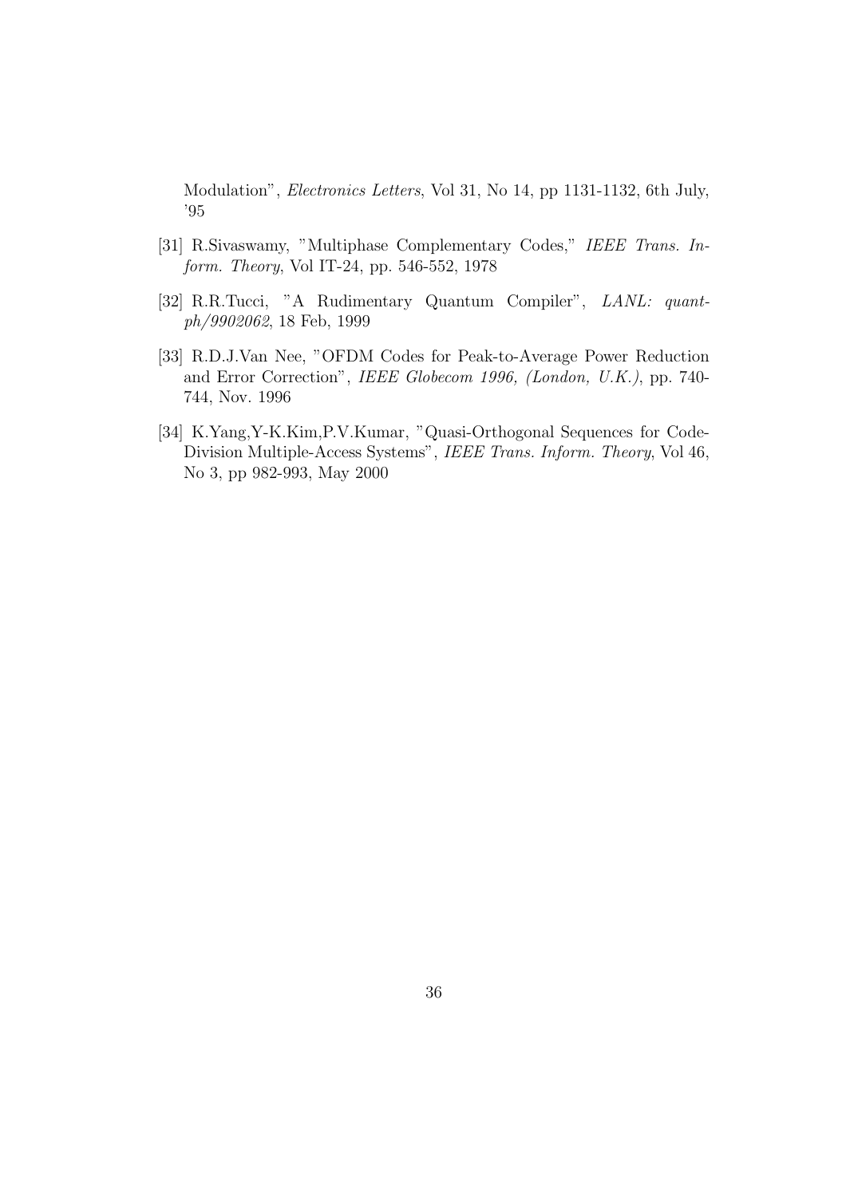Modulation", *Electronics Letters*, Vol 31, No 14, pp 1131-1132, 6th July, '95

[31] R.Sivaswamy, "Multiphase Complementary Codes," *IEEE Trans. Inform. Theory*, Vol IT-24, pp. 546-552, 1978

[32] R.R.Tucci, "A Rudimentary Quantum Compiler", *LANL: quant-ph/9902062*, 18 Feb, 1999

[33] R.D.J.Van Nee, "OFDM Codes for Peak-to-Average Power Reduction and Error Correction", *IEEE Globecom 1996, (London, U.K.)*, pp. 740-744, Nov. 1996

[34] K.Yang,Y-K.Kim,P.V.Kumar, "Quasi-Orthogonal Sequences for Code-Division Multiple-Access Systems", *IEEE Trans. Inform. Theory*, Vol 46, No 3, pp 982-993, May 2000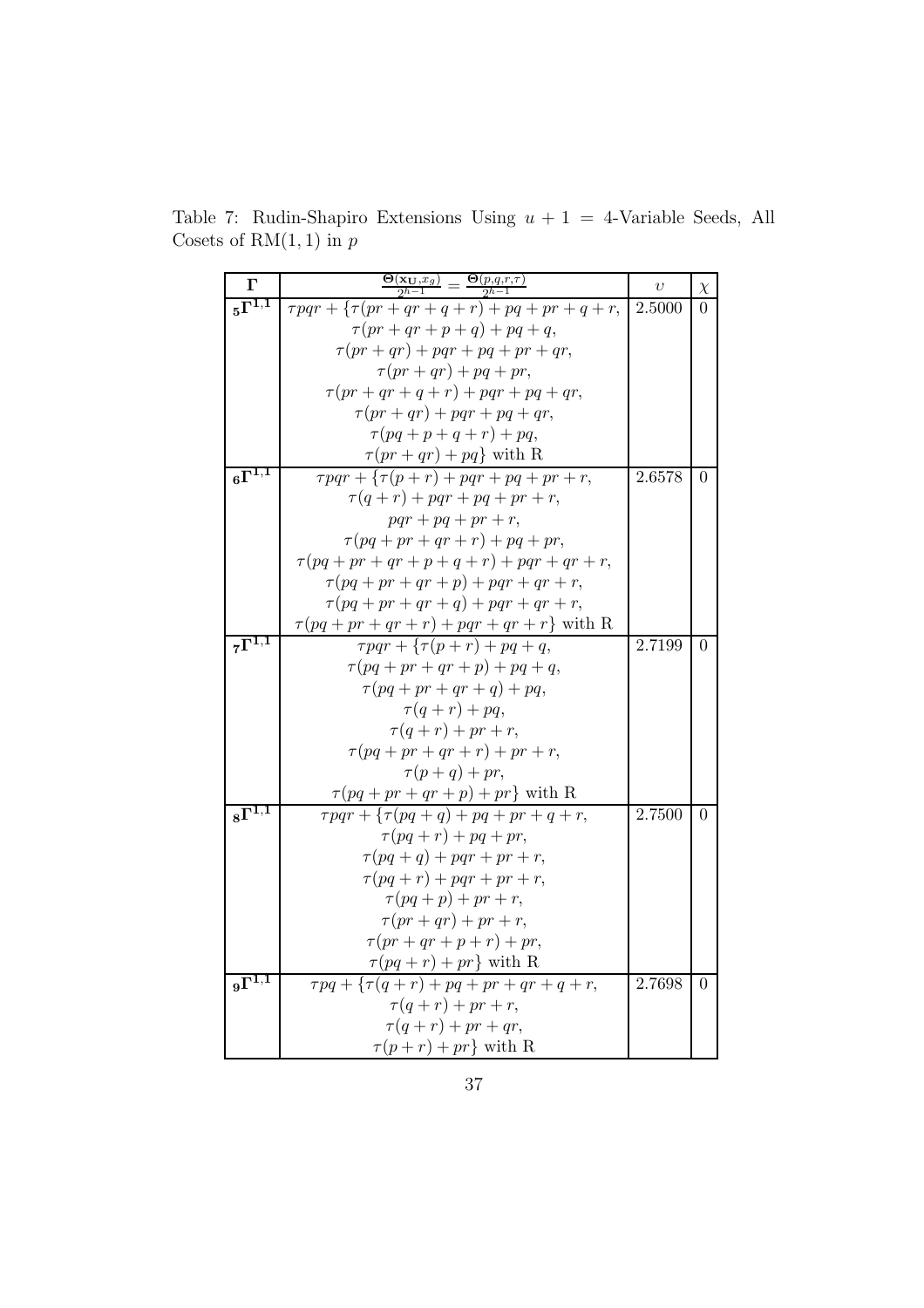Table 7: Rudin-Shapiro Extensions Using $u + 1 = 4$-Variable Seeds, All Cosets of RM$(1, 1)$ in $p$

| $\Gamma$ | $\frac{\Theta(\mathbf{x_U}, x_g)}{2^{h-1}} = \frac{\Theta(p,q,r,\tau)}{2^{h-1}}$ | $\upsilon$ | $\chi$ |
|---|---|---|---|
| $_5\Gamma^{1,1}$ | $\tau pqr + \{\tau(pr + qr + q + r) + pq + pr + q + r,$ <br> $\tau(pr + qr + p + q) + pq + q,$ <br> $\tau(pr + qr) + pqr + pq + pr + qr,$ <br> $\tau(pr + qr) + pq + pr,$ <br> $\tau(pr + qr + q + r) + pqr + pq + qr,$ <br> $\tau(pr + qr) + pqr + pq + qr,$ <br> $\tau(pq + p + q + r) + pq,$ <br> $\tau(pr + qr) + pq\}$ with R | 2.5000 | 0 |
| $_6\Gamma^{1,1}$ | $\tau pqr + \{\tau(p + r) + pqr + pq + pr + r,$ <br> $\tau(q + r) + pqr + pq + pr + r,$ <br> $pqr + pq + pr + r,$ <br> $\tau(pq + pr + qr + r) + pq + pr,$ <br> $\tau(pq + pr + qr + p + q + r) + pqr + qr + r,$ <br> $\tau(pq + pr + qr + p) + pqr + qr + r,$ <br> $\tau(pq + pr + qr + q) + pqr + qr + r,$ <br> $\tau(pq + pr + qr + r) + pqr + qr + r\}$ with R | 2.6578 | 0 |
| $_7\Gamma^{1,1}$ | $\tau pqr + \{\tau(p + r) + pq + q,$ <br> $\tau(pq + pr + qr + p) + pq + q,$ <br> $\tau(pq + pr + qr + q) + pq,$ <br> $\tau(q + r) + pq,$ <br> $\tau(q + r) + pr + r,$ <br> $\tau(pq + pr + qr + r) + pr + r,$ <br> $\tau(p + q) + pr,$ <br> $\tau(pq + pr + qr + p) + pr\}$ with R | 2.7199 | 0 |
| $_8\Gamma^{1,1}$ | $\tau pqr + \{\tau(pq + q) + pq + pr + q + r,$ <br> $\tau(pq + r) + pq + pr,$ <br> $\tau(pq + q) + pqr + pr + r,$ <br> $\tau(pq + r) + pqr + pr + r,$ <br> $\tau(pq + p) + pr + r,$ <br> $\tau(pr + qr) + pr + r,$ <br> $\tau(pr + qr + p + r) + pr,$ <br> $\tau(pq + r) + pr\}$ with R | 2.7500 | 0 |
| $_9\Gamma^{1,1}$ | $\tau pq + \{\tau(q + r) + pq + pr + qr + q + r,$ <br> $\tau(q + r) + pr + r,$ <br> $\tau(q + r) + pr + qr,$ <br> $\tau(p + r) + pr\}$ with R | 2.7698 | 0 |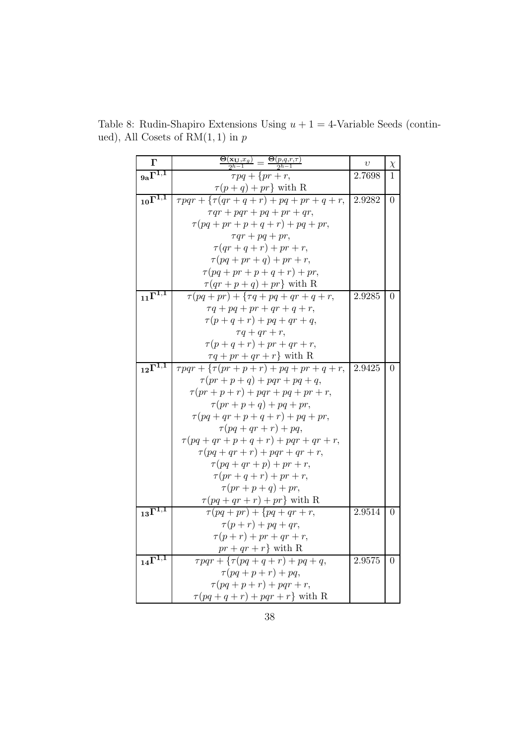Table 8: Rudin-Shapiro Extensions Using $u + 1 = 4$-Variable Seeds (continued), All Cosets of RM(1, 1) in $p$

| $\mathbf{\Gamma}$ | $\frac{\Theta(\mathbf{x_U}, x_g)}{2^{h-1}} = \frac{\Theta(p,q,r,\tau)}{2^{h-1}}$ | $\upsilon$ | $\chi$ |
|---|---|---|---|
| $_{\mathbf{9a}}\mathbf{\Gamma^{1,1}}$ | $\tau pq + \{pr + r,$ <br> $\tau(p+q) + pr\}$ with R | 2.7698 | 1 |
| $_{\mathbf{10}}\mathbf{\Gamma^{1,1}}$ | $\tau pqr + \{\tau(qr + q + r) + pq + pr + q + r,$ <br> $\tau qr + pqr + pq + pr + qr,$ <br> $\tau(pq + pr + p + q + r) + pq + pr,$ <br> $\tau qr + pq + pr,$ <br> $\tau(qr + q + r) + pr + r,$ <br> $\tau(pq + pr + q) + pr + r,$ <br> $\tau(pq + pr + p + q + r) + pr,$ <br> $\tau(qr + p + q) + pr\}$ with R | 2.9282 | 0 |
| $_{\mathbf{11}}\mathbf{\Gamma^{1,1}}$ | $\tau(pq + pr) + \{\tau q + pq + qr + q + r,$ <br> $\tau q + pq + pr + qr + q + r,$ <br> $\tau(p + q + r) + pq + qr + q,$ <br> $\tau q + qr + r,$ <br> $\tau(p + q + r) + pr + qr + r,$ <br> $\tau q + pr + qr + r\}$ with R | 2.9285 | 0 |
| $_{\mathbf{12}}\mathbf{\Gamma^{1,1}}$ | $\tau pqr + \{\tau(pr + p + r) + pq + pr + q + r,$ <br> $\tau(pr + p + q) + pqr + pq + q,$ <br> $\tau(pr + p + r) + pqr + pq + pr + r,$ <br> $\tau(pr + p + q) + pq + pr,$ <br> $\tau(pq + qr + p + q + r) + pq + pr,$ <br> $\tau(pq + qr + r) + pq,$ <br> $\tau(pq + qr + p + q + r) + pqr + qr + r,$ <br> $\tau(pq + qr + r) + pqr + qr + r,$ <br> $\tau(pq + qr + p) + pr + r,$ <br> $\tau(pr + q + r) + pr + r,$ <br> $\tau(pr + p + q) + pr,$ <br> $\tau(pq + qr + r) + pr\}$ with R | 2.9425 | 0 |
| $_{\mathbf{13}}\mathbf{\Gamma^{1,1}}$ | $\tau(pq + pr) + \{pq + qr + r,$ <br> $\tau(p + r) + pq + qr,$ <br> $\tau(p + r) + pr + qr + r,$ <br> $pr + qr + r\}$ with R | 2.9514 | 0 |
| $_{\mathbf{14}}\mathbf{\Gamma^{1,1}}$ | $\tau pqr + \{\tau(pq + q + r) + pq + q,$ <br> $\tau(pq + p + r) + pq,$ <br> $\tau(pq + p + r) + pqr + r,$ <br> $\tau(pq + q + r) + pqr + r\}$ with R | 2.9575 | 0 |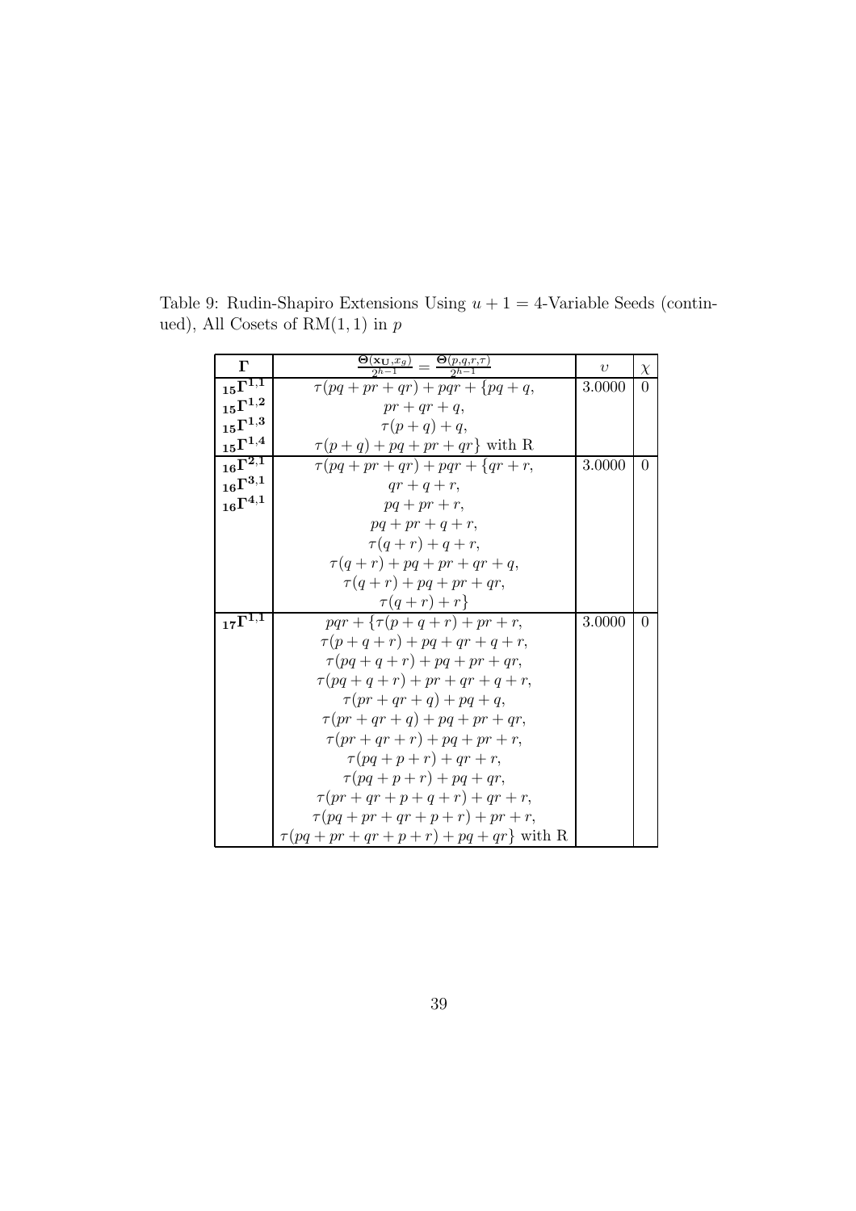Table 9: Rudin-Shapiro Extensions Using $u+1=4$-Variable Seeds (continued), All Cosets of RM$(1,1)$ in $p$

| $\mathbf{\Gamma}$ | $\frac{\mathbf{\Theta}(\mathbf{x_U},x_g)}{2^{h-1}} = \frac{\mathbf{\Theta}(p,q,r,\tau)}{2^{h-1}}$ | $\upsilon$ | $\chi$ |
|---|---|---|---|
| $_{15}\mathbf{\Gamma}^{1,1}$ | $\tau(pq+pr+qr)+pqr+\{pq+q,$ | 3.0000 | 0 |
| $_{15}\mathbf{\Gamma}^{1,2}$ | $pr+qr+q,$ | | |
| $_{15}\mathbf{\Gamma}^{1,3}$ | $\tau(p+q)+q,$ | | |
| $_{15}\mathbf{\Gamma}^{1,4}$ | $\tau(p+q)+pq+pr+qr\}$ with R | | |
| $_{16}\mathbf{\Gamma}^{2,1}$ | $\tau(pq+pr+qr)+pqr+\{qr+r,$ | 3.0000 | 0 |
| $_{16}\mathbf{\Gamma}^{3,1}$ | $qr+q+r,$ | | |
| $_{16}\mathbf{\Gamma}^{4,1}$ | $pq+pr+r,$ | | |
| | $pq+pr+q+r,$ | | |
| | $\tau(q+r)+q+r,$ | | |
| | $\tau(q+r)+pq+pr+qr+q,$ | | |
| | $\tau(q+r)+pq+pr+qr,$ | | |
| | $\tau(q+r)+r\}$ | | |
| $_{17}\mathbf{\Gamma}^{1,1}$ | $pqr+\{\tau(p+q+r)+pr+r,$ | 3.0000 | 0 |
| | $\tau(p+q+r)+pq+qr+q+r,$ | | |
| | $\tau(pq+q+r)+pq+pr+qr,$ | | |
| | $\tau(pq+q+r)+pr+qr+q+r,$ | | |
| | $\tau(pr+qr+q)+pq+q,$ | | |
| | $\tau(pr+qr+q)+pq+pr+qr,$ | | |
| | $\tau(pr+qr+r)+pq+pr+r,$ | | |
| | $\tau(pq+p+r)+qr+r,$ | | |
| | $\tau(pq+p+r)+pq+qr,$ | | |
| | $\tau(pr+qr+p+q+r)+qr+r,$ | | |
| | $\tau(pq+pr+qr+p+r)+pr+r,$ | | |
| | $\tau(pq+pr+qr+p+r)+pq+qr\}$ with R | | |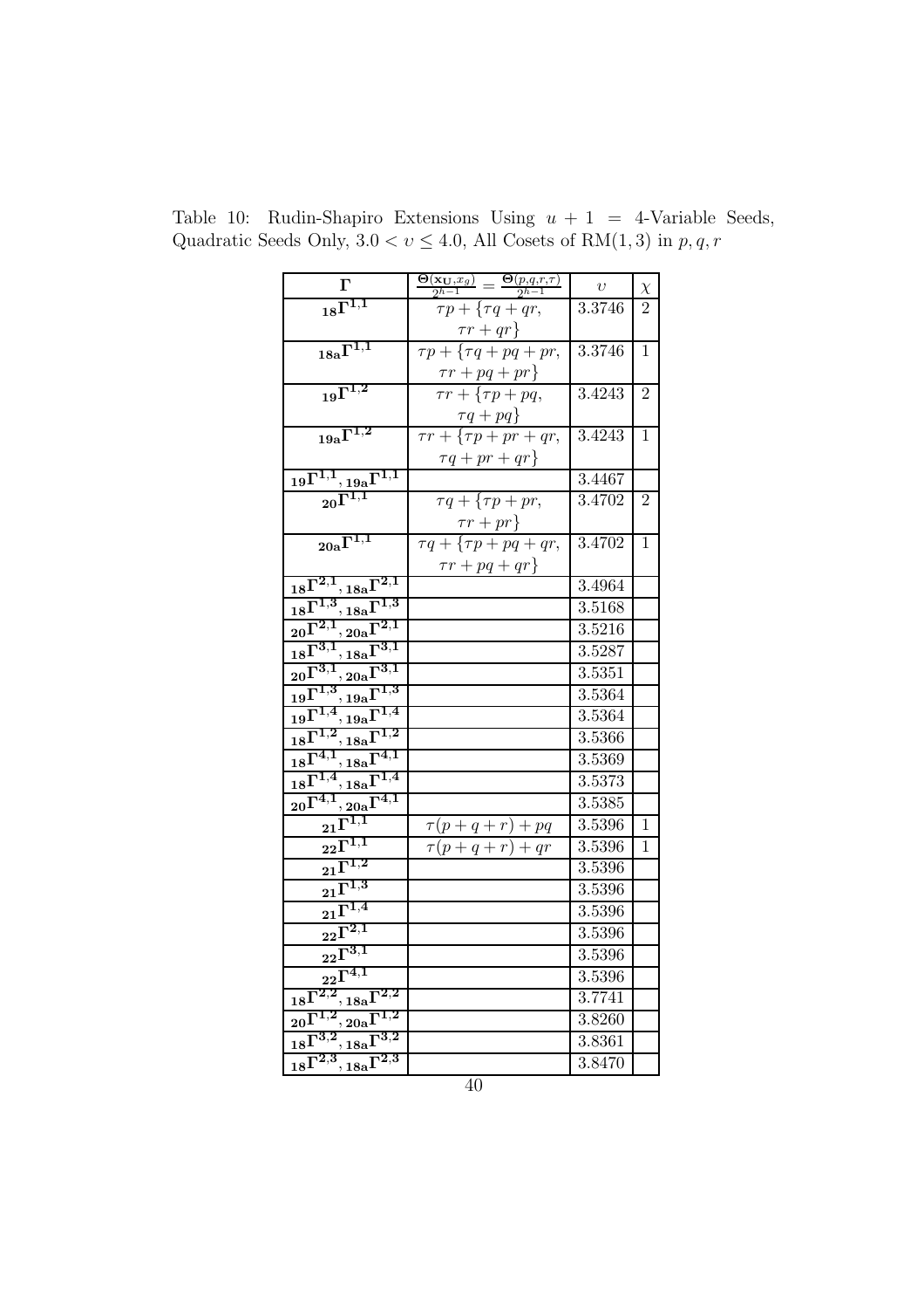Table 10: Rudin-Shapiro Extensions Using $u+1 = 4$-Variable Seeds, Quadratic Seeds Only, $3.0 < \upsilon \leq 4.0$, All Cosets of RM$(1,3)$ in $p,q,r$

| $\mathbf{\Gamma}$ | $\frac{\mathbf{\Theta}(\mathbf{x_U},x_g)}{2^{h-1}} = \frac{\mathbf{\Theta}(p,q,r,\tau)}{2^{h-1}}$ | $\upsilon$ | $\chi$ |
|---|---|---|---|
| $_{\mathbf{18}}\mathbf{\Gamma^{1,1}}$ | $\tau p + \{\tau q + qr,$ $\tau r + qr\}$ | 3.3746 | 2 |
| $_{\mathbf{18a}}\mathbf{\Gamma^{1,1}}$ | $\tau p + \{\tau q + pq + pr,$ $\tau r + pq + pr\}$ | 3.3746 | 1 |
| $_{\mathbf{19}}\mathbf{\Gamma^{1,2}}$ | $\tau r + \{\tau p + pq,$ $\tau q + pq\}$ | 3.4243 | 2 |
| $_{\mathbf{19a}}\mathbf{\Gamma^{1,2}}$ | $\tau r + \{\tau p + pr + qr,$ $\tau q + pr + qr\}$ | 3.4243 | 1 |
| $_{\mathbf{19}}\mathbf{\Gamma^{1,1}}, {}_{\mathbf{19a}}\mathbf{\Gamma^{1,1}}$ | | 3.4467 | |
| $_{\mathbf{20}}\mathbf{\Gamma^{1,1}}$ | $\tau q + \{\tau p + pr,$ $\tau r + pr\}$ | 3.4702 | 2 |
| $_{\mathbf{20a}}\mathbf{\Gamma^{1,1}}$ | $\tau q + \{\tau p + pq + qr,$ $\tau r + pq + qr\}$ | 3.4702 | 1 |
| $_{\mathbf{18}}\mathbf{\Gamma^{2,1}}, {}_{\mathbf{18a}}\mathbf{\Gamma^{2,1}}$ | | 3.4964 | |
| $_{\mathbf{18}}\mathbf{\Gamma^{1,3}}, {}_{\mathbf{18a}}\mathbf{\Gamma^{1,3}}$ | | 3.5168 | |
| $_{\mathbf{20}}\mathbf{\Gamma^{2,1}}, {}_{\mathbf{20a}}\mathbf{\Gamma^{2,1}}$ | | 3.5216 | |
| $_{\mathbf{18}}\mathbf{\Gamma^{3,1}}, {}_{\mathbf{18a}}\mathbf{\Gamma^{3,1}}$ | | 3.5287 | |
| $_{\mathbf{20}}\mathbf{\Gamma^{3,1}}, {}_{\mathbf{20a}}\mathbf{\Gamma^{3,1}}$ | | 3.5351 | |
| $_{\mathbf{19}}\mathbf{\Gamma^{1,3}}, {}_{\mathbf{19a}}\mathbf{\Gamma^{1,3}}$ | | 3.5364 | |
| $_{\mathbf{19}}\mathbf{\Gamma^{1,4}}, {}_{\mathbf{19a}}\mathbf{\Gamma^{1,4}}$ | | 3.5364 | |
| $_{\mathbf{18}}\mathbf{\Gamma^{1,2}}, {}_{\mathbf{18a}}\mathbf{\Gamma^{1,2}}$ | | 3.5366 | |
| $_{\mathbf{18}}\mathbf{\Gamma^{4,1}}, {}_{\mathbf{18a}}\mathbf{\Gamma^{4,1}}$ | | 3.5369 | |
| $_{\mathbf{18}}\mathbf{\Gamma^{1,4}}, {}_{\mathbf{18a}}\mathbf{\Gamma^{1,4}}$ | | 3.5373 | |
| $_{\mathbf{20}}\mathbf{\Gamma^{4,1}}, {}_{\mathbf{20a}}\mathbf{\Gamma^{4,1}}$ | | 3.5385 | |
| $_{\mathbf{21}}\mathbf{\Gamma^{1,1}}$ | $\tau(p+q+r) + pq$ | 3.5396 | 1 |
| $_{\mathbf{22}}\mathbf{\Gamma^{1,1}}$ | $\tau(p+q+r) + qr$ | 3.5396 | 1 |
| $_{\mathbf{21}}\mathbf{\Gamma^{1,2}}$ | | 3.5396 | |
| $_{\mathbf{21}}\mathbf{\Gamma^{1,3}}$ | | 3.5396 | |
| $_{\mathbf{21}}\mathbf{\Gamma^{1,4}}$ | | 3.5396 | |
| $_{\mathbf{22}}\mathbf{\Gamma^{2,1}}$ | | 3.5396 | |
| $_{\mathbf{22}}\mathbf{\Gamma^{3,1}}$ | | 3.5396 | |
| $_{\mathbf{22}}\mathbf{\Gamma^{4,1}}$ | | 3.5396 | |
| $_{\mathbf{18}}\mathbf{\Gamma^{2,2}}, {}_{\mathbf{18a}}\mathbf{\Gamma^{2,2}}$ | | 3.7741 | |
| $_{\mathbf{20}}\mathbf{\Gamma^{1,2}}, {}_{\mathbf{20a}}\mathbf{\Gamma^{1,2}}$ | | 3.8260 | |
| $_{\mathbf{18}}\mathbf{\Gamma^{3,2}}, {}_{\mathbf{18a}}\mathbf{\Gamma^{3,2}}$ | | 3.8361 | |
| $_{\mathbf{18}}\mathbf{\Gamma^{2,3}}, {}_{\mathbf{18a}}\mathbf{\Gamma^{2,3}}$ | | 3.8470 | |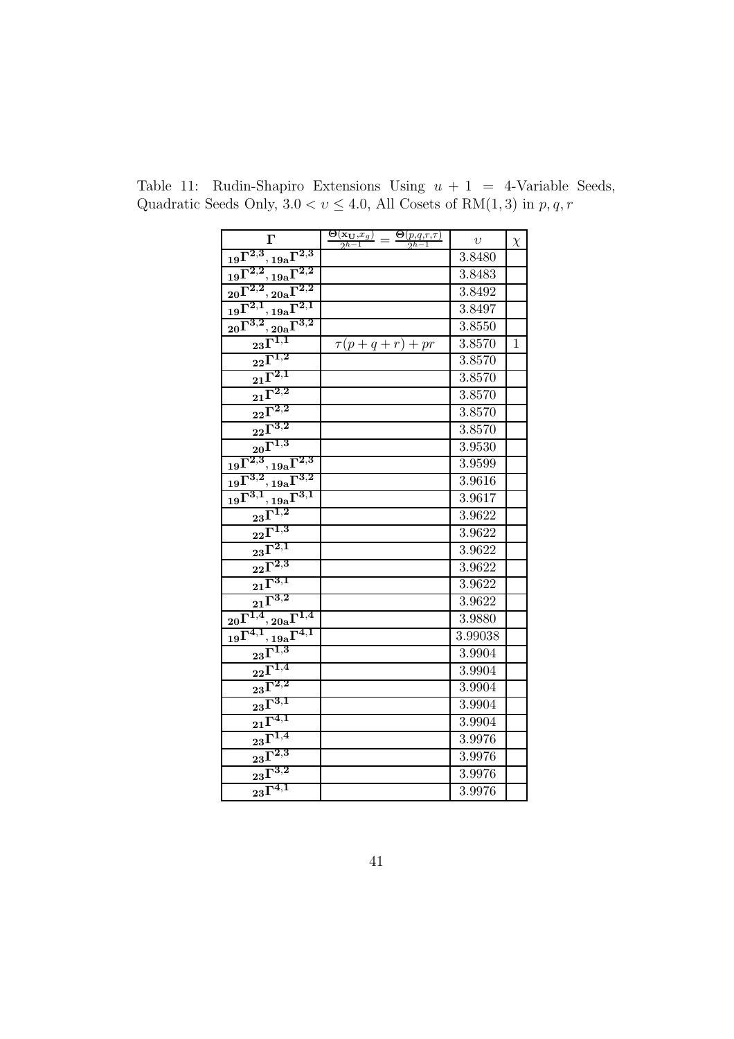Table 11: Rudin-Shapiro Extensions Using $u + 1 = 4$-Variable Seeds, Quadratic Seeds Only, $3.0 < \upsilon \leq 4.0$, All Cosets of RM$(1, 3)$ in $p, q, r$

| $\mathbf{\Gamma}$ | $\frac{\Theta(\mathbf{x_U}, x_g)}{2^{h-1}} = \frac{\Theta(p,q,r,\tau)}{2^{h-1}}$ | $\upsilon$ | $\chi$ |
|---|---|---|---|
| $_{\mathbf{19}}\mathbf{\Gamma^{2,3}}, {}_{\mathbf{19a}}\mathbf{\Gamma^{2,3}}$ | | 3.8480 | |
| $_{\mathbf{19}}\mathbf{\Gamma^{2,2}}, {}_{\mathbf{19a}}\mathbf{\Gamma^{2,2}}$ | | 3.8483 | |
| $_{\mathbf{20}}\mathbf{\Gamma^{2,2}}, {}_{\mathbf{20a}}\mathbf{\Gamma^{2,2}}$ | | 3.8492 | |
| $_{\mathbf{19}}\mathbf{\Gamma^{2,1}}, {}_{\mathbf{19a}}\mathbf{\Gamma^{2,1}}$ | | 3.8497 | |
| $_{\mathbf{20}}\mathbf{\Gamma^{3,2}}, {}_{\mathbf{20a}}\mathbf{\Gamma^{3,2}}$ | | 3.8550 | |
| $_{\mathbf{23}}\mathbf{\Gamma^{1,1}}$ | $\tau(p+q+r)+pr$ | 3.8570 | 1 |
| $_{\mathbf{22}}\mathbf{\Gamma^{1,2}}$ | | 3.8570 | |
| $_{\mathbf{21}}\mathbf{\Gamma^{2,1}}$ | | 3.8570 | |
| $_{\mathbf{21}}\mathbf{\Gamma^{2,2}}$ | | 3.8570 | |
| $_{\mathbf{22}}\mathbf{\Gamma^{2,2}}$ | | 3.8570 | |
| $_{\mathbf{22}}\mathbf{\Gamma^{3,2}}$ | | 3.8570 | |
| $_{\mathbf{20}}\mathbf{\Gamma^{1,3}}$ | | 3.9530 | |
| $_{\mathbf{19}}\mathbf{\Gamma^{2,3}}, {}_{\mathbf{19a}}\mathbf{\Gamma^{2,3}}$ | | 3.9599 | |
| $_{\mathbf{19}}\mathbf{\Gamma^{3,2}}, {}_{\mathbf{19a}}\mathbf{\Gamma^{3,2}}$ | | 3.9616 | |
| $_{\mathbf{19}}\mathbf{\Gamma^{3,1}}, {}_{\mathbf{19a}}\mathbf{\Gamma^{3,1}}$ | | 3.9617 | |
| $_{\mathbf{23}}\mathbf{\Gamma^{1,2}}$ | | 3.9622 | |
| $_{\mathbf{22}}\mathbf{\Gamma^{1,3}}$ | | 3.9622 | |
| $_{\mathbf{23}}\mathbf{\Gamma^{2,1}}$ | | 3.9622 | |
| $_{\mathbf{22}}\mathbf{\Gamma^{2,3}}$ | | 3.9622 | |
| $_{\mathbf{21}}\mathbf{\Gamma^{3,1}}$ | | 3.9622 | |
| $_{\mathbf{21}}\mathbf{\Gamma^{3,2}}$ | | 3.9622 | |
| $_{\mathbf{20}}\mathbf{\Gamma^{1,4}}, {}_{\mathbf{20a}}\mathbf{\Gamma^{1,4}}$ | | 3.9880 | |
| $_{\mathbf{19}}\mathbf{\Gamma^{4,1}}, {}_{\mathbf{19a}}\mathbf{\Gamma^{4,1}}$ | | 3.99038 | |
| $_{\mathbf{23}}\mathbf{\Gamma^{1,3}}$ | | 3.9904 | |
| $_{\mathbf{22}}\mathbf{\Gamma^{1,4}}$ | | 3.9904 | |
| $_{\mathbf{23}}\mathbf{\Gamma^{2,2}}$ | | 3.9904 | |
| $_{\mathbf{23}}\mathbf{\Gamma^{3,1}}$ | | 3.9904 | |
| $_{\mathbf{21}}\mathbf{\Gamma^{4,1}}$ | | 3.9904 | |
| $_{\mathbf{23}}\mathbf{\Gamma^{1,4}}$ | | 3.9976 | |
| $_{\mathbf{23}}\mathbf{\Gamma^{2,3}}$ | | 3.9976 | |
| $_{\mathbf{23}}\mathbf{\Gamma^{3,2}}$ | | 3.9976 | |
| $_{\mathbf{23}}\mathbf{\Gamma^{4,1}}$ | | 3.9976 | |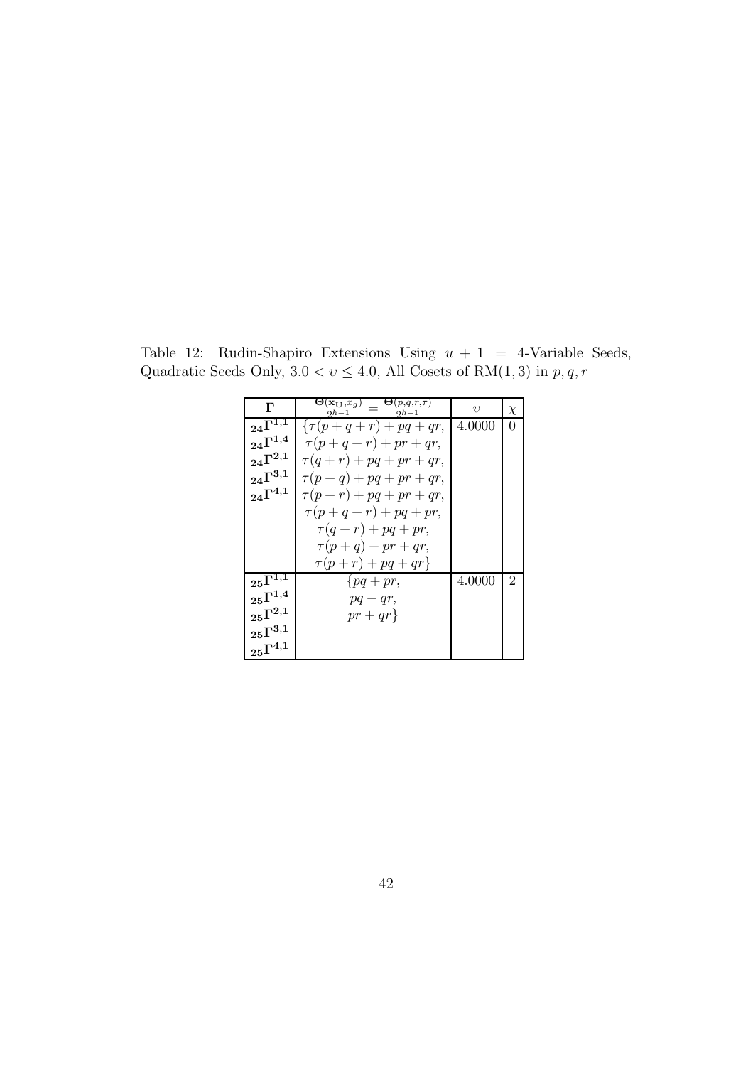Table 12: Rudin-Shapiro Extensions Using $u + 1 = 4$-Variable Seeds, Quadratic Seeds Only, $3.0 < \upsilon \leq 4.0$, All Cosets of RM$(1, 3)$ in $p, q, r$

| $\mathbf{\Gamma}$ | $\frac{\Theta(\mathbf{x_U}, x_g)}{2^{h-1}} = \frac{\Theta(p,q,r,\tau)}{2^{h-1}}$ | $\upsilon$ | $\chi$ |
|---|---|---|---|
| $_{\mathbf{24}}\mathbf{\Gamma^{1,1}}$ $_{\mathbf{24}}\mathbf{\Gamma^{1,4}}$ $_{\mathbf{24}}\mathbf{\Gamma^{2,1}}$ $_{\mathbf{24}}\mathbf{\Gamma^{3,1}}$ $_{\mathbf{24}}\mathbf{\Gamma^{4,1}}$ | $\{\tau(p+q+r)+pq+qr,$ $\tau(p+q+r)+pr+qr,$ $\tau(q+r)+pq+pr+qr,$ $\tau(p+q)+pq+pr+qr,$ $\tau(p+r)+pq+pr+qr,$ $\tau(p+q+r)+pq+pr,$ $\tau(q+r)+pq+pr,$ $\tau(p+q)+pr+qr,$ $\tau(p+r)+pq+qr\}$ | 4.0000 | 0 |
| $_{\mathbf{25}}\mathbf{\Gamma^{1,1}}$ $_{\mathbf{25}}\mathbf{\Gamma^{1,4}}$ $_{\mathbf{25}}\mathbf{\Gamma^{2,1}}$ $_{\mathbf{25}}\mathbf{\Gamma^{3,1}}$ $_{\mathbf{25}}\mathbf{\Gamma^{4,1}}$ | $\{pq+pr,$ $pq+qr,$ $pr+qr\}$ | 4.0000 | 2 |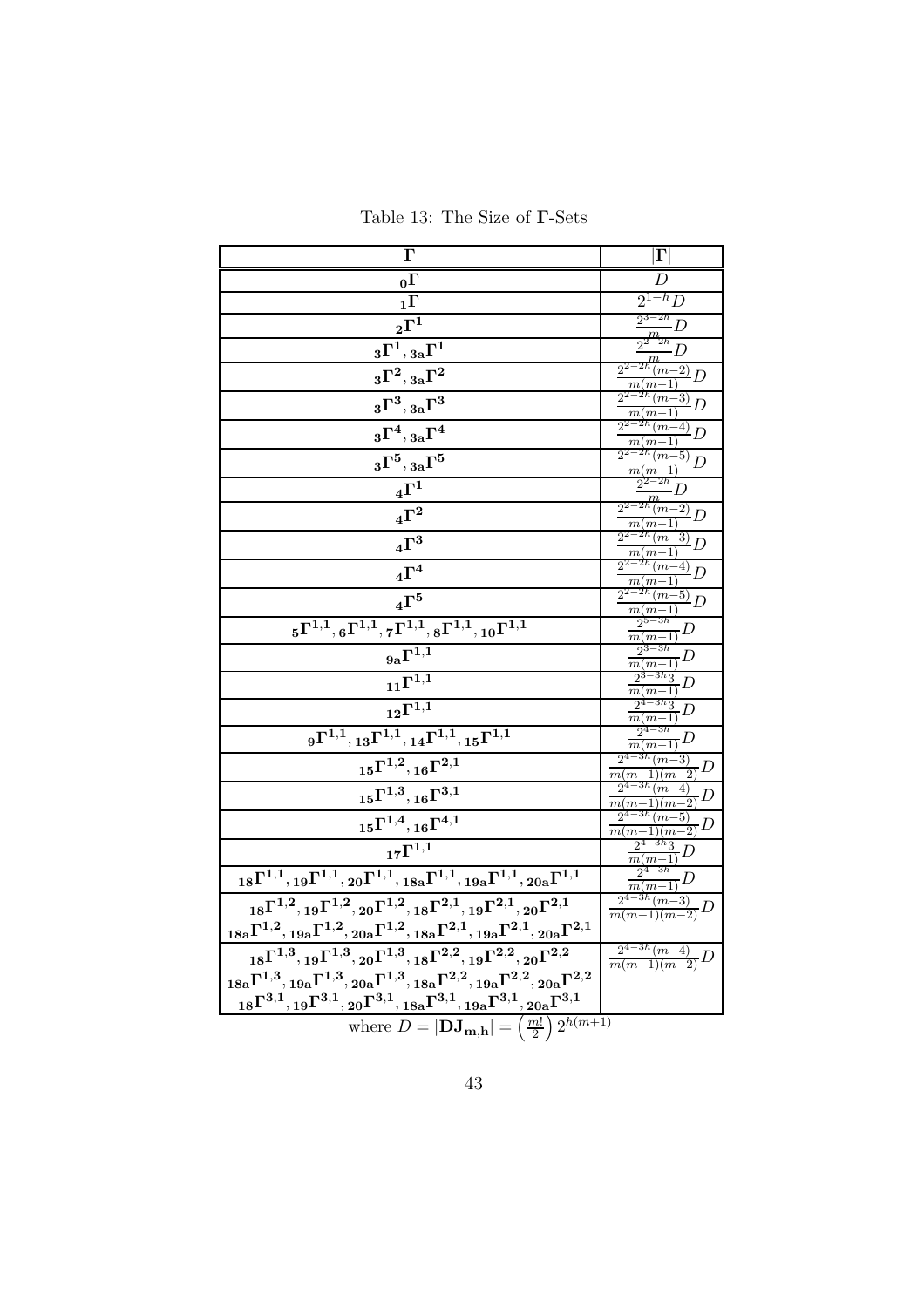Table 13: The Size of $\mathbf{\Gamma}$-Sets

| $\mathbf{\Gamma}$ | $\vert\mathbf{\Gamma}\vert$ |
|---|---|
| $_{\mathbf{0}}\mathbf{\Gamma}$ | $D$ |
| $_{\mathbf{1}}\mathbf{\Gamma}$ | $2^{1-h}D$ |
| $_{\mathbf{2}}\mathbf{\Gamma}^{\mathbf{1}}$ | $\frac{2^{3-2h}}{m}D$ |
| $_{\mathbf{3}}\mathbf{\Gamma}^{\mathbf{1}}, {}_{\mathbf{3a}}\mathbf{\Gamma}^{\mathbf{1}}$ | $\frac{2^{2-2h}}{m}D$ |
| $_{\mathbf{3}}\mathbf{\Gamma}^{\mathbf{2}}, {}_{\mathbf{3a}}\mathbf{\Gamma}^{\mathbf{2}}$ | $\frac{2^{2-2h}(m-2)}{m(m-1)}D$ |
| $_{\mathbf{3}}\mathbf{\Gamma}^{\mathbf{3}}, {}_{\mathbf{3a}}\mathbf{\Gamma}^{\mathbf{3}}$ | $\frac{2^{2-2h}(m-3)}{m(m-1)}D$ |
| $_{\mathbf{3}}\mathbf{\Gamma}^{\mathbf{4}}, {}_{\mathbf{3a}}\mathbf{\Gamma}^{\mathbf{4}}$ | $\frac{2^{2-2h}(m-4)}{m(m-1)}D$ |
| $_{\mathbf{3}}\mathbf{\Gamma}^{\mathbf{5}}, {}_{\mathbf{3a}}\mathbf{\Gamma}^{\mathbf{5}}$ | $\frac{2^{2-2h}(m-5)}{m(m-1)}D$ |
| $_{\mathbf{4}}\mathbf{\Gamma}^{\mathbf{1}}$ | $\frac{2^{2-2h}}{m}D$ |
| $_{\mathbf{4}}\mathbf{\Gamma}^{\mathbf{2}}$ | $\frac{2^{2-2h}(m-2)}{m(m-1)}D$ |
| $_{\mathbf{4}}\mathbf{\Gamma}^{\mathbf{3}}$ | $\frac{2^{2-2h}(m-3)}{m(m-1)}D$ |
| $_{\mathbf{4}}\mathbf{\Gamma}^{\mathbf{4}}$ | $\frac{2^{2-2h}(m-4)}{m(m-1)}D$ |
| $_{\mathbf{4}}\mathbf{\Gamma}^{\mathbf{5}}$ | $\frac{2^{2-2h}(m-5)}{m(m-1)}D$ |
| $_{\mathbf{5}}\mathbf{\Gamma}^{\mathbf{1,1}}, {}_{\mathbf{6}}\mathbf{\Gamma}^{\mathbf{1,1}}, {}_{\mathbf{7}}\mathbf{\Gamma}^{\mathbf{1,1}}, {}_{\mathbf{8}}\mathbf{\Gamma}^{\mathbf{1,1}}, {}_{\mathbf{10}}\mathbf{\Gamma}^{\mathbf{1,1}}$ | $\frac{2^{5-3h}}{m(m-1)}D$ |
| $_{\mathbf{9a}}\mathbf{\Gamma}^{\mathbf{1,1}}$ | $\frac{2^{3-3h}}{m(m-1)}D$ |
| $_{\mathbf{11}}\mathbf{\Gamma}^{\mathbf{1,1}}$ | $\frac{2^{3-3h}3}{m(m-1)}D$ |
| $_{\mathbf{12}}\mathbf{\Gamma}^{\mathbf{1,1}}$ | $\frac{2^{4-3h}3}{m(m-1)}D$ |
| $_{\mathbf{9}}\mathbf{\Gamma}^{\mathbf{1,1}}, {}_{\mathbf{13}}\mathbf{\Gamma}^{\mathbf{1,1}}, {}_{\mathbf{14}}\mathbf{\Gamma}^{\mathbf{1,1}}, {}_{\mathbf{15}}\mathbf{\Gamma}^{\mathbf{1,1}}$ | $\frac{2^{4-3h}}{m(m-1)}D$ |
| $_{\mathbf{15}}\mathbf{\Gamma}^{\mathbf{1,2}}, {}_{\mathbf{16}}\mathbf{\Gamma}^{\mathbf{2,1}}$ | $\frac{2^{4-3h}(m-3)}{m(m-1)(m-2)}D$ |
| $_{\mathbf{15}}\mathbf{\Gamma}^{\mathbf{1,3}}, {}_{\mathbf{16}}\mathbf{\Gamma}^{\mathbf{3,1}}$ | $\frac{2^{4-3h}(m-4)}{m(m-1)(m-2)}D$ |
| $_{\mathbf{15}}\mathbf{\Gamma}^{\mathbf{1,4}}, {}_{\mathbf{16}}\mathbf{\Gamma}^{\mathbf{4,1}}$ | $\frac{2^{4-3h}(m-5)}{m(m-1)(m-2)}D$ |
| $_{\mathbf{17}}\mathbf{\Gamma}^{\mathbf{1,1}}$ | $\frac{2^{4-3h}3}{m(m-1)}D$ |
| $_{\mathbf{18}}\mathbf{\Gamma}^{\mathbf{1,1}}, {}_{\mathbf{19}}\mathbf{\Gamma}^{\mathbf{1,1}}, {}_{\mathbf{20}}\mathbf{\Gamma}^{\mathbf{1,1}}, {}_{\mathbf{18a}}\mathbf{\Gamma}^{\mathbf{1,1}}, {}_{\mathbf{19a}}\mathbf{\Gamma}^{\mathbf{1,1}}, {}_{\mathbf{20a}}\mathbf{\Gamma}^{\mathbf{1,1}}$ | $\frac{2^{4-3h}}{m(m-1)}D$ |
| $_{\mathbf{18}}\mathbf{\Gamma}^{\mathbf{1,2}}, {}_{\mathbf{19}}\mathbf{\Gamma}^{\mathbf{1,2}}, {}_{\mathbf{20}}\mathbf{\Gamma}^{\mathbf{1,2}}, {}_{\mathbf{18}}\mathbf{\Gamma}^{\mathbf{2,1}}, {}_{\mathbf{19}}\mathbf{\Gamma}^{\mathbf{2,1}}, {}_{\mathbf{20}}\mathbf{\Gamma}^{\mathbf{2,1}}$ $_{\mathbf{18a}}\mathbf{\Gamma}^{\mathbf{1,2}}, {}_{\mathbf{19a}}\mathbf{\Gamma}^{\mathbf{1,2}}, {}_{\mathbf{20a}}\mathbf{\Gamma}^{\mathbf{1,2}}, {}_{\mathbf{18a}}\mathbf{\Gamma}^{\mathbf{2,1}}, {}_{\mathbf{19a}}\mathbf{\Gamma}^{\mathbf{2,1}}, {}_{\mathbf{20a}}\mathbf{\Gamma}^{\mathbf{2,1}}$ | $\frac{2^{4-3h}(m-3)}{m(m-1)(m-2)}D$ |
| $_{\mathbf{18}}\mathbf{\Gamma}^{\mathbf{1,3}}, {}_{\mathbf{19}}\mathbf{\Gamma}^{\mathbf{1,3}}, {}_{\mathbf{20}}\mathbf{\Gamma}^{\mathbf{1,3}}, {}_{\mathbf{18}}\mathbf{\Gamma}^{\mathbf{2,2}}, {}_{\mathbf{19}}\mathbf{\Gamma}^{\mathbf{2,2}}, {}_{\mathbf{20}}\mathbf{\Gamma}^{\mathbf{2,2}}$ $_{\mathbf{18a}}\mathbf{\Gamma}^{\mathbf{1,3}}, {}_{\mathbf{19a}}\mathbf{\Gamma}^{\mathbf{1,3}}, {}_{\mathbf{20a}}\mathbf{\Gamma}^{\mathbf{1,3}}, {}_{\mathbf{18a}}\mathbf{\Gamma}^{\mathbf{2,2}}, {}_{\mathbf{19a}}\mathbf{\Gamma}^{\mathbf{2,2}}, {}_{\mathbf{20a}}\mathbf{\Gamma}^{\mathbf{2,2}}$ $_{\mathbf{18}}\mathbf{\Gamma}^{\mathbf{3,1}}, {}_{\mathbf{19}}\mathbf{\Gamma}^{\mathbf{3,1}}, {}_{\mathbf{20}}\mathbf{\Gamma}^{\mathbf{3,1}}, {}_{\mathbf{18a}}\mathbf{\Gamma}^{\mathbf{3,1}}, {}_{\mathbf{19a}}\mathbf{\Gamma}^{\mathbf{3,1}}, {}_{\mathbf{20a}}\mathbf{\Gamma}^{\mathbf{3,1}}$ | $\frac{2^{4-3h}(m-4)}{m(m-1)(m-2)}D$ |

where $D = |\mathbf{DJ_{m,h}}| = \left(\frac{m!}{2}\right)2^{h(m+1)}$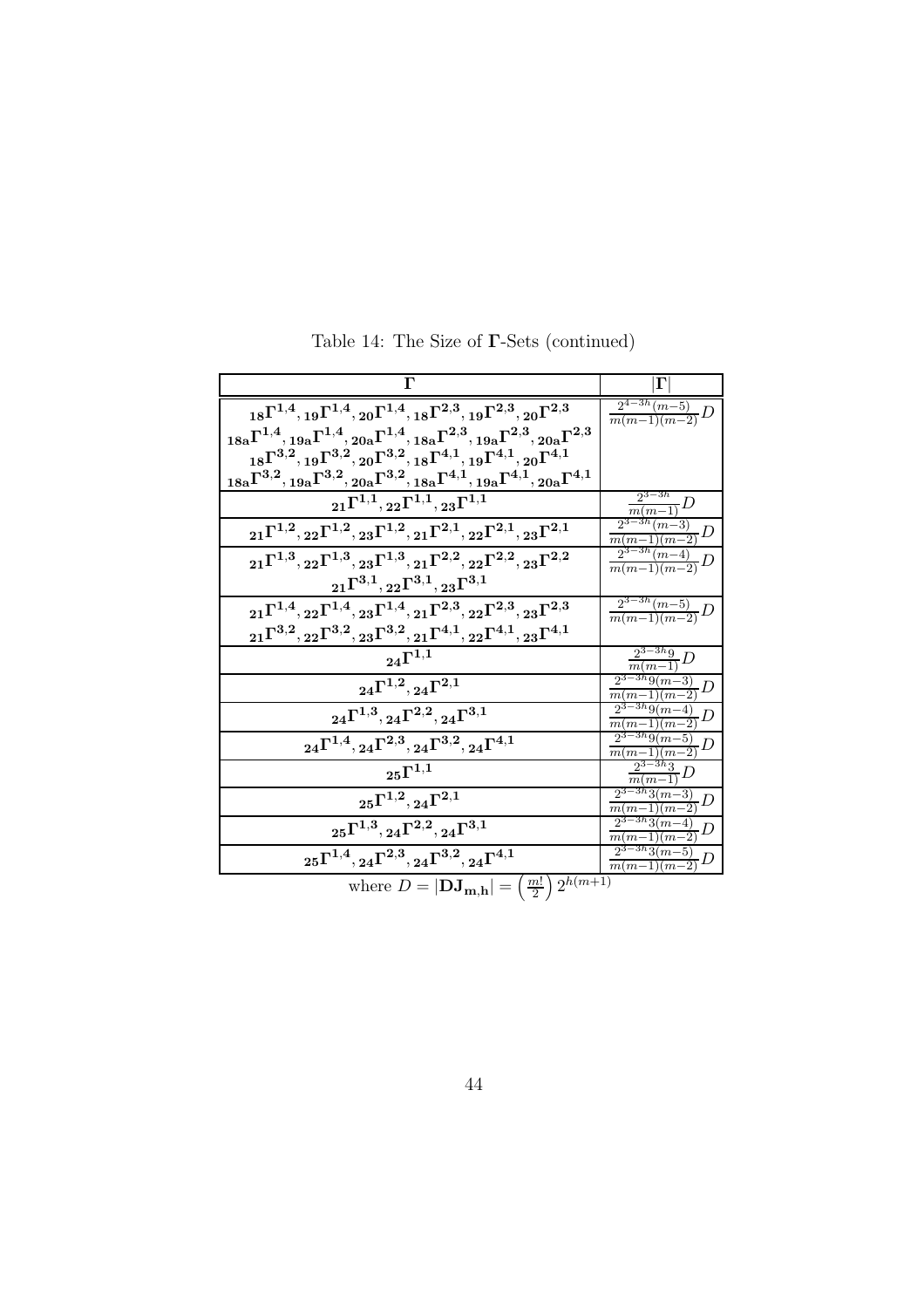Table 14: The Size of $\mathbf{\Gamma}$-Sets (continued)

| $\mathbf{\Gamma}$ | $\|\mathbf{\Gamma}\|$ |
|---|---|
| ${}_{18}\mathbf{\Gamma^{1,4}}, {}_{19}\mathbf{\Gamma^{1,4}}, {}_{20}\mathbf{\Gamma^{1,4}}, {}_{18}\mathbf{\Gamma^{2,3}}, {}_{19}\mathbf{\Gamma^{2,3}}, {}_{20}\mathbf{\Gamma^{2,3}}$ ${}_{18a}\mathbf{\Gamma^{1,4}}, {}_{19a}\mathbf{\Gamma^{1,4}}, {}_{20a}\mathbf{\Gamma^{1,4}}, {}_{18a}\mathbf{\Gamma^{2,3}}, {}_{19a}\mathbf{\Gamma^{2,3}}, {}_{20a}\mathbf{\Gamma^{2,3}}$ ${}_{18}\mathbf{\Gamma^{3,2}}, {}_{19}\mathbf{\Gamma^{3,2}}, {}_{20}\mathbf{\Gamma^{3,2}}, {}_{18}\mathbf{\Gamma^{4,1}}, {}_{19}\mathbf{\Gamma^{4,1}}, {}_{20}\mathbf{\Gamma^{4,1}}$ ${}_{18a}\mathbf{\Gamma^{3,2}}, {}_{19a}\mathbf{\Gamma^{3,2}}, {}_{20a}\mathbf{\Gamma^{3,2}}, {}_{18a}\mathbf{\Gamma^{4,1}}, {}_{19a}\mathbf{\Gamma^{4,1}}, {}_{20a}\mathbf{\Gamma^{4,1}}$ | $\frac{2^{4-3h}(m-5)}{m(m-1)(m-2)}D$ |
| ${}_{21}\mathbf{\Gamma^{1,1}}, {}_{22}\mathbf{\Gamma^{1,1}}, {}_{23}\mathbf{\Gamma^{1,1}}$ | $\frac{2^{3-3h}}{m(m-1)}D$ |
| ${}_{21}\mathbf{\Gamma^{1,2}}, {}_{22}\mathbf{\Gamma^{1,2}}, {}_{23}\mathbf{\Gamma^{1,2}}, {}_{21}\mathbf{\Gamma^{2,1}}, {}_{22}\mathbf{\Gamma^{2,1}}, {}_{23}\mathbf{\Gamma^{2,1}}$ | $\frac{2^{3-3h}(m-3)}{m(m-1)(m-2)}D$ |
| ${}_{21}\mathbf{\Gamma^{1,3}}, {}_{22}\mathbf{\Gamma^{1,3}}, {}_{23}\mathbf{\Gamma^{1,3}}, {}_{21}\mathbf{\Gamma^{2,2}}, {}_{22}\mathbf{\Gamma^{2,2}}, {}_{23}\mathbf{\Gamma^{2,2}}$ ${}_{21}\mathbf{\Gamma^{3,1}}, {}_{22}\mathbf{\Gamma^{3,1}}, {}_{23}\mathbf{\Gamma^{3,1}}$ | $\frac{2^{3-3h}(m-4)}{m(m-1)(m-2)}D$ |
| ${}_{21}\mathbf{\Gamma^{1,4}}, {}_{22}\mathbf{\Gamma^{1,4}}, {}_{23}\mathbf{\Gamma^{1,4}}, {}_{21}\mathbf{\Gamma^{2,3}}, {}_{22}\mathbf{\Gamma^{2,3}}, {}_{23}\mathbf{\Gamma^{2,3}}$ ${}_{21}\mathbf{\Gamma^{3,2}}, {}_{22}\mathbf{\Gamma^{3,2}}, {}_{23}\mathbf{\Gamma^{3,2}}, {}_{21}\mathbf{\Gamma^{4,1}}, {}_{22}\mathbf{\Gamma^{4,1}}, {}_{23}\mathbf{\Gamma^{4,1}}$ | $\frac{2^{3-3h}(m-5)}{m(m-1)(m-2)}D$ |
| ${}_{24}\mathbf{\Gamma^{1,1}}$ | $\frac{2^{3-3h}9}{m(m-1)}D$ |
| ${}_{24}\mathbf{\Gamma^{1,2}}, {}_{24}\mathbf{\Gamma^{2,1}}$ | $\frac{2^{3-3h}9(m-3)}{m(m-1)(m-2)}D$ |
| ${}_{24}\mathbf{\Gamma^{1,3}}, {}_{24}\mathbf{\Gamma^{2,2}}, {}_{24}\mathbf{\Gamma^{3,1}}$ | $\frac{2^{3-3h}9(m-4)}{m(m-1)(m-2)}D$ |
| ${}_{24}\mathbf{\Gamma^{1,4}}, {}_{24}\mathbf{\Gamma^{2,3}}, {}_{24}\mathbf{\Gamma^{3,2}}, {}_{24}\mathbf{\Gamma^{4,1}}$ | $\frac{2^{3-3h}9(m-5)}{m(m-1)(m-2)}D$ |
| ${}_{25}\mathbf{\Gamma^{1,1}}$ | $\frac{2^{3-3h}3}{m(m-1)}D$ |
| ${}_{25}\mathbf{\Gamma^{1,2}}, {}_{24}\mathbf{\Gamma^{2,1}}$ | $\frac{2^{3-3h}3(m-3)}{m(m-1)(m-2)}D$ |
| ${}_{25}\mathbf{\Gamma^{1,3}}, {}_{24}\mathbf{\Gamma^{2,2}}, {}_{24}\mathbf{\Gamma^{3,1}}$ | $\frac{2^{3-3h}3(m-4)}{m(m-1)(m-2)}D$ |
| ${}_{25}\mathbf{\Gamma^{1,4}}, {}_{24}\mathbf{\Gamma^{2,3}}, {}_{24}\mathbf{\Gamma^{3,2}}, {}_{24}\mathbf{\Gamma^{4,1}}$ | $\frac{2^{3-3h}3(m-5)}{m(m-1)(m-2)}D$ |

where $D = |\mathbf{DJ_{m,h}}| = \left(\frac{m!}{2}\right) 2^{h(m+1)}$